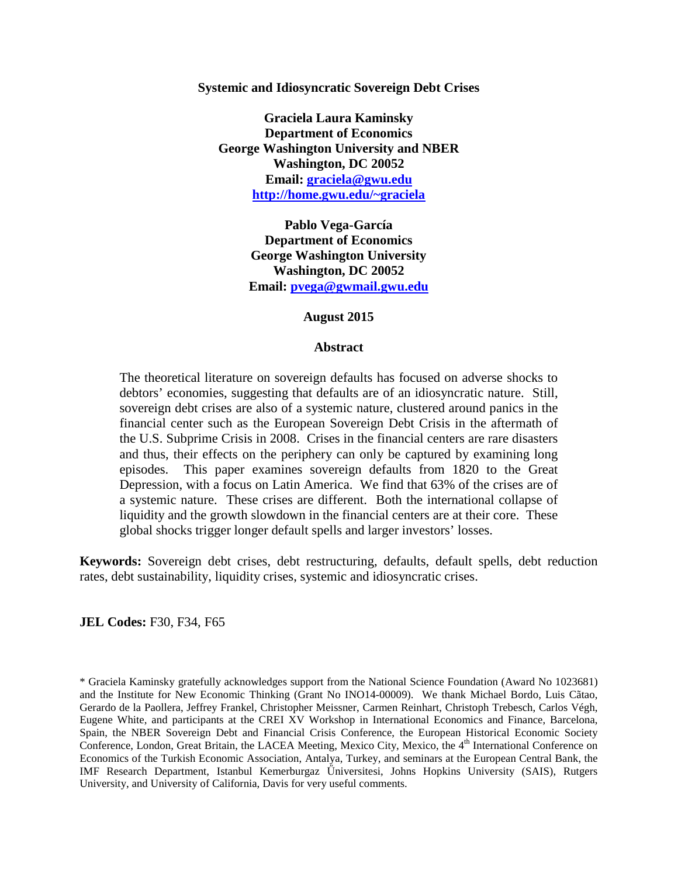# Systemic and Idiosyncratic Sovereign Debt Crises

**Graciela Laura Kaminsky**
**Department of Economics**
**George Washington University and NBER**
**Washington, DC 20052**
**Email: graciela@gwu.edu**
**http://home.gwu.edu/~graciela**

**Pablo Vega-García**
**Department of Economics**
**George Washington University**
**Washington, DC 20052**
**Email: pvega@gwmail.gwu.edu**

**August 2015**

## Abstract

The theoretical literature on sovereign defaults has focused on adverse shocks to debtors' economies, suggesting that defaults are of an idiosyncratic nature. Still, sovereign debt crises are also of a systemic nature, clustered around panics in the financial center such as the European Sovereign Debt Crisis in the aftermath of the U.S. Subprime Crisis in 2008. Crises in the financial centers are rare disasters and thus, their effects on the periphery can only be captured by examining long episodes. This paper examines sovereign defaults from 1820 to the Great Depression, with a focus on Latin America. We find that 63% of the crises are of a systemic nature. These crises are different. Both the international collapse of liquidity and the growth slowdown in the financial centers are at their core. These global shocks trigger longer default spells and larger investors' losses.

**Keywords:** Sovereign debt crises, debt restructuring, defaults, default spells, debt reduction rates, debt sustainability, liquidity crises, systemic and idiosyncratic crises.

**JEL Codes:** F30, F34, F65

* Graciela Kaminsky gratefully acknowledges support from the National Science Foundation (Award No 1023681) and the Institute for New Economic Thinking (Grant No INO14-00009). We thank Michael Bordo, Luis Cãtao, Gerardo de la Paollera, Jeffrey Frankel, Christopher Meissner, Carmen Reinhart, Christoph Trebesch, Carlos Végh, Eugene White, and participants at the CREI XV Workshop in International Economics and Finance, Barcelona, Spain, the NBER Sovereign Debt and Financial Crisis Conference, the European Historical Economic Society Conference, London, Great Britain, the LACEA Meeting, Mexico City, Mexico, the 4th International Conference on Economics of the Turkish Economic Association, Antalya, Turkey, and seminars at the European Central Bank, the IMF Research Department, Istanbul Kemerburgaz Üniversitesi, Johns Hopkins University (SAIS), Rutgers University, and University of California, Davis for very useful comments.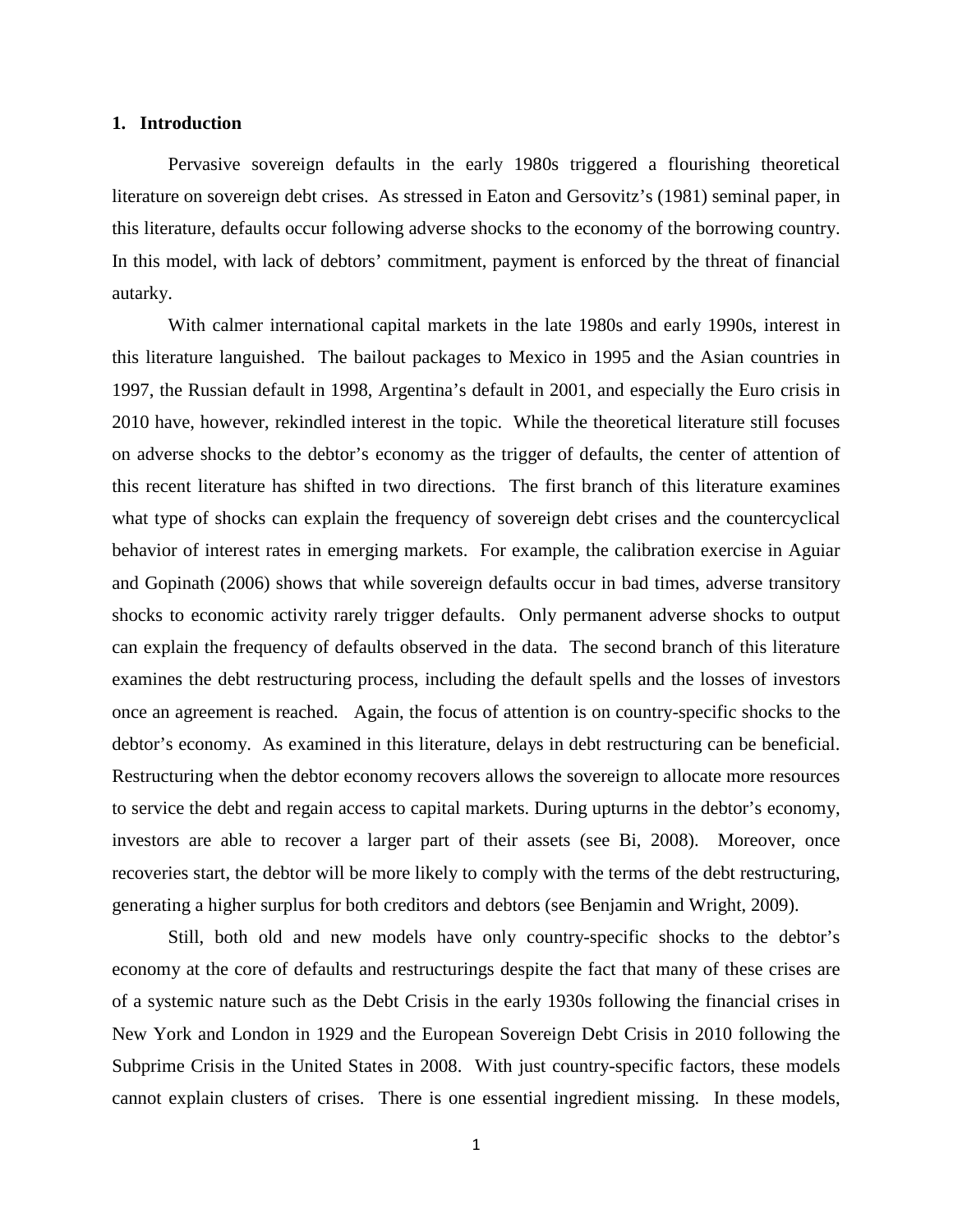## 1. Introduction

Pervasive sovereign defaults in the early 1980s triggered a flourishing theoretical literature on sovereign debt crises. As stressed in Eaton and Gersovitz's (1981) seminal paper, in this literature, defaults occur following adverse shocks to the economy of the borrowing country. In this model, with lack of debtors' commitment, payment is enforced by the threat of financial autarky.

With calmer international capital markets in the late 1980s and early 1990s, interest in this literature languished. The bailout packages to Mexico in 1995 and the Asian countries in 1997, the Russian default in 1998, Argentina's default in 2001, and especially the Euro crisis in 2010 have, however, rekindled interest in the topic. While the theoretical literature still focuses on adverse shocks to the debtor's economy as the trigger of defaults, the center of attention of this recent literature has shifted in two directions. The first branch of this literature examines what type of shocks can explain the frequency of sovereign debt crises and the countercyclical behavior of interest rates in emerging markets. For example, the calibration exercise in Aguiar and Gopinath (2006) shows that while sovereign defaults occur in bad times, adverse transitory shocks to economic activity rarely trigger defaults. Only permanent adverse shocks to output can explain the frequency of defaults observed in the data. The second branch of this literature examines the debt restructuring process, including the default spells and the losses of investors once an agreement is reached. Again, the focus of attention is on country-specific shocks to the debtor's economy. As examined in this literature, delays in debt restructuring can be beneficial. Restructuring when the debtor economy recovers allows the sovereign to allocate more resources to service the debt and regain access to capital markets. During upturns in the debtor's economy, investors are able to recover a larger part of their assets (see Bi, 2008). Moreover, once recoveries start, the debtor will be more likely to comply with the terms of the debt restructuring, generating a higher surplus for both creditors and debtors (see Benjamin and Wright, 2009).

Still, both old and new models have only country-specific shocks to the debtor's economy at the core of defaults and restructurings despite the fact that many of these crises are of a systemic nature such as the Debt Crisis in the early 1930s following the financial crises in New York and London in 1929 and the European Sovereign Debt Crisis in 2010 following the Subprime Crisis in the United States in 2008. With just country-specific factors, these models cannot explain clusters of crises. There is one essential ingredient missing. In these models,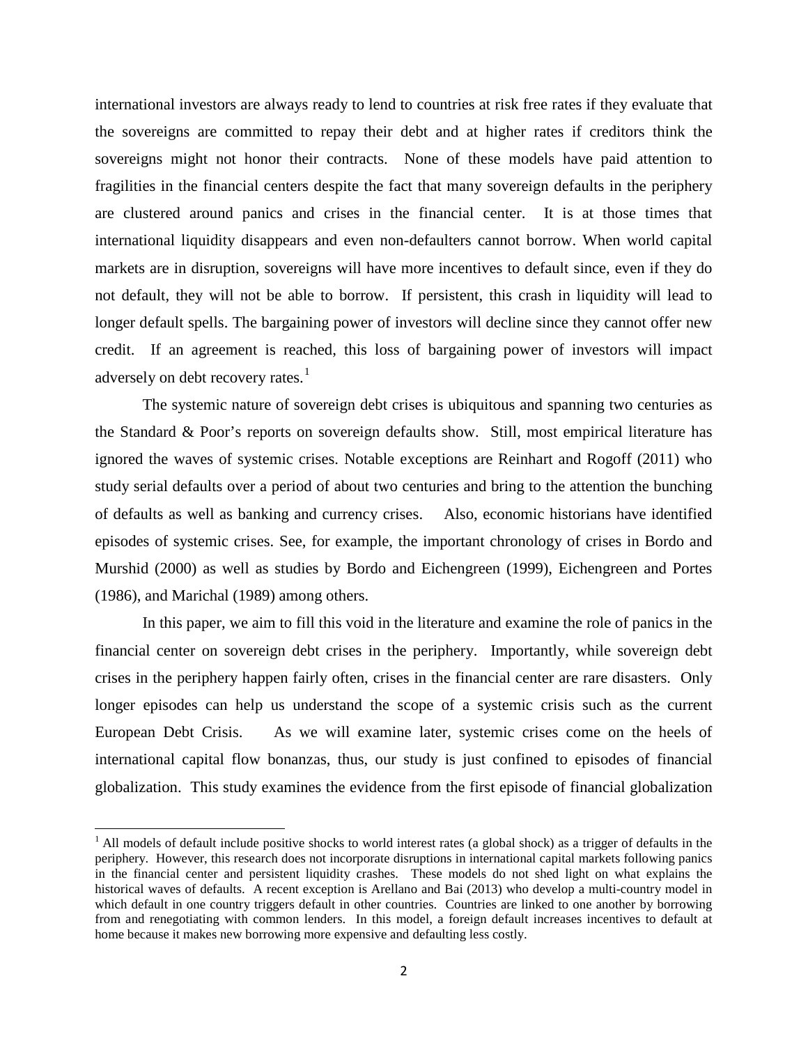international investors are always ready to lend to countries at risk free rates if they evaluate that the sovereigns are committed to repay their debt and at higher rates if creditors think the sovereigns might not honor their contracts. None of these models have paid attention to fragilities in the financial centers despite the fact that many sovereign defaults in the periphery are clustered around panics and crises in the financial center. It is at those times that international liquidity disappears and even non-defaulters cannot borrow. When world capital markets are in disruption, sovereigns will have more incentives to default since, even if they do not default, they will not be able to borrow. If persistent, this crash in liquidity will lead to longer default spells. The bargaining power of investors will decline since they cannot offer new credit. If an agreement is reached, this loss of bargaining power of investors will impact adversely on debt recovery rates.[1]

The systemic nature of sovereign debt crises is ubiquitous and spanning two centuries as the Standard & Poor's reports on sovereign defaults show. Still, most empirical literature has ignored the waves of systemic crises. Notable exceptions are Reinhart and Rogoff (2011) who study serial defaults over a period of about two centuries and bring to the attention the bunching of defaults as well as banking and currency crises. Also, economic historians have identified episodes of systemic crises. See, for example, the important chronology of crises in Bordo and Murshid (2000) as well as studies by Bordo and Eichengreen (1999), Eichengreen and Portes (1986), and Marichal (1989) among others.

In this paper, we aim to fill this void in the literature and examine the role of panics in the financial center on sovereign debt crises in the periphery. Importantly, while sovereign debt crises in the periphery happen fairly often, crises in the financial center are rare disasters. Only longer episodes can help us understand the scope of a systemic crisis such as the current European Debt Crisis. As we will examine later, systemic crises come on the heels of international capital flow bonanzas, thus, our study is just confined to episodes of financial globalization. This study examines the evidence from the first episode of financial globalization

[1] All models of default include positive shocks to world interest rates (a global shock) as a trigger of defaults in the periphery. However, this research does not incorporate disruptions in international capital markets following panics in the financial center and persistent liquidity crashes. These models do not shed light on what explains the historical waves of defaults. A recent exception is Arellano and Bai (2013) who develop a multi-country model in which default in one country triggers default in other countries. Countries are linked to one another by borrowing from and renegotiating with common lenders. In this model, a foreign default increases incentives to default at home because it makes new borrowing more expensive and defaulting less costly.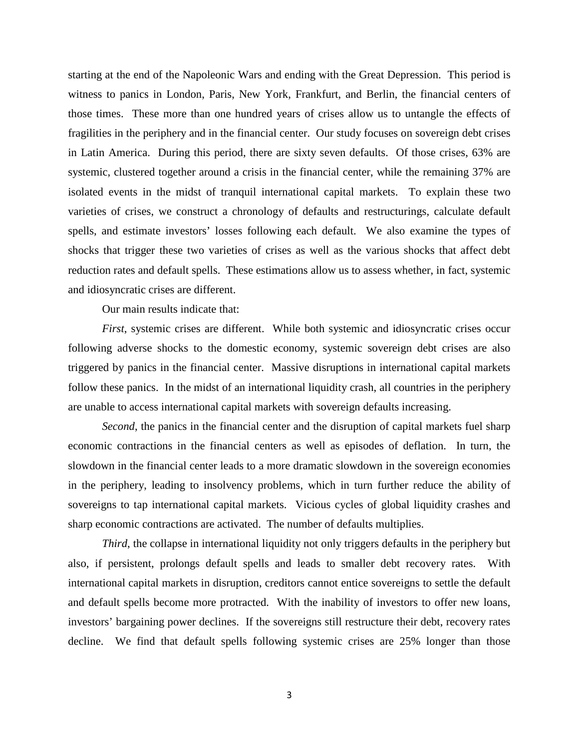starting at the end of the Napoleonic Wars and ending with the Great Depression. This period is witness to panics in London, Paris, New York, Frankfurt, and Berlin, the financial centers of those times. These more than one hundred years of crises allow us to untangle the effects of fragilities in the periphery and in the financial center. Our study focuses on sovereign debt crises in Latin America. During this period, there are sixty seven defaults. Of those crises, 63% are systemic, clustered together around a crisis in the financial center, while the remaining 37% are isolated events in the midst of tranquil international capital markets. To explain these two varieties of crises, we construct a chronology of defaults and restructurings, calculate default spells, and estimate investors' losses following each default. We also examine the types of shocks that trigger these two varieties of crises as well as the various shocks that affect debt reduction rates and default spells. These estimations allow us to assess whether, in fact, systemic and idiosyncratic crises are different.

Our main results indicate that:

*First*, systemic crises are different. While both systemic and idiosyncratic crises occur following adverse shocks to the domestic economy, systemic sovereign debt crises are also triggered by panics in the financial center. Massive disruptions in international capital markets follow these panics. In the midst of an international liquidity crash, all countries in the periphery are unable to access international capital markets with sovereign defaults increasing.

*Second*, the panics in the financial center and the disruption of capital markets fuel sharp economic contractions in the financial centers as well as episodes of deflation. In turn, the slowdown in the financial center leads to a more dramatic slowdown in the sovereign economies in the periphery, leading to insolvency problems, which in turn further reduce the ability of sovereigns to tap international capital markets. Vicious cycles of global liquidity crashes and sharp economic contractions are activated. The number of defaults multiplies.

*Third*, the collapse in international liquidity not only triggers defaults in the periphery but also, if persistent, prolongs default spells and leads to smaller debt recovery rates. With international capital markets in disruption, creditors cannot entice sovereigns to settle the default and default spells become more protracted. With the inability of investors to offer new loans, investors' bargaining power declines. If the sovereigns still restructure their debt, recovery rates decline. We find that default spells following systemic crises are 25% longer than those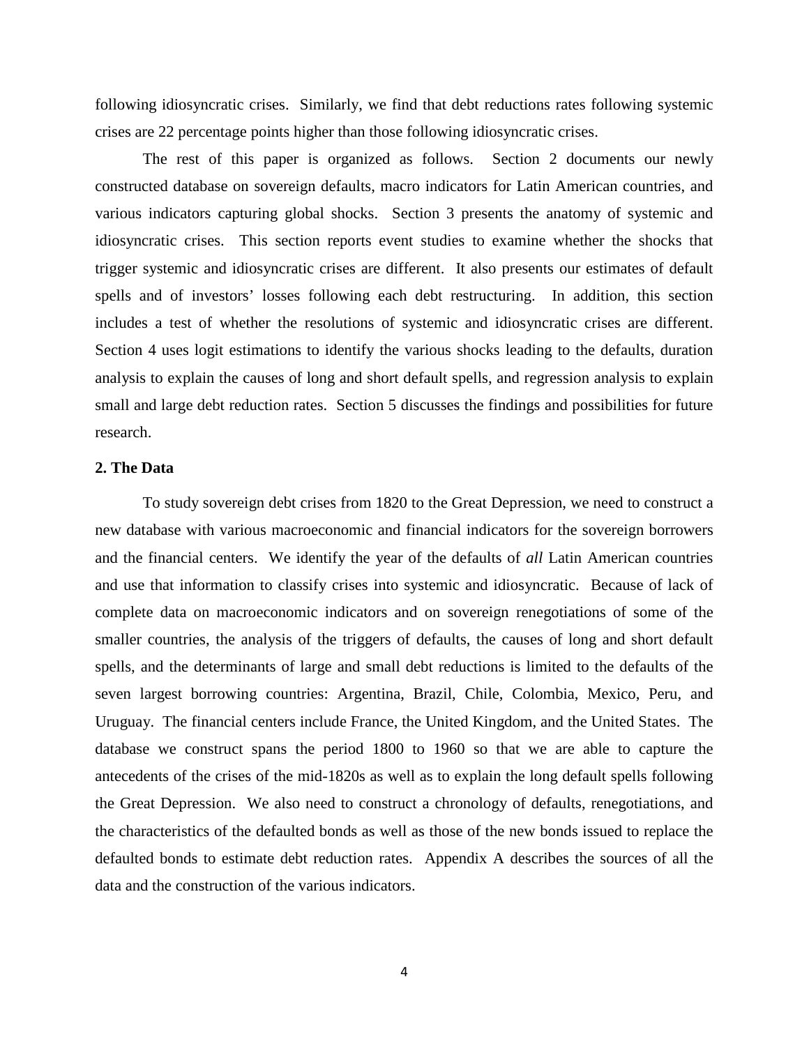following idiosyncratic crises. Similarly, we find that debt reductions rates following systemic crises are 22 percentage points higher than those following idiosyncratic crises.

The rest of this paper is organized as follows. Section 2 documents our newly constructed database on sovereign defaults, macro indicators for Latin American countries, and various indicators capturing global shocks. Section 3 presents the anatomy of systemic and idiosyncratic crises. This section reports event studies to examine whether the shocks that trigger systemic and idiosyncratic crises are different. It also presents our estimates of default spells and of investors' losses following each debt restructuring. In addition, this section includes a test of whether the resolutions of systemic and idiosyncratic crises are different. Section 4 uses logit estimations to identify the various shocks leading to the defaults, duration analysis to explain the causes of long and short default spells, and regression analysis to explain small and large debt reduction rates. Section 5 discusses the findings and possibilities for future research.

## 2. The Data

To study sovereign debt crises from 1820 to the Great Depression, we need to construct a new database with various macroeconomic and financial indicators for the sovereign borrowers and the financial centers. We identify the year of the defaults of *all* Latin American countries and use that information to classify crises into systemic and idiosyncratic. Because of lack of complete data on macroeconomic indicators and on sovereign renegotiations of some of the smaller countries, the analysis of the triggers of defaults, the causes of long and short default spells, and the determinants of large and small debt reductions is limited to the defaults of the seven largest borrowing countries: Argentina, Brazil, Chile, Colombia, Mexico, Peru, and Uruguay. The financial centers include France, the United Kingdom, and the United States. The database we construct spans the period 1800 to 1960 so that we are able to capture the antecedents of the crises of the mid-1820s as well as to explain the long default spells following the Great Depression. We also need to construct a chronology of defaults, renegotiations, and the characteristics of the defaulted bonds as well as those of the new bonds issued to replace the defaulted bonds to estimate debt reduction rates. Appendix A describes the sources of all the data and the construction of the various indicators.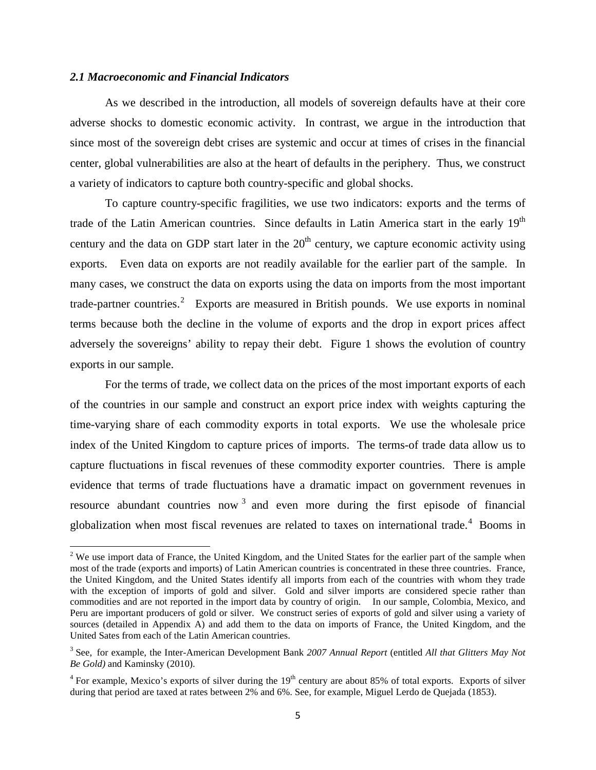### *2.1 Macroeconomic and Financial Indicators*

As we described in the introduction, all models of sovereign defaults have at their core adverse shocks to domestic economic activity. In contrast, we argue in the introduction that since most of the sovereign debt crises are systemic and occur at times of crises in the financial center, global vulnerabilities are also at the heart of defaults in the periphery. Thus, we construct a variety of indicators to capture both country-specific and global shocks.

To capture country-specific fragilities, we use two indicators: exports and the terms of trade of the Latin American countries. Since defaults in Latin America start in the early 19th century and the data on GDP start later in the 20th century, we capture economic activity using exports. Even data on exports are not readily available for the earlier part of the sample. In many cases, we construct the data on exports using the data on imports from the most important trade-partner countries.[2] Exports are measured in British pounds. We use exports in nominal terms because both the decline in the volume of exports and the drop in export prices affect adversely the sovereigns' ability to repay their debt. Figure 1 shows the evolution of country exports in our sample.

For the terms of trade, we collect data on the prices of the most important exports of each of the countries in our sample and construct an export price index with weights capturing the time-varying share of each commodity exports in total exports. We use the wholesale price index of the United Kingdom to capture prices of imports. The terms-of trade data allow us to capture fluctuations in fiscal revenues of these commodity exporter countries. There is ample evidence that terms of trade fluctuations have a dramatic impact on government revenues in resource abundant countries now[3] and even more during the first episode of financial globalization when most fiscal revenues are related to taxes on international trade.[4] Booms in

---

[2] We use import data of France, the United Kingdom, and the United States for the earlier part of the sample when most of the trade (exports and imports) of Latin American countries is concentrated in these three countries. France, the United Kingdom, and the United States identify all imports from each of the countries with whom they trade with the exception of imports of gold and silver. Gold and silver imports are considered specie rather than commodities and are not reported in the import data by country of origin. In our sample, Colombia, Mexico, and Peru are important producers of gold or silver. We construct series of exports of gold and silver using a variety of sources (detailed in Appendix A) and add them to the data on imports of France, the United Kingdom, and the United Sates from each of the Latin American countries.

[3] See, for example, the Inter-American Development Bank *2007 Annual Report* (entitled *All that Glitters May Not Be Gold)* and Kaminsky (2010).

[4] For example, Mexico's exports of silver during the 19th century are about 85% of total exports. Exports of silver during that period are taxed at rates between 2% and 6%. See, for example, Miguel Lerdo de Quejada (1853).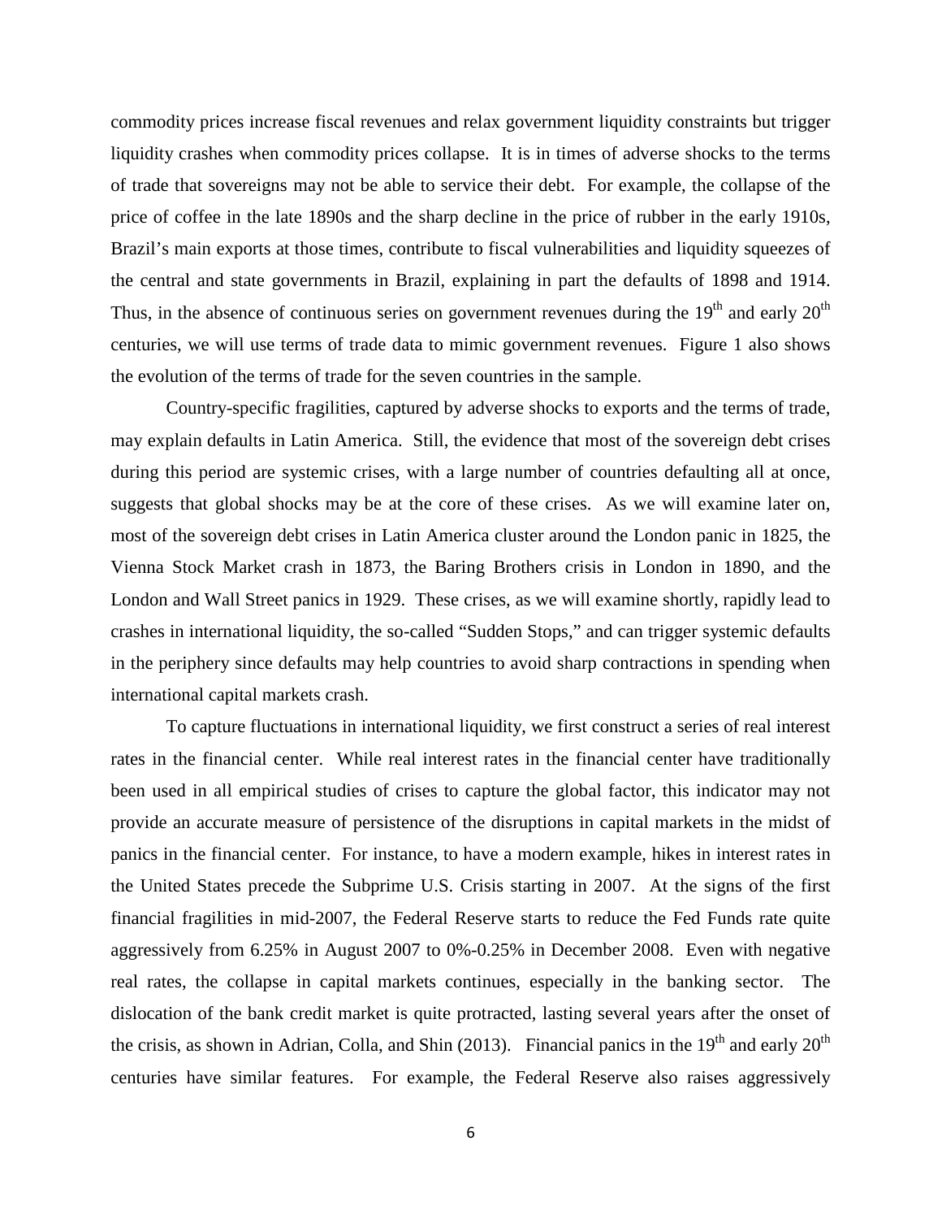commodity prices increase fiscal revenues and relax government liquidity constraints but trigger liquidity crashes when commodity prices collapse. It is in times of adverse shocks to the terms of trade that sovereigns may not be able to service their debt. For example, the collapse of the price of coffee in the late 1890s and the sharp decline in the price of rubber in the early 1910s, Brazil's main exports at those times, contribute to fiscal vulnerabilities and liquidity squeezes of the central and state governments in Brazil, explaining in part the defaults of 1898 and 1914. Thus, in the absence of continuous series on government revenues during the 19th and early 20th centuries, we will use terms of trade data to mimic government revenues. Figure 1 also shows the evolution of the terms of trade for the seven countries in the sample.

Country-specific fragilities, captured by adverse shocks to exports and the terms of trade, may explain defaults in Latin America. Still, the evidence that most of the sovereign debt crises during this period are systemic crises, with a large number of countries defaulting all at once, suggests that global shocks may be at the core of these crises. As we will examine later on, most of the sovereign debt crises in Latin America cluster around the London panic in 1825, the Vienna Stock Market crash in 1873, the Baring Brothers crisis in London in 1890, and the London and Wall Street panics in 1929. These crises, as we will examine shortly, rapidly lead to crashes in international liquidity, the so-called "Sudden Stops," and can trigger systemic defaults in the periphery since defaults may help countries to avoid sharp contractions in spending when international capital markets crash.

To capture fluctuations in international liquidity, we first construct a series of real interest rates in the financial center. While real interest rates in the financial center have traditionally been used in all empirical studies of crises to capture the global factor, this indicator may not provide an accurate measure of persistence of the disruptions in capital markets in the midst of panics in the financial center. For instance, to have a modern example, hikes in interest rates in the United States precede the Subprime U.S. Crisis starting in 2007. At the signs of the first financial fragilities in mid-2007, the Federal Reserve starts to reduce the Fed Funds rate quite aggressively from 6.25% in August 2007 to 0%-0.25% in December 2008. Even with negative real rates, the collapse in capital markets continues, especially in the banking sector. The dislocation of the bank credit market is quite protracted, lasting several years after the onset of the crisis, as shown in Adrian, Colla, and Shin (2013). Financial panics in the 19th and early 20th centuries have similar features. For example, the Federal Reserve also raises aggressively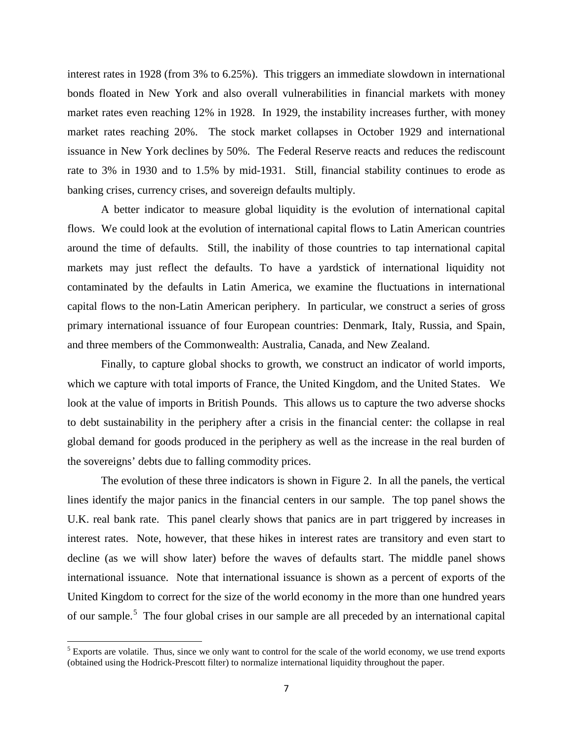interest rates in 1928 (from 3% to 6.25%). This triggers an immediate slowdown in international bonds floated in New York and also overall vulnerabilities in financial markets with money market rates even reaching 12% in 1928. In 1929, the instability increases further, with money market rates reaching 20%. The stock market collapses in October 1929 and international issuance in New York declines by 50%. The Federal Reserve reacts and reduces the rediscount rate to 3% in 1930 and to 1.5% by mid-1931. Still, financial stability continues to erode as banking crises, currency crises, and sovereign defaults multiply.

A better indicator to measure global liquidity is the evolution of international capital flows. We could look at the evolution of international capital flows to Latin American countries around the time of defaults. Still, the inability of those countries to tap international capital markets may just reflect the defaults. To have a yardstick of international liquidity not contaminated by the defaults in Latin America, we examine the fluctuations in international capital flows to the non-Latin American periphery. In particular, we construct a series of gross primary international issuance of four European countries: Denmark, Italy, Russia, and Spain, and three members of the Commonwealth: Australia, Canada, and New Zealand.

Finally, to capture global shocks to growth, we construct an indicator of world imports, which we capture with total imports of France, the United Kingdom, and the United States. We look at the value of imports in British Pounds. This allows us to capture the two adverse shocks to debt sustainability in the periphery after a crisis in the financial center: the collapse in real global demand for goods produced in the periphery as well as the increase in the real burden of the sovereigns' debts due to falling commodity prices.

The evolution of these three indicators is shown in Figure 2. In all the panels, the vertical lines identify the major panics in the financial centers in our sample. The top panel shows the U.K. real bank rate. This panel clearly shows that panics are in part triggered by increases in interest rates. Note, however, that these hikes in interest rates are transitory and even start to decline (as we will show later) before the waves of defaults start. The middle panel shows international issuance. Note that international issuance is shown as a percent of exports of the United Kingdom to correct for the size of the world economy in the more than one hundred years of our sample.[5] The four global crises in our sample are all preceded by an international capital

[5] Exports are volatile. Thus, since we only want to control for the scale of the world economy, we use trend exports (obtained using the Hodrick-Prescott filter) to normalize international liquidity throughout the paper.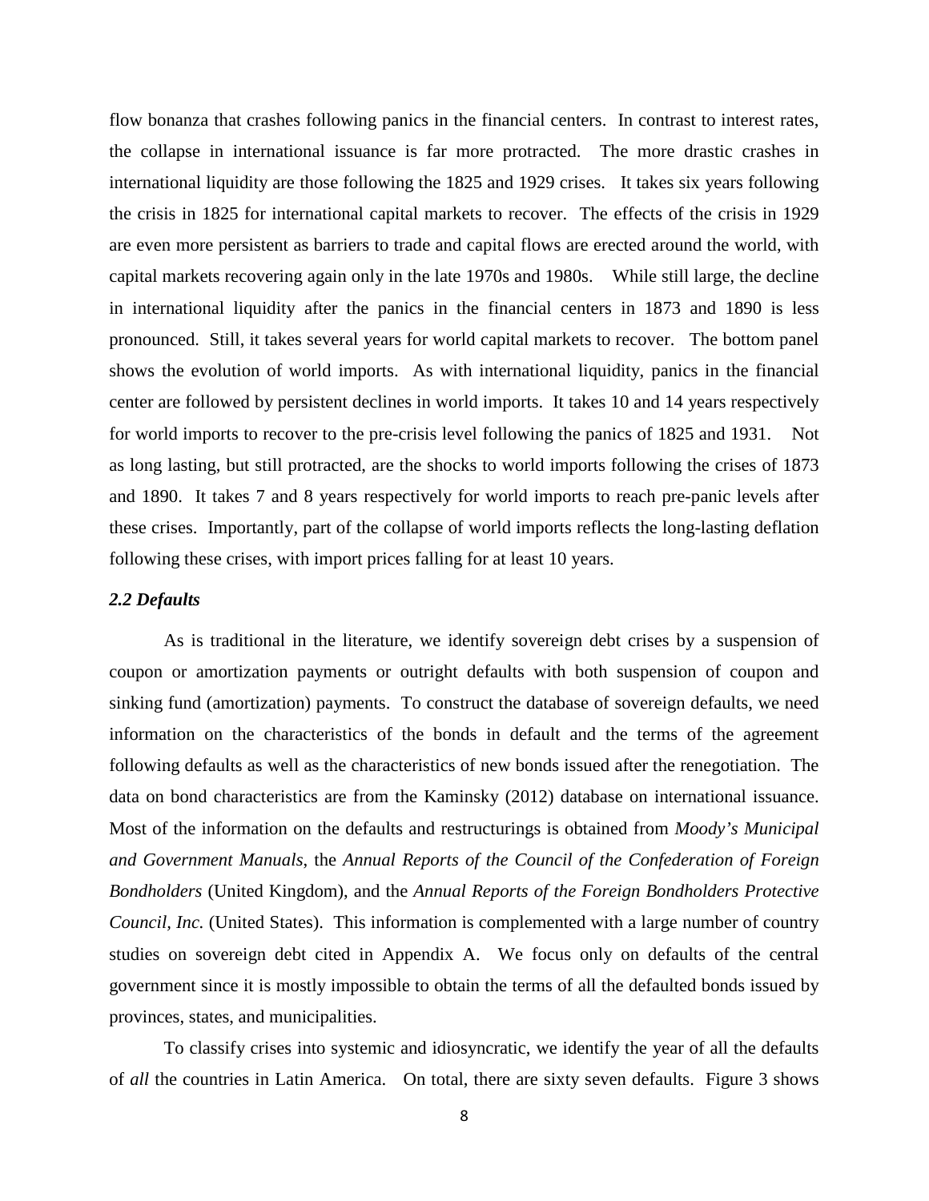flow bonanza that crashes following panics in the financial centers. In contrast to interest rates, the collapse in international issuance is far more protracted. The more drastic crashes in international liquidity are those following the 1825 and 1929 crises. It takes six years following the crisis in 1825 for international capital markets to recover. The effects of the crisis in 1929 are even more persistent as barriers to trade and capital flows are erected around the world, with capital markets recovering again only in the late 1970s and 1980s. While still large, the decline in international liquidity after the panics in the financial centers in 1873 and 1890 is less pronounced. Still, it takes several years for world capital markets to recover. The bottom panel shows the evolution of world imports. As with international liquidity, panics in the financial center are followed by persistent declines in world imports. It takes 10 and 14 years respectively for world imports to recover to the pre-crisis level following the panics of 1825 and 1931. Not as long lasting, but still protracted, are the shocks to world imports following the crises of 1873 and 1890. It takes 7 and 8 years respectively for world imports to reach pre-panic levels after these crises. Importantly, part of the collapse of world imports reflects the long-lasting deflation following these crises, with import prices falling for at least 10 years.

### *2.2 Defaults*

As is traditional in the literature, we identify sovereign debt crises by a suspension of coupon or amortization payments or outright defaults with both suspension of coupon and sinking fund (amortization) payments. To construct the database of sovereign defaults, we need information on the characteristics of the bonds in default and the terms of the agreement following defaults as well as the characteristics of new bonds issued after the renegotiation. The data on bond characteristics are from the Kaminsky (2012) database on international issuance. Most of the information on the defaults and restructurings is obtained from *Moody's Municipal and Government Manuals*, the *Annual Reports of the Council of the Confederation of Foreign Bondholders* (United Kingdom), and the *Annual Reports of the Foreign Bondholders Protective Council, Inc.* (United States). This information is complemented with a large number of country studies on sovereign debt cited in Appendix A. We focus only on defaults of the central government since it is mostly impossible to obtain the terms of all the defaulted bonds issued by provinces, states, and municipalities.

To classify crises into systemic and idiosyncratic, we identify the year of all the defaults of *all* the countries in Latin America. On total, there are sixty seven defaults. Figure 3 shows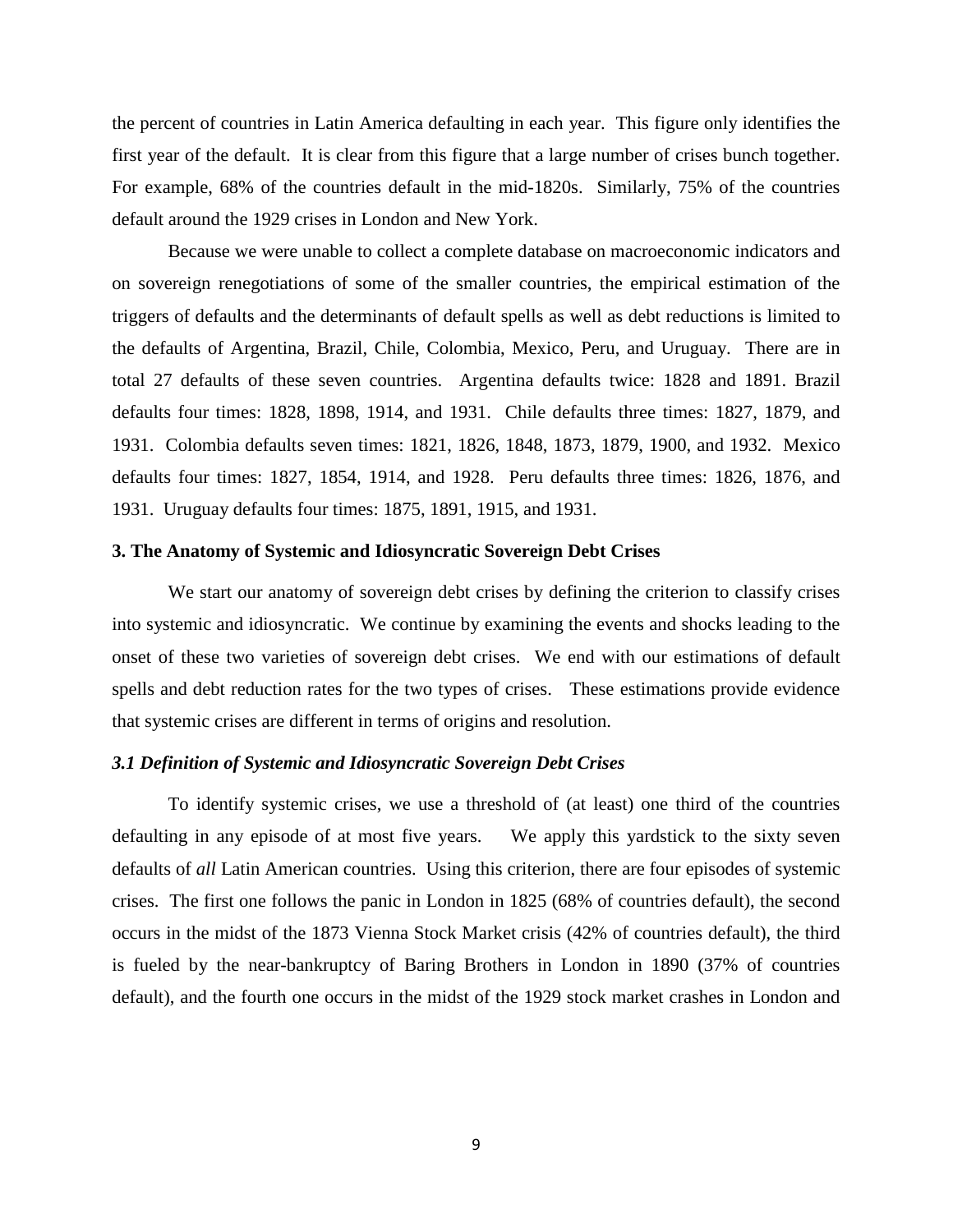the percent of countries in Latin America defaulting in each year. This figure only identifies the first year of the default. It is clear from this figure that a large number of crises bunch together. For example, 68% of the countries default in the mid-1820s. Similarly, 75% of the countries default around the 1929 crises in London and New York.

Because we were unable to collect a complete database on macroeconomic indicators and on sovereign renegotiations of some of the smaller countries, the empirical estimation of the triggers of defaults and the determinants of default spells as well as debt reductions is limited to the defaults of Argentina, Brazil, Chile, Colombia, Mexico, Peru, and Uruguay. There are in total 27 defaults of these seven countries. Argentina defaults twice: 1828 and 1891. Brazil defaults four times: 1828, 1898, 1914, and 1931. Chile defaults three times: 1827, 1879, and 1931. Colombia defaults seven times: 1821, 1826, 1848, 1873, 1879, 1900, and 1932. Mexico defaults four times: 1827, 1854, 1914, and 1928. Peru defaults three times: 1826, 1876, and 1931. Uruguay defaults four times: 1875, 1891, 1915, and 1931.

## 3. The Anatomy of Systemic and Idiosyncratic Sovereign Debt Crises

We start our anatomy of sovereign debt crises by defining the criterion to classify crises into systemic and idiosyncratic. We continue by examining the events and shocks leading to the onset of these two varieties of sovereign debt crises. We end with our estimations of default spells and debt reduction rates for the two types of crises. These estimations provide evidence that systemic crises are different in terms of origins and resolution.

### *3.1 Definition of Systemic and Idiosyncratic Sovereign Debt Crises*

To identify systemic crises, we use a threshold of (at least) one third of the countries defaulting in any episode of at most five years. We apply this yardstick to the sixty seven defaults of *all* Latin American countries. Using this criterion, there are four episodes of systemic crises. The first one follows the panic in London in 1825 (68% of countries default), the second occurs in the midst of the 1873 Vienna Stock Market crisis (42% of countries default), the third is fueled by the near-bankruptcy of Baring Brothers in London in 1890 (37% of countries default), and the fourth one occurs in the midst of the 1929 stock market crashes in London and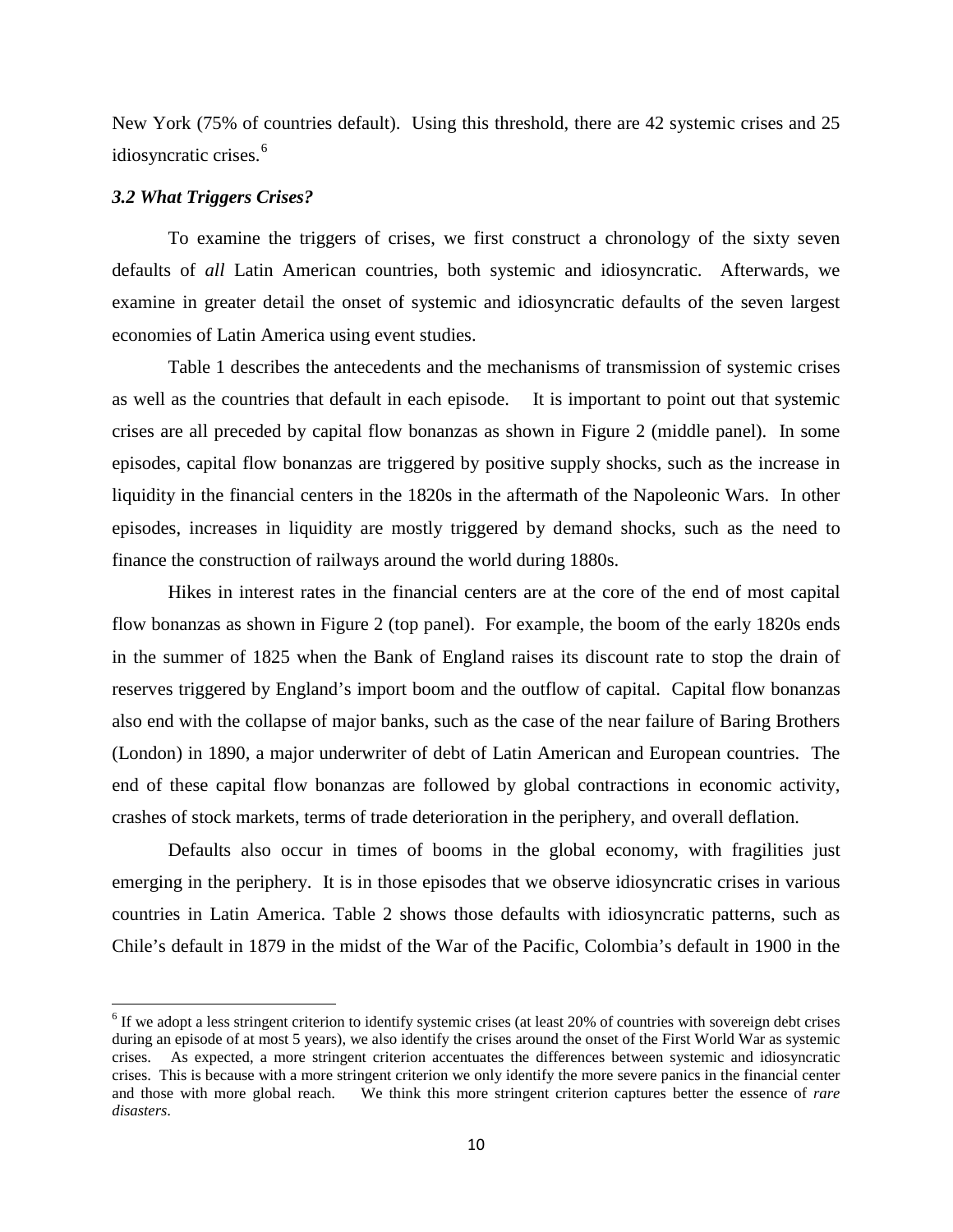New York (75% of countries default). Using this threshold, there are 42 systemic crises and 25 idiosyncratic crises.[6]

### *3.2 What Triggers Crises?*

To examine the triggers of crises, we first construct a chronology of the sixty seven defaults of *all* Latin American countries, both systemic and idiosyncratic. Afterwards, we examine in greater detail the onset of systemic and idiosyncratic defaults of the seven largest economies of Latin America using event studies.

Table 1 describes the antecedents and the mechanisms of transmission of systemic crises as well as the countries that default in each episode. It is important to point out that systemic crises are all preceded by capital flow bonanzas as shown in Figure 2 (middle panel). In some episodes, capital flow bonanzas are triggered by positive supply shocks, such as the increase in liquidity in the financial centers in the 1820s in the aftermath of the Napoleonic Wars. In other episodes, increases in liquidity are mostly triggered by demand shocks, such as the need to finance the construction of railways around the world during 1880s.

Hikes in interest rates in the financial centers are at the core of the end of most capital flow bonanzas as shown in Figure 2 (top panel). For example, the boom of the early 1820s ends in the summer of 1825 when the Bank of England raises its discount rate to stop the drain of reserves triggered by England's import boom and the outflow of capital. Capital flow bonanzas also end with the collapse of major banks, such as the case of the near failure of Baring Brothers (London) in 1890, a major underwriter of debt of Latin American and European countries. The end of these capital flow bonanzas are followed by global contractions in economic activity, crashes of stock markets, terms of trade deterioration in the periphery, and overall deflation.

Defaults also occur in times of booms in the global economy, with fragilities just emerging in the periphery. It is in those episodes that we observe idiosyncratic crises in various countries in Latin America. Table 2 shows those defaults with idiosyncratic patterns, such as Chile's default in 1879 in the midst of the War of the Pacific, Colombia's default in 1900 in the

---

[6] If we adopt a less stringent criterion to identify systemic crises (at least 20% of countries with sovereign debt crises during an episode of at most 5 years), we also identify the crises around the onset of the First World War as systemic crises. As expected, a more stringent criterion accentuates the differences between systemic and idiosyncratic crises. This is because with a more stringent criterion we only identify the more severe panics in the financial center and those with more global reach. We think this more stringent criterion captures better the essence of *rare disasters*.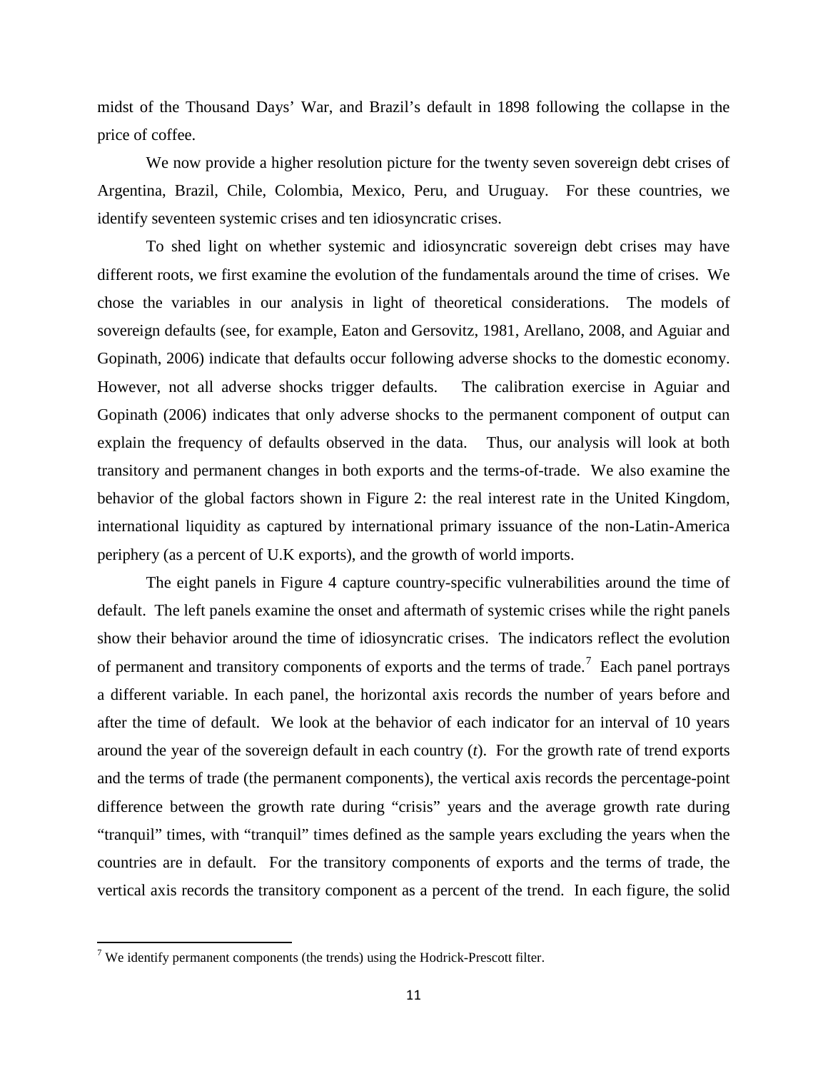midst of the Thousand Days' War, and Brazil's default in 1898 following the collapse in the price of coffee.

We now provide a higher resolution picture for the twenty seven sovereign debt crises of Argentina, Brazil, Chile, Colombia, Mexico, Peru, and Uruguay. For these countries, we identify seventeen systemic crises and ten idiosyncratic crises.

To shed light on whether systemic and idiosyncratic sovereign debt crises may have different roots, we first examine the evolution of the fundamentals around the time of crises. We chose the variables in our analysis in light of theoretical considerations. The models of sovereign defaults (see, for example, Eaton and Gersovitz, 1981, Arellano, 2008, and Aguiar and Gopinath, 2006) indicate that defaults occur following adverse shocks to the domestic economy. However, not all adverse shocks trigger defaults. The calibration exercise in Aguiar and Gopinath (2006) indicates that only adverse shocks to the permanent component of output can explain the frequency of defaults observed in the data. Thus, our analysis will look at both transitory and permanent changes in both exports and the terms-of-trade. We also examine the behavior of the global factors shown in Figure 2: the real interest rate in the United Kingdom, international liquidity as captured by international primary issuance of the non-Latin-America periphery (as a percent of U.K exports), and the growth of world imports.

The eight panels in Figure 4 capture country-specific vulnerabilities around the time of default. The left panels examine the onset and aftermath of systemic crises while the right panels show their behavior around the time of idiosyncratic crises. The indicators reflect the evolution of permanent and transitory components of exports and the terms of trade.[7] Each panel portrays a different variable. In each panel, the horizontal axis records the number of years before and after the time of default. We look at the behavior of each indicator for an interval of 10 years around the year of the sovereign default in each country ($t$). For the growth rate of trend exports and the terms of trade (the permanent components), the vertical axis records the percentage-point difference between the growth rate during "crisis" years and the average growth rate during "tranquil" times, with "tranquil" times defined as the sample years excluding the years when the countries are in default. For the transitory components of exports and the terms of trade, the vertical axis records the transitory component as a percent of the trend. In each figure, the solid

[7] We identify permanent components (the trends) using the Hodrick-Prescott filter.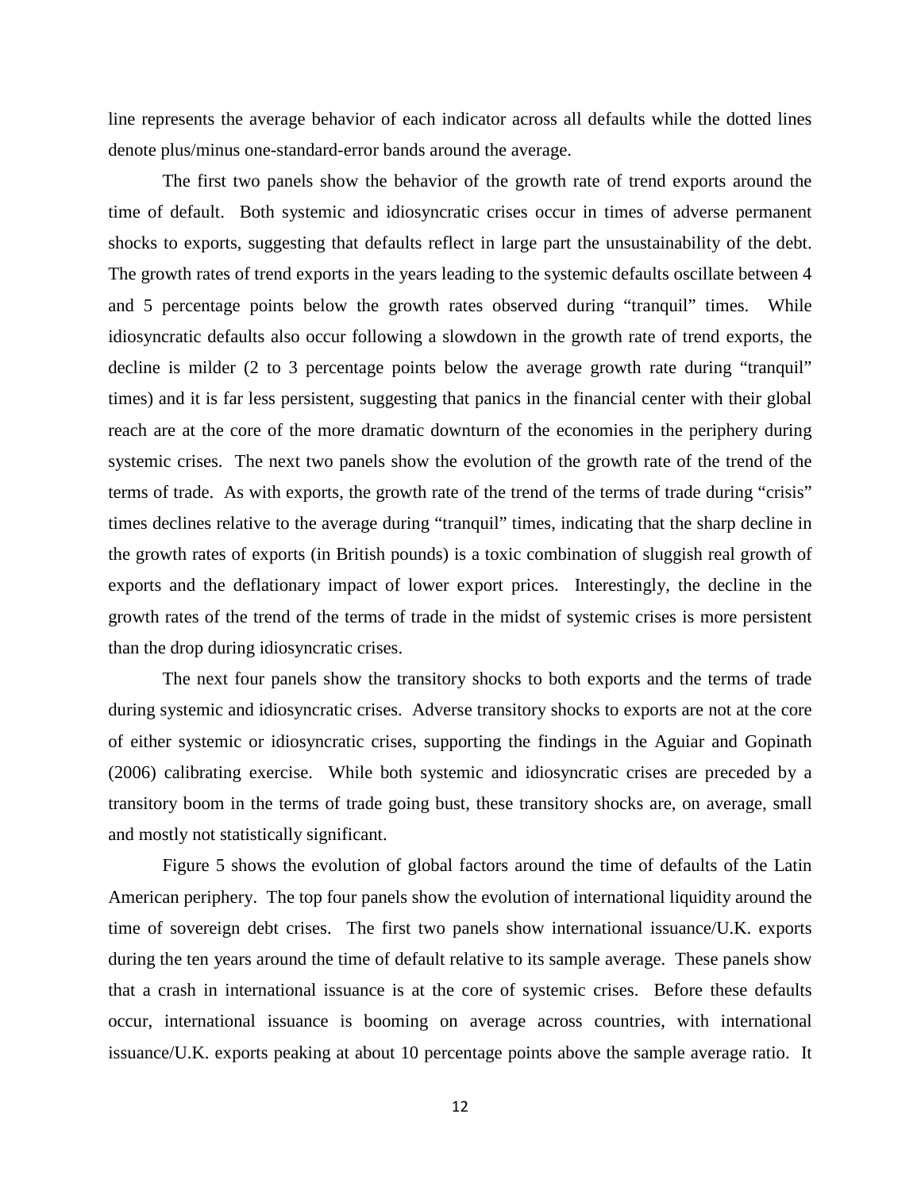line represents the average behavior of each indicator across all defaults while the dotted lines denote plus/minus one-standard-error bands around the average.

The first two panels show the behavior of the growth rate of trend exports around the time of default. Both systemic and idiosyncratic crises occur in times of adverse permanent shocks to exports, suggesting that defaults reflect in large part the unsustainability of the debt. The growth rates of trend exports in the years leading to the systemic defaults oscillate between 4 and 5 percentage points below the growth rates observed during "tranquil" times. While idiosyncratic defaults also occur following a slowdown in the growth rate of trend exports, the decline is milder (2 to 3 percentage points below the average growth rate during "tranquil" times) and it is far less persistent, suggesting that panics in the financial center with their global reach are at the core of the more dramatic downturn of the economies in the periphery during systemic crises. The next two panels show the evolution of the growth rate of the trend of the terms of trade. As with exports, the growth rate of the trend of the terms of trade during "crisis" times declines relative to the average during "tranquil" times, indicating that the sharp decline in the growth rates of exports (in British pounds) is a toxic combination of sluggish real growth of exports and the deflationary impact of lower export prices. Interestingly, the decline in the growth rates of the trend of the terms of trade in the midst of systemic crises is more persistent than the drop during idiosyncratic crises.

The next four panels show the transitory shocks to both exports and the terms of trade during systemic and idiosyncratic crises. Adverse transitory shocks to exports are not at the core of either systemic or idiosyncratic crises, supporting the findings in the Aguiar and Gopinath (2006) calibrating exercise. While both systemic and idiosyncratic crises are preceded by a transitory boom in the terms of trade going bust, these transitory shocks are, on average, small and mostly not statistically significant.

Figure 5 shows the evolution of global factors around the time of defaults of the Latin American periphery. The top four panels show the evolution of international liquidity around the time of sovereign debt crises. The first two panels show international issuance/U.K. exports during the ten years around the time of default relative to its sample average. These panels show that a crash in international issuance is at the core of systemic crises. Before these defaults occur, international issuance is booming on average across countries, with international issuance/U.K. exports peaking at about 10 percentage points above the sample average ratio. It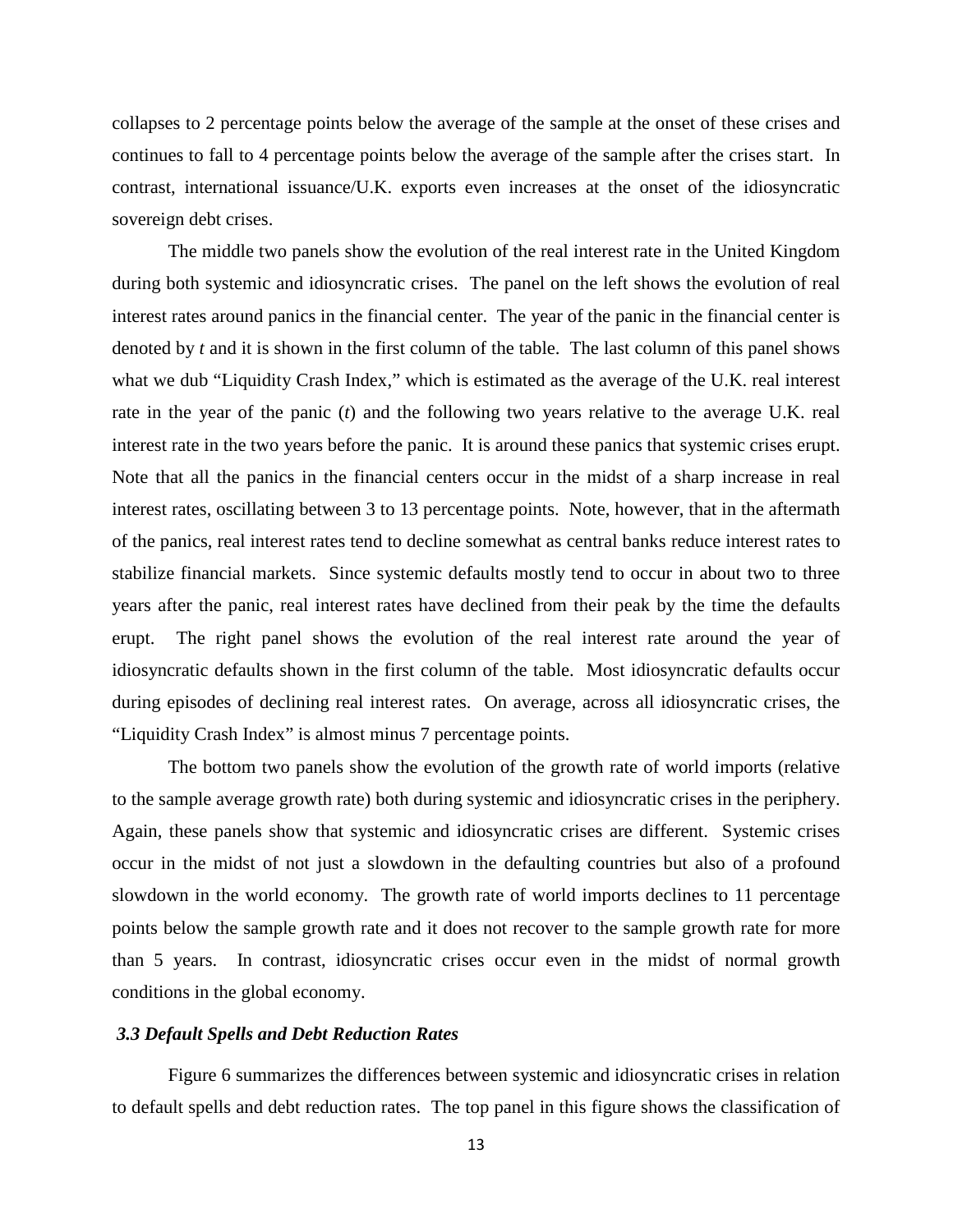collapses to 2 percentage points below the average of the sample at the onset of these crises and continues to fall to 4 percentage points below the average of the sample after the crises start. In contrast, international issuance/U.K. exports even increases at the onset of the idiosyncratic sovereign debt crises.

The middle two panels show the evolution of the real interest rate in the United Kingdom during both systemic and idiosyncratic crises. The panel on the left shows the evolution of real interest rates around panics in the financial center. The year of the panic in the financial center is denoted by *t* and it is shown in the first column of the table. The last column of this panel shows what we dub "Liquidity Crash Index," which is estimated as the average of the U.K. real interest rate in the year of the panic (*t*) and the following two years relative to the average U.K. real interest rate in the two years before the panic. It is around these panics that systemic crises erupt. Note that all the panics in the financial centers occur in the midst of a sharp increase in real interest rates, oscillating between 3 to 13 percentage points. Note, however, that in the aftermath of the panics, real interest rates tend to decline somewhat as central banks reduce interest rates to stabilize financial markets. Since systemic defaults mostly tend to occur in about two to three years after the panic, real interest rates have declined from their peak by the time the defaults erupt. The right panel shows the evolution of the real interest rate around the year of idiosyncratic defaults shown in the first column of the table. Most idiosyncratic defaults occur during episodes of declining real interest rates. On average, across all idiosyncratic crises, the "Liquidity Crash Index" is almost minus 7 percentage points.

The bottom two panels show the evolution of the growth rate of world imports (relative to the sample average growth rate) both during systemic and idiosyncratic crises in the periphery. Again, these panels show that systemic and idiosyncratic crises are different. Systemic crises occur in the midst of not just a slowdown in the defaulting countries but also of a profound slowdown in the world economy. The growth rate of world imports declines to 11 percentage points below the sample growth rate and it does not recover to the sample growth rate for more than 5 years. In contrast, idiosyncratic crises occur even in the midst of normal growth conditions in the global economy.

### *3.3 Default Spells and Debt Reduction Rates*

Figure 6 summarizes the differences between systemic and idiosyncratic crises in relation to default spells and debt reduction rates. The top panel in this figure shows the classification of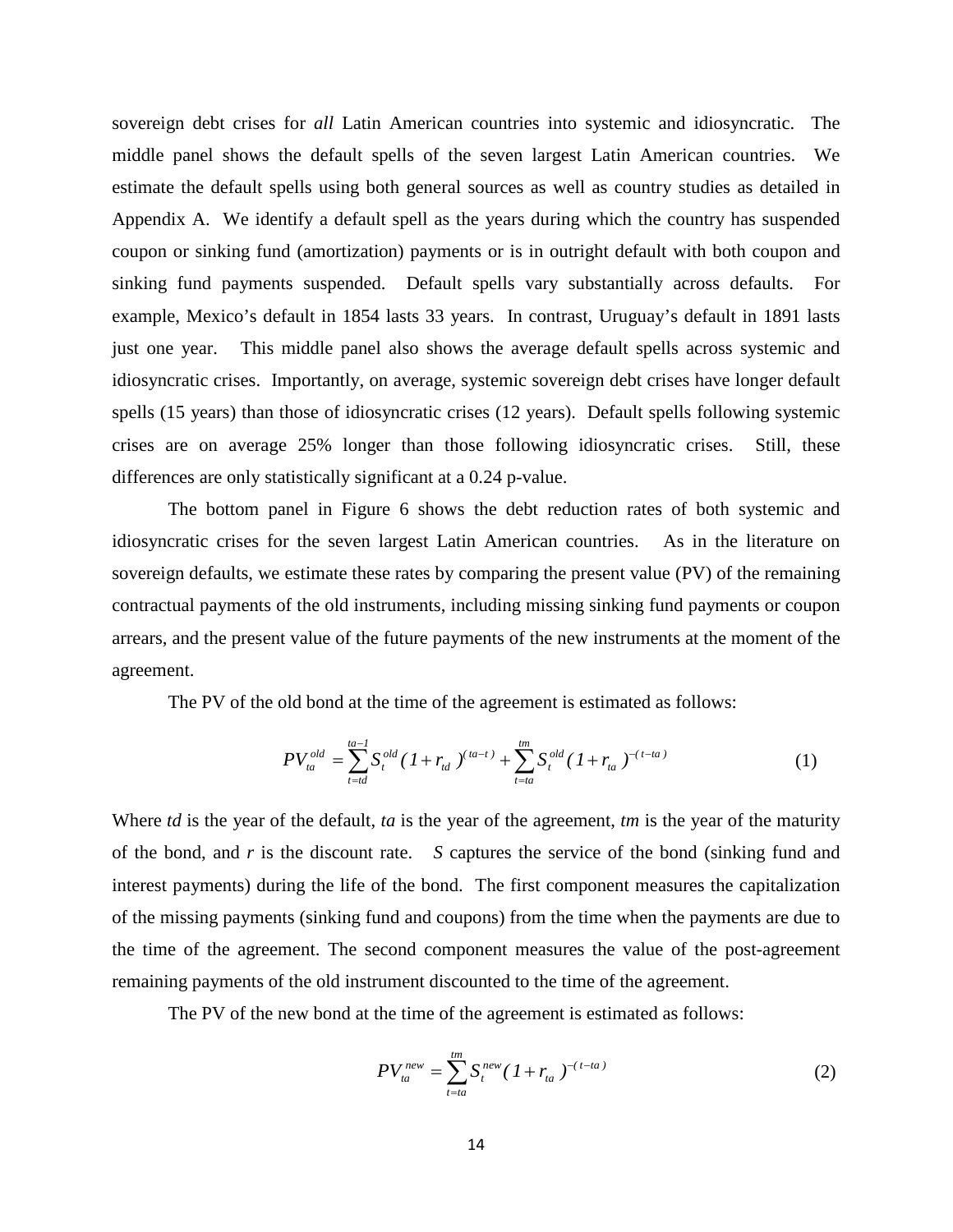sovereign debt crises for *all* Latin American countries into systemic and idiosyncratic. The middle panel shows the default spells of the seven largest Latin American countries. We estimate the default spells using both general sources as well as country studies as detailed in Appendix A. We identify a default spell as the years during which the country has suspended coupon or sinking fund (amortization) payments or is in outright default with both coupon and sinking fund payments suspended. Default spells vary substantially across defaults. For example, Mexico's default in 1854 lasts 33 years. In contrast, Uruguay's default in 1891 lasts just one year. This middle panel also shows the average default spells across systemic and idiosyncratic crises. Importantly, on average, systemic sovereign debt crises have longer default spells (15 years) than those of idiosyncratic crises (12 years). Default spells following systemic crises are on average 25% longer than those following idiosyncratic crises. Still, these differences are only statistically significant at a 0.24 p-value.

The bottom panel in Figure 6 shows the debt reduction rates of both systemic and idiosyncratic crises for the seven largest Latin American countries. As in the literature on sovereign defaults, we estimate these rates by comparing the present value (PV) of the remaining contractual payments of the old instruments, including missing sinking fund payments or coupon arrears, and the present value of the future payments of the new instruments at the moment of the agreement.

The PV of the old bond at the time of the agreement is estimated as follows:

$$PV_{ta}^{old} = \sum_{t=td}^{ta-1} S_t^{old}(1+r_{td})^{(ta-t)} + \sum_{t=ta}^{tm} S_t^{old}(1+r_{ta})^{-(t-ta)} \qquad (1)$$

Where *td* is the year of the default, *ta* is the year of the agreement, *tm* is the year of the maturity of the bond, and *r* is the discount rate. *S* captures the service of the bond (sinking fund and interest payments) during the life of the bond. The first component measures the capitalization of the missing payments (sinking fund and coupons) from the time when the payments are due to the time of the agreement. The second component measures the value of the post-agreement remaining payments of the old instrument discounted to the time of the agreement.

The PV of the new bond at the time of the agreement is estimated as follows:

$$PV_{ta}^{new} = \sum_{t=ta}^{tm} S_t^{new}(1+r_{ta})^{-(t-ta)} \qquad (2)$$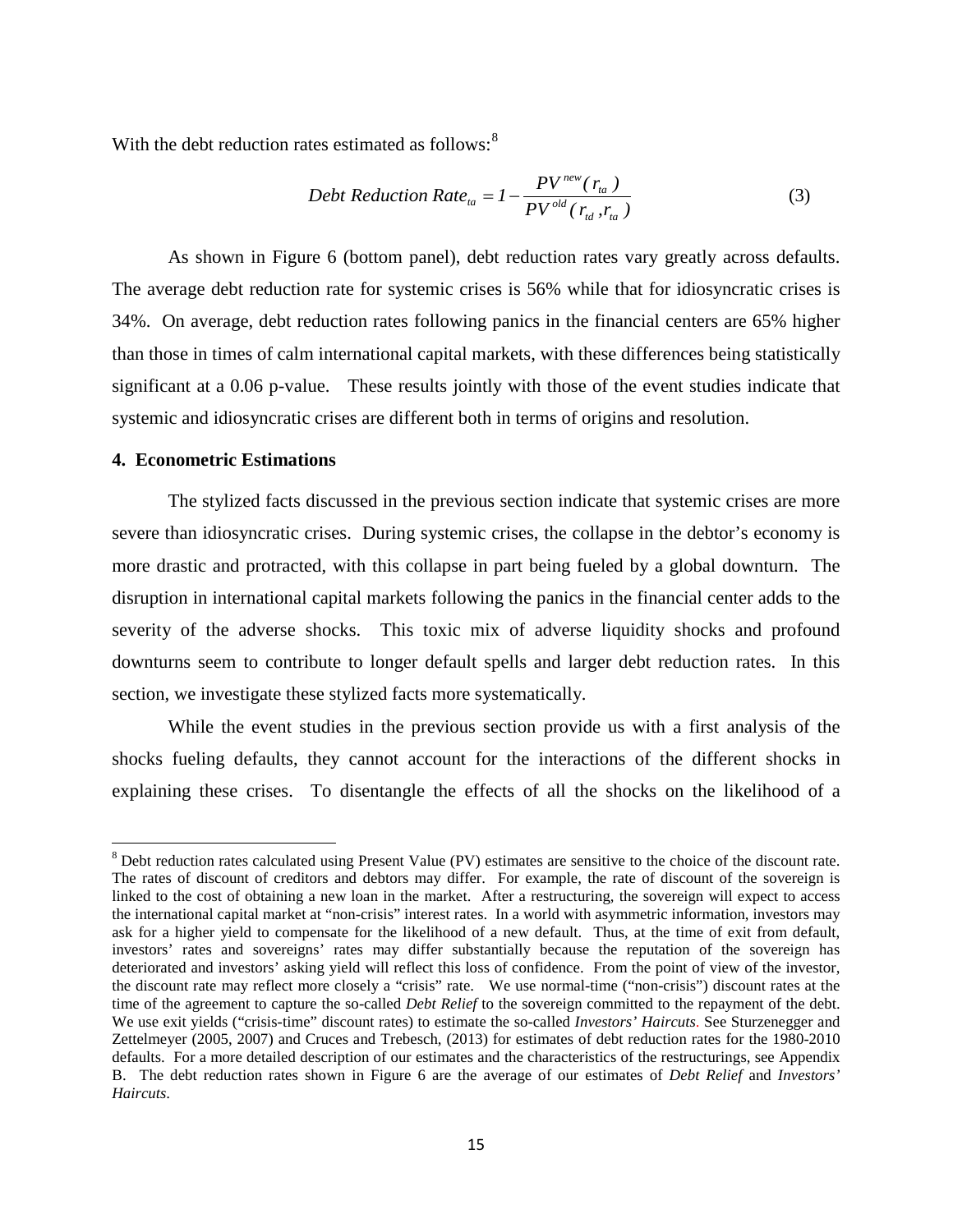With the debt reduction rates estimated as follows:[8]

$$Debt\ Reduction\ Rate_{ta} = 1 - \frac{PV^{new}(r_{ta})}{PV^{old}(r_{td}, r_{ta})} \tag{3}$$

As shown in Figure 6 (bottom panel), debt reduction rates vary greatly across defaults. The average debt reduction rate for systemic crises is 56% while that for idiosyncratic crises is 34%. On average, debt reduction rates following panics in the financial centers are 65% higher than those in times of calm international capital markets, with these differences being statistically significant at a 0.06 p-value. These results jointly with those of the event studies indicate that systemic and idiosyncratic crises are different both in terms of origins and resolution.

**4. Econometric Estimations**

The stylized facts discussed in the previous section indicate that systemic crises are more severe than idiosyncratic crises. During systemic crises, the collapse in the debtor's economy is more drastic and protracted, with this collapse in part being fueled by a global downturn. The disruption in international capital markets following the panics in the financial center adds to the severity of the adverse shocks. This toxic mix of adverse liquidity shocks and profound downturns seem to contribute to longer default spells and larger debt reduction rates. In this section, we investigate these stylized facts more systematically.

While the event studies in the previous section provide us with a first analysis of the shocks fueling defaults, they cannot account for the interactions of the different shocks in explaining these crises. To disentangle the effects of all the shocks on the likelihood of a

[8] Debt reduction rates calculated using Present Value (PV) estimates are sensitive to the choice of the discount rate. The rates of discount of creditors and debtors may differ. For example, the rate of discount of the sovereign is linked to the cost of obtaining a new loan in the market. After a restructuring, the sovereign will expect to access the international capital market at "non-crisis" interest rates. In a world with asymmetric information, investors may ask for a higher yield to compensate for the likelihood of a new default. Thus, at the time of exit from default, investors' rates and sovereigns' rates may differ substantially because the reputation of the sovereign has deteriorated and investors' asking yield will reflect this loss of confidence. From the point of view of the investor, the discount rate may reflect more closely a "crisis" rate. We use normal-time ("non-crisis") discount rates at the time of the agreement to capture the so-called *Debt Relief* to the sovereign committed to the repayment of the debt. We use exit yields ("crisis-time" discount rates) to estimate the so-called *Investors' Haircuts*. See Sturzenegger and Zettelmeyer (2005, 2007) and Cruces and Trebesch, (2013) for estimates of debt reduction rates for the 1980-2010 defaults. For a more detailed description of our estimates and the characteristics of the restructurings, see Appendix B. The debt reduction rates shown in Figure 6 are the average of our estimates of *Debt Relief* and *Investors' Haircuts*.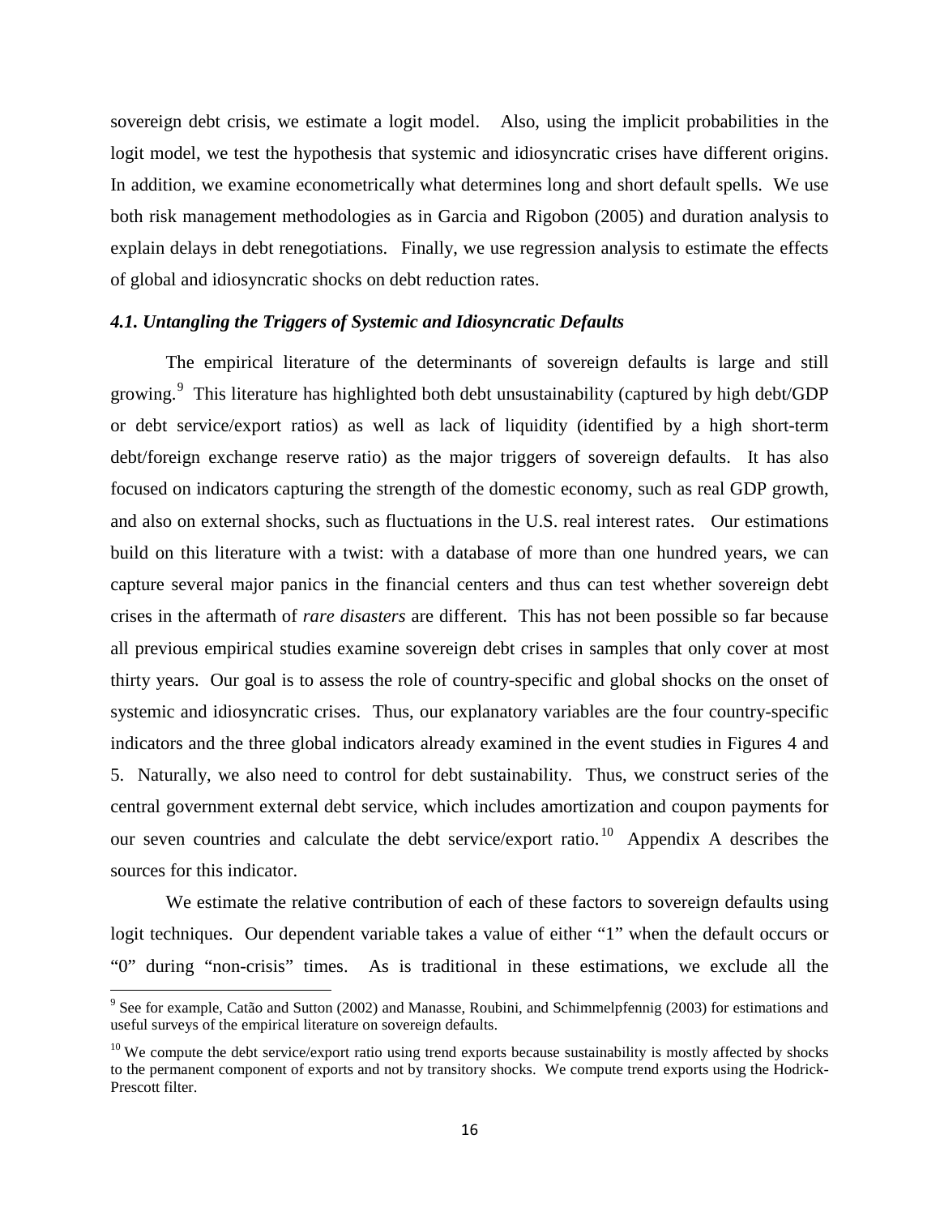sovereign debt crisis, we estimate a logit model. Also, using the implicit probabilities in the logit model, we test the hypothesis that systemic and idiosyncratic crises have different origins. In addition, we examine econometrically what determines long and short default spells. We use both risk management methodologies as in Garcia and Rigobon (2005) and duration analysis to explain delays in debt renegotiations. Finally, we use regression analysis to estimate the effects of global and idiosyncratic shocks on debt reduction rates.

### *4.1. Untangling the Triggers of Systemic and Idiosyncratic Defaults*

The empirical literature of the determinants of sovereign defaults is large and still growing.[9] This literature has highlighted both debt unsustainability (captured by high debt/GDP or debt service/export ratios) as well as lack of liquidity (identified by a high short-term debt/foreign exchange reserve ratio) as the major triggers of sovereign defaults. It has also focused on indicators capturing the strength of the domestic economy, such as real GDP growth, and also on external shocks, such as fluctuations in the U.S. real interest rates. Our estimations build on this literature with a twist: with a database of more than one hundred years, we can capture several major panics in the financial centers and thus can test whether sovereign debt crises in the aftermath of *rare disasters* are different. This has not been possible so far because all previous empirical studies examine sovereign debt crises in samples that only cover at most thirty years. Our goal is to assess the role of country-specific and global shocks on the onset of systemic and idiosyncratic crises. Thus, our explanatory variables are the four country-specific indicators and the three global indicators already examined in the event studies in Figures 4 and 5. Naturally, we also need to control for debt sustainability. Thus, we construct series of the central government external debt service, which includes amortization and coupon payments for our seven countries and calculate the debt service/export ratio.[10] Appendix A describes the sources for this indicator.

We estimate the relative contribution of each of these factors to sovereign defaults using logit techniques. Our dependent variable takes a value of either "1" when the default occurs or "0" during "non-crisis" times. As is traditional in these estimations, we exclude all the

[9] See for example, Catão and Sutton (2002) and Manasse, Roubini, and Schimmelpfennig (2003) for estimations and useful surveys of the empirical literature on sovereign defaults.

[10] We compute the debt service/export ratio using trend exports because sustainability is mostly affected by shocks to the permanent component of exports and not by transitory shocks. We compute trend exports using the Hodrick-Prescott filter.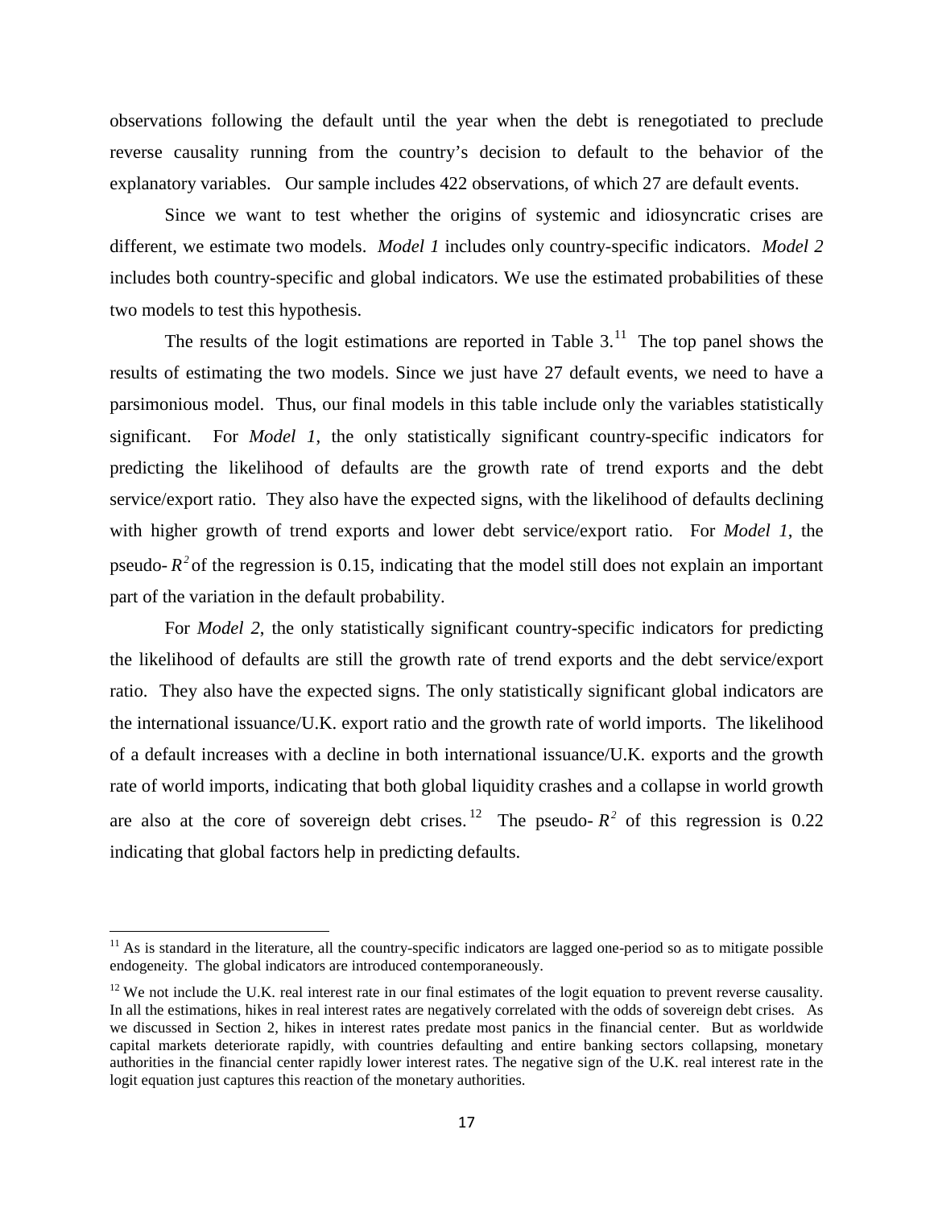observations following the default until the year when the debt is renegotiated to preclude reverse causality running from the country's decision to default to the behavior of the explanatory variables. Our sample includes 422 observations, of which 27 are default events.

Since we want to test whether the origins of systemic and idiosyncratic crises are different, we estimate two models. *Model 1* includes only country-specific indicators. *Model 2* includes both country-specific and global indicators. We use the estimated probabilities of these two models to test this hypothesis.

The results of the logit estimations are reported in Table 3.[11] The top panel shows the results of estimating the two models. Since we just have 27 default events, we need to have a parsimonious model. Thus, our final models in this table include only the variables statistically significant. For *Model 1*, the only statistically significant country-specific indicators for predicting the likelihood of defaults are the growth rate of trend exports and the debt service/export ratio. They also have the expected signs, with the likelihood of defaults declining with higher growth of trend exports and lower debt service/export ratio. For *Model 1*, the pseudo-$R^2$ of the regression is 0.15, indicating that the model still does not explain an important part of the variation in the default probability.

For *Model 2*, the only statistically significant country-specific indicators for predicting the likelihood of defaults are still the growth rate of trend exports and the debt service/export ratio. They also have the expected signs. The only statistically significant global indicators are the international issuance/U.K. export ratio and the growth rate of world imports. The likelihood of a default increases with a decline in both international issuance/U.K. exports and the growth rate of world imports, indicating that both global liquidity crashes and a collapse in world growth are also at the core of sovereign debt crises.[12] The pseudo-$R^2$ of this regression is 0.22 indicating that global factors help in predicting defaults.

---

[11] As is standard in the literature, all the country-specific indicators are lagged one-period so as to mitigate possible endogeneity. The global indicators are introduced contemporaneously.

[12] We not include the U.K. real interest rate in our final estimates of the logit equation to prevent reverse causality. In all the estimations, hikes in real interest rates are negatively correlated with the odds of sovereign debt crises. As we discussed in Section 2, hikes in interest rates predate most panics in the financial center. But as worldwide capital markets deteriorate rapidly, with countries defaulting and entire banking sectors collapsing, monetary authorities in the financial center rapidly lower interest rates. The negative sign of the U.K. real interest rate in the logit equation just captures this reaction of the monetary authorities.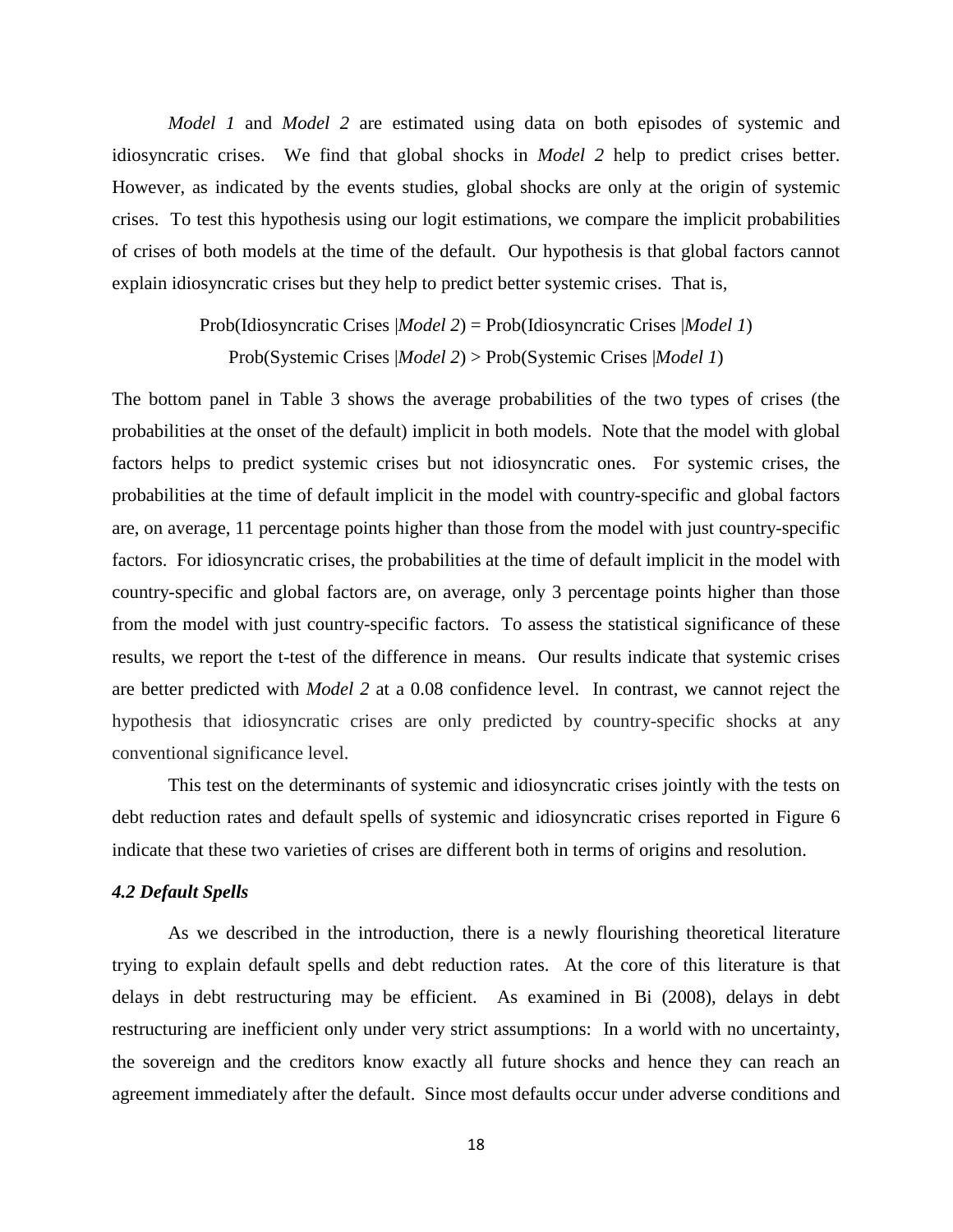*Model 1* and *Model 2* are estimated using data on both episodes of systemic and idiosyncratic crises. We find that global shocks in *Model 2* help to predict crises better. However, as indicated by the events studies, global shocks are only at the origin of systemic crises. To test this hypothesis using our logit estimations, we compare the implicit probabilities of crises of both models at the time of the default. Our hypothesis is that global factors cannot explain idiosyncratic crises but they help to predict better systemic crises. That is,

Prob(Idiosyncratic Crises |*Model 2*) = Prob(Idiosyncratic Crises |*Model 1*)

Prob(Systemic Crises |*Model 2*) > Prob(Systemic Crises |*Model 1*)

The bottom panel in Table 3 shows the average probabilities of the two types of crises (the probabilities at the onset of the default) implicit in both models. Note that the model with global factors helps to predict systemic crises but not idiosyncratic ones. For systemic crises, the probabilities at the time of default implicit in the model with country-specific and global factors are, on average, 11 percentage points higher than those from the model with just country-specific factors. For idiosyncratic crises, the probabilities at the time of default implicit in the model with country-specific and global factors are, on average, only 3 percentage points higher than those from the model with just country-specific factors. To assess the statistical significance of these results, we report the t-test of the difference in means. Our results indicate that systemic crises are better predicted with *Model 2* at a 0.08 confidence level. In contrast, we cannot reject the hypothesis that idiosyncratic crises are only predicted by country-specific shocks at any conventional significance level.

This test on the determinants of systemic and idiosyncratic crises jointly with the tests on debt reduction rates and default spells of systemic and idiosyncratic crises reported in Figure 6 indicate that these two varieties of crises are different both in terms of origins and resolution.

### *4.2 Default Spells*

As we described in the introduction, there is a newly flourishing theoretical literature trying to explain default spells and debt reduction rates. At the core of this literature is that delays in debt restructuring may be efficient. As examined in Bi (2008), delays in debt restructuring are inefficient only under very strict assumptions: In a world with no uncertainty, the sovereign and the creditors know exactly all future shocks and hence they can reach an agreement immediately after the default. Since most defaults occur under adverse conditions and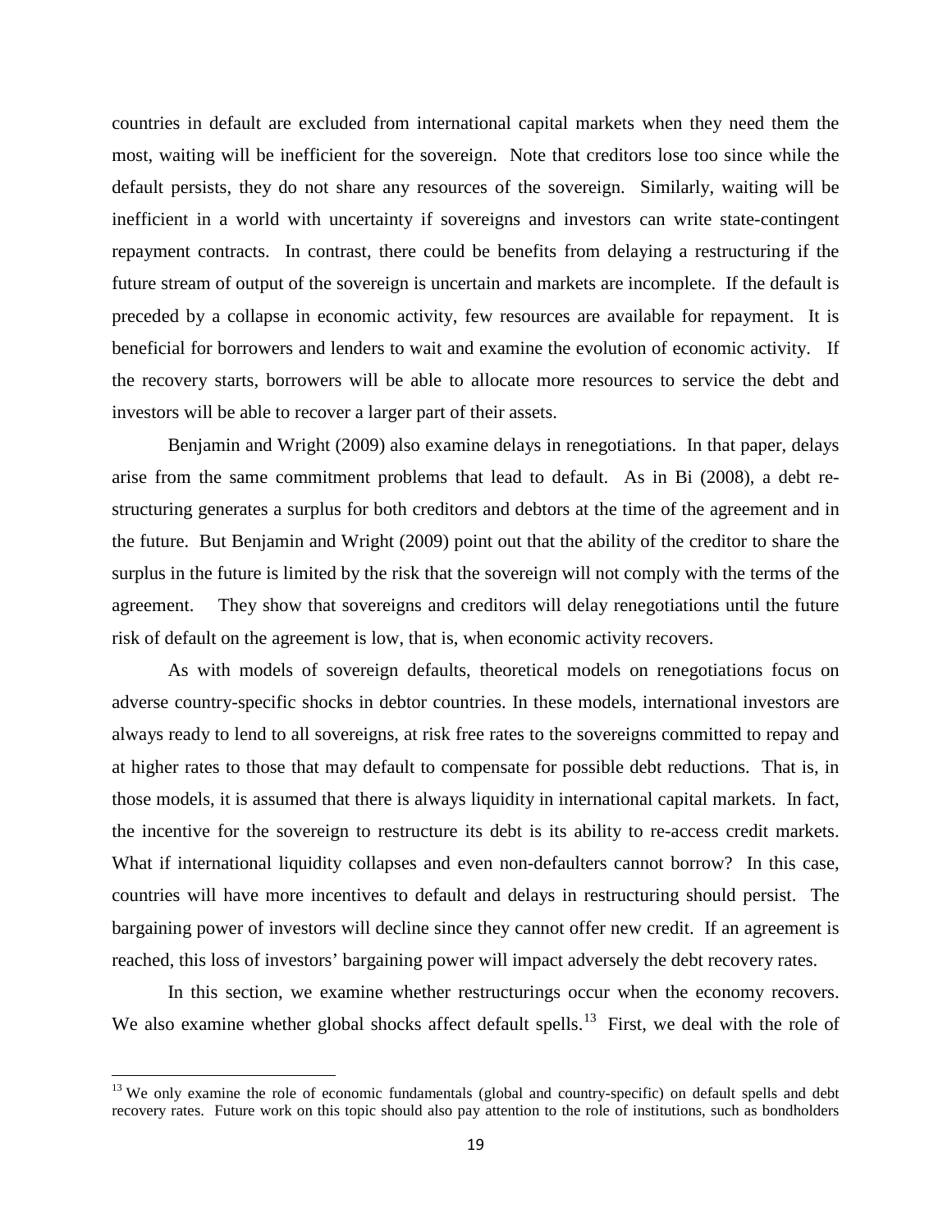countries in default are excluded from international capital markets when they need them the most, waiting will be inefficient for the sovereign. Note that creditors lose too since while the default persists, they do not share any resources of the sovereign. Similarly, waiting will be inefficient in a world with uncertainty if sovereigns and investors can write state-contingent repayment contracts. In contrast, there could be benefits from delaying a restructuring if the future stream of output of the sovereign is uncertain and markets are incomplete. If the default is preceded by a collapse in economic activity, few resources are available for repayment. It is beneficial for borrowers and lenders to wait and examine the evolution of economic activity. If the recovery starts, borrowers will be able to allocate more resources to service the debt and investors will be able to recover a larger part of their assets.

Benjamin and Wright (2009) also examine delays in renegotiations. In that paper, delays arise from the same commitment problems that lead to default. As in Bi (2008), a debt re-structuring generates a surplus for both creditors and debtors at the time of the agreement and in the future. But Benjamin and Wright (2009) point out that the ability of the creditor to share the surplus in the future is limited by the risk that the sovereign will not comply with the terms of the agreement. They show that sovereigns and creditors will delay renegotiations until the future risk of default on the agreement is low, that is, when economic activity recovers.

As with models of sovereign defaults, theoretical models on renegotiations focus on adverse country-specific shocks in debtor countries. In these models, international investors are always ready to lend to all sovereigns, at risk free rates to the sovereigns committed to repay and at higher rates to those that may default to compensate for possible debt reductions. That is, in those models, it is assumed that there is always liquidity in international capital markets. In fact, the incentive for the sovereign to restructure its debt is its ability to re-access credit markets. What if international liquidity collapses and even non-defaulters cannot borrow? In this case, countries will have more incentives to default and delays in restructuring should persist. The bargaining power of investors will decline since they cannot offer new credit. If an agreement is reached, this loss of investors' bargaining power will impact adversely the debt recovery rates.

In this section, we examine whether restructurings occur when the economy recovers. We also examine whether global shocks affect default spells.[13] First, we deal with the role of

[13] We only examine the role of economic fundamentals (global and country-specific) on default spells and debt recovery rates. Future work on this topic should also pay attention to the role of institutions, such as bondholders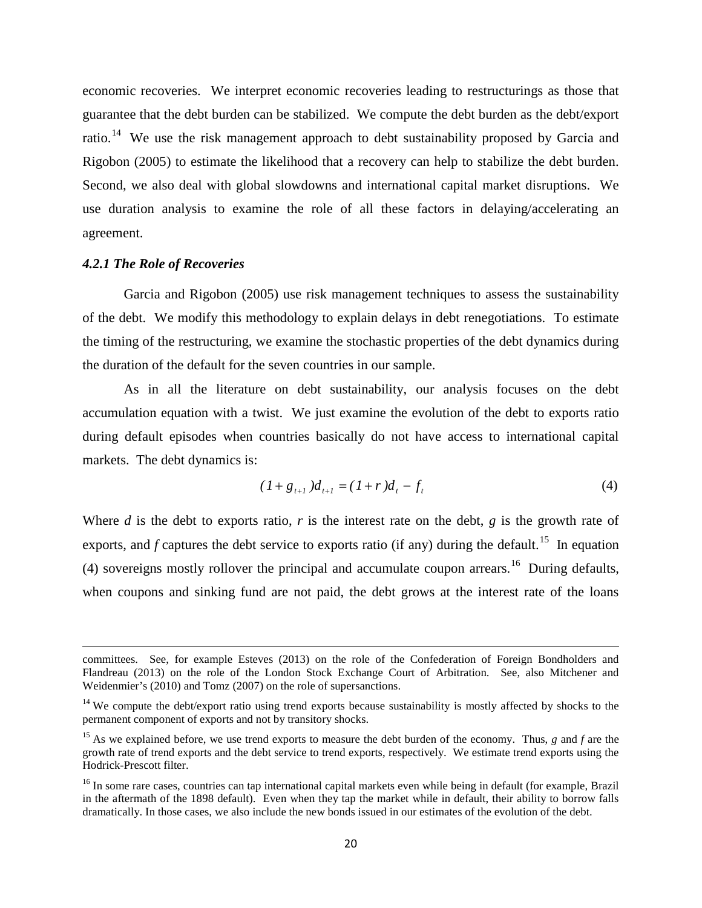economic recoveries. We interpret economic recoveries leading to restructurings as those that guarantee that the debt burden can be stabilized. We compute the debt burden as the debt/export ratio.[14] We use the risk management approach to debt sustainability proposed by Garcia and Rigobon (2005) to estimate the likelihood that a recovery can help to stabilize the debt burden. Second, we also deal with global slowdowns and international capital market disruptions. We use duration analysis to examine the role of all these factors in delaying/accelerating an agreement.

#### *4.2.1 The Role of Recoveries*

Garcia and Rigobon (2005) use risk management techniques to assess the sustainability of the debt. We modify this methodology to explain delays in debt renegotiations. To estimate the timing of the restructuring, we examine the stochastic properties of the debt dynamics during the duration of the default for the seven countries in our sample.

As in all the literature on debt sustainability, our analysis focuses on the debt accumulation equation with a twist. We just examine the evolution of the debt to exports ratio during default episodes when countries basically do not have access to international capital markets. The debt dynamics is:

$$(1+g_{t+1})d_{t+1} = (1+r)d_t - f_t \tag{4}$$

Where $d$ is the debt to exports ratio, $r$ is the interest rate on the debt, $g$ is the growth rate of exports, and $f$ captures the debt service to exports ratio (if any) during the default.[15] In equation (4) sovereigns mostly rollover the principal and accumulate coupon arrears.[16] During defaults, when coupons and sinking fund are not paid, the debt grows at the interest rate of the loans

---

committees. See, for example Esteves (2013) on the role of the Confederation of Foreign Bondholders and Flandreau (2013) on the role of the London Stock Exchange Court of Arbitration. See, also Mitchener and Weidenmier's (2010) and Tomz (2007) on the role of supersanctions.

[14] We compute the debt/export ratio using trend exports because sustainability is mostly affected by shocks to the permanent component of exports and not by transitory shocks.

[15] As we explained before, we use trend exports to measure the debt burden of the economy. Thus, $g$ and $f$ are the growth rate of trend exports and the debt service to trend exports, respectively. We estimate trend exports using the Hodrick-Prescott filter.

[16] In some rare cases, countries can tap international capital markets even while being in default (for example, Brazil in the aftermath of the 1898 default). Even when they tap the market while in default, their ability to borrow falls dramatically. In those cases, we also include the new bonds issued in our estimates of the evolution of the debt.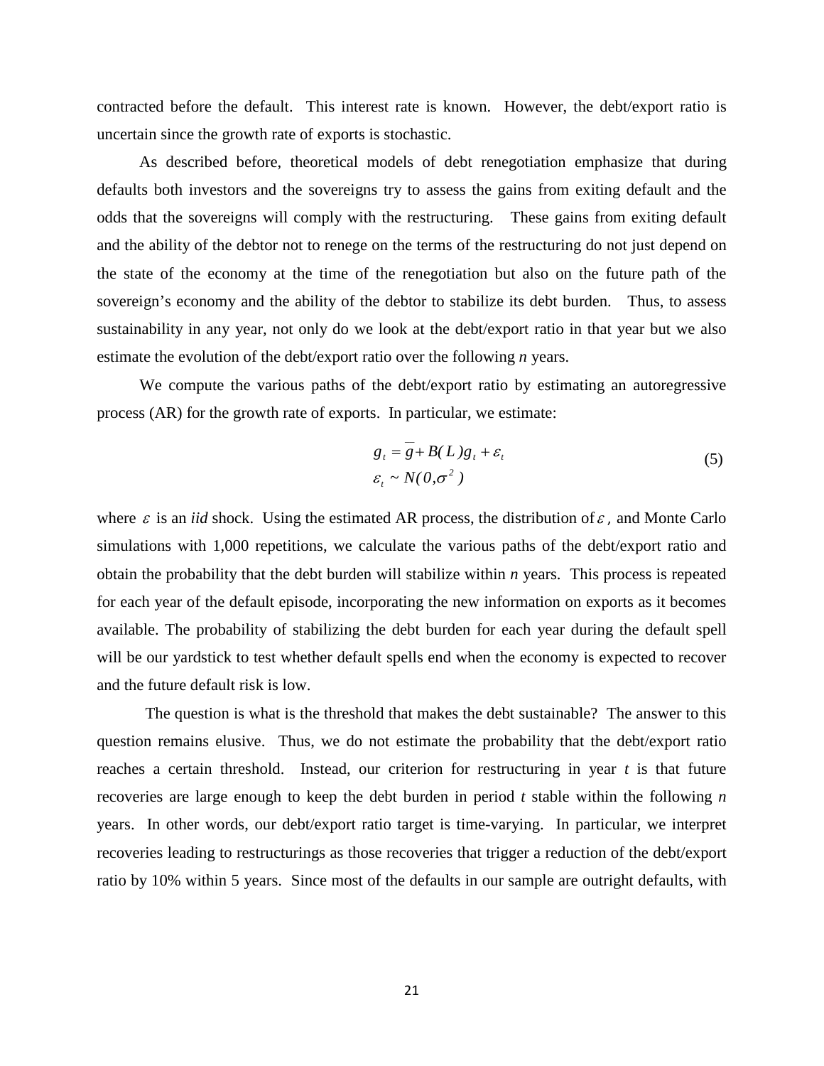contracted before the default. This interest rate is known. However, the debt/export ratio is uncertain since the growth rate of exports is stochastic.

As described before, theoretical models of debt renegotiation emphasize that during defaults both investors and the sovereigns try to assess the gains from exiting default and the odds that the sovereigns will comply with the restructuring. These gains from exiting default and the ability of the debtor not to renege on the terms of the restructuring do not just depend on the state of the economy at the time of the renegotiation but also on the future path of the sovereign's economy and the ability of the debtor to stabilize its debt burden. Thus, to assess sustainability in any year, not only do we look at the debt/export ratio in that year but we also estimate the evolution of the debt/export ratio over the following *n* years.

We compute the various paths of the debt/export ratio by estimating an autoregressive process (AR) for the growth rate of exports. In particular, we estimate:

$$
\begin{aligned}
g_t &= \bar{g} + B(L)g_t + \varepsilon_t \\
\varepsilon_t &\sim N(0, \sigma^2)
\end{aligned}
\tag{5}
$$

where $\varepsilon$ is an *iid* shock. Using the estimated AR process, the distribution of $\varepsilon$, and Monte Carlo simulations with 1,000 repetitions, we calculate the various paths of the debt/export ratio and obtain the probability that the debt burden will stabilize within *n* years. This process is repeated for each year of the default episode, incorporating the new information on exports as it becomes available. The probability of stabilizing the debt burden for each year during the default spell will be our yardstick to test whether default spells end when the economy is expected to recover and the future default risk is low.

The question is what is the threshold that makes the debt sustainable? The answer to this question remains elusive. Thus, we do not estimate the probability that the debt/export ratio reaches a certain threshold. Instead, our criterion for restructuring in year *t* is that future recoveries are large enough to keep the debt burden in period *t* stable within the following *n* years. In other words, our debt/export ratio target is time-varying. In particular, we interpret recoveries leading to restructurings as those recoveries that trigger a reduction of the debt/export ratio by 10% within 5 years. Since most of the defaults in our sample are outright defaults, with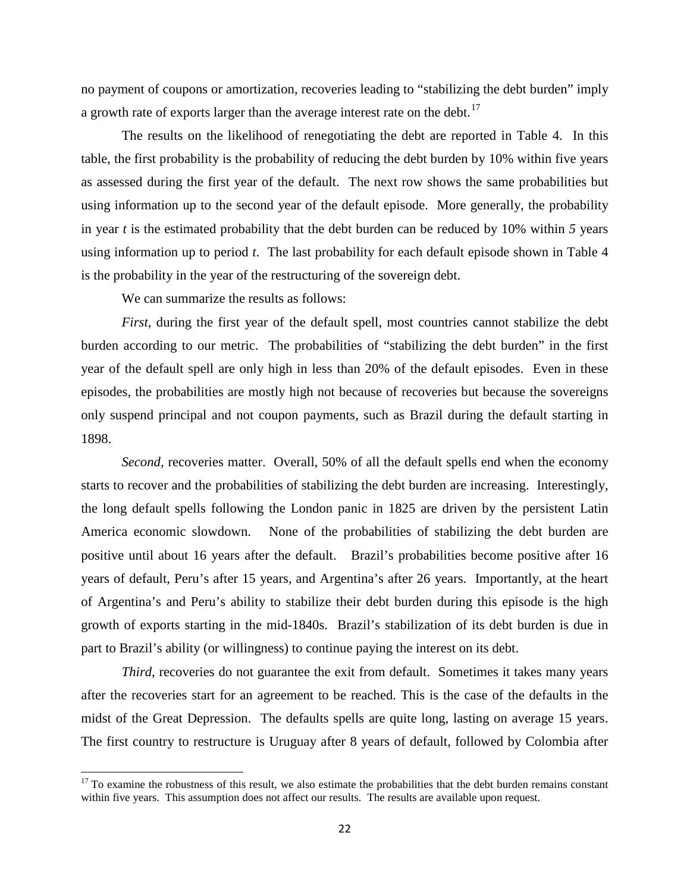no payment of coupons or amortization, recoveries leading to "stabilizing the debt burden" imply a growth rate of exports larger than the average interest rate on the debt.[17]

The results on the likelihood of renegotiating the debt are reported in Table 4. In this table, the first probability is the probability of reducing the debt burden by 10% within five years as assessed during the first year of the default. The next row shows the same probabilities but using information up to the second year of the default episode. More generally, the probability in year *t* is the estimated probability that the debt burden can be reduced by 10% within *5* years using information up to period *t*. The last probability for each default episode shown in Table 4 is the probability in the year of the restructuring of the sovereign debt.

We can summarize the results as follows:

*First*, during the first year of the default spell, most countries cannot stabilize the debt burden according to our metric. The probabilities of "stabilizing the debt burden" in the first year of the default spell are only high in less than 20% of the default episodes. Even in these episodes, the probabilities are mostly high not because of recoveries but because the sovereigns only suspend principal and not coupon payments, such as Brazil during the default starting in 1898.

*Second,* recoveries matter. Overall, 50% of all the default spells end when the economy starts to recover and the probabilities of stabilizing the debt burden are increasing. Interestingly, the long default spells following the London panic in 1825 are driven by the persistent Latin America economic slowdown. None of the probabilities of stabilizing the debt burden are positive until about 16 years after the default. Brazil's probabilities become positive after 16 years of default, Peru's after 15 years, and Argentina's after 26 years. Importantly, at the heart of Argentina's and Peru's ability to stabilize their debt burden during this episode is the high growth of exports starting in the mid-1840s. Brazil's stabilization of its debt burden is due in part to Brazil's ability (or willingness) to continue paying the interest on its debt.

*Third*, recoveries do not guarantee the exit from default. Sometimes it takes many years after the recoveries start for an agreement to be reached. This is the case of the defaults in the midst of the Great Depression. The defaults spells are quite long, lasting on average 15 years. The first country to restructure is Uruguay after 8 years of default, followed by Colombia after

[17] To examine the robustness of this result, we also estimate the probabilities that the debt burden remains constant within five years. This assumption does not affect our results. The results are available upon request.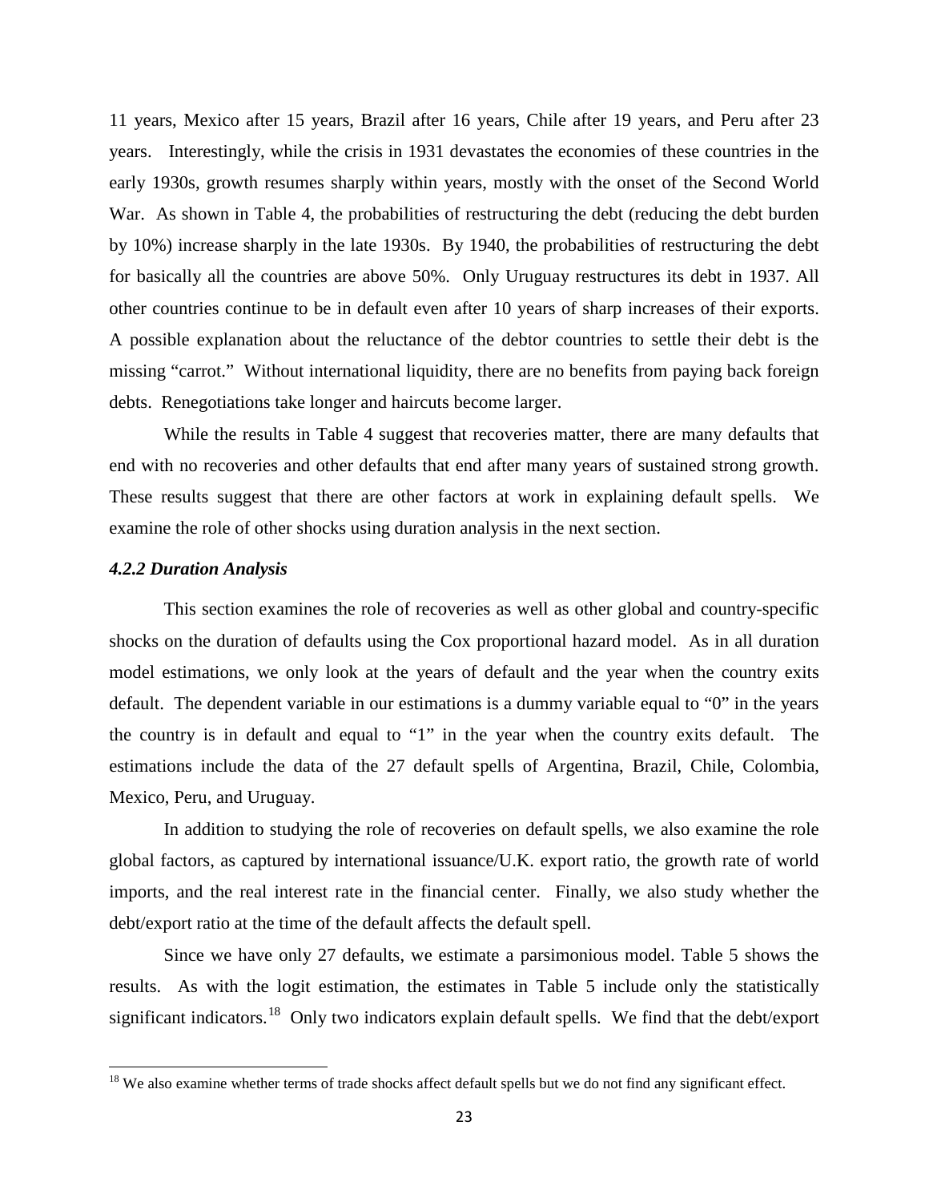11 years, Mexico after 15 years, Brazil after 16 years, Chile after 19 years, and Peru after 23 years. Interestingly, while the crisis in 1931 devastates the economies of these countries in the early 1930s, growth resumes sharply within years, mostly with the onset of the Second World War. As shown in Table 4, the probabilities of restructuring the debt (reducing the debt burden by 10%) increase sharply in the late 1930s. By 1940, the probabilities of restructuring the debt for basically all the countries are above 50%. Only Uruguay restructures its debt in 1937. All other countries continue to be in default even after 10 years of sharp increases of their exports. A possible explanation about the reluctance of the debtor countries to settle their debt is the missing "carrot." Without international liquidity, there are no benefits from paying back foreign debts. Renegotiations take longer and haircuts become larger.

While the results in Table 4 suggest that recoveries matter, there are many defaults that end with no recoveries and other defaults that end after many years of sustained strong growth. These results suggest that there are other factors at work in explaining default spells. We examine the role of other shocks using duration analysis in the next section.

#### *4.2.2 Duration Analysis*

This section examines the role of recoveries as well as other global and country-specific shocks on the duration of defaults using the Cox proportional hazard model. As in all duration model estimations, we only look at the years of default and the year when the country exits default. The dependent variable in our estimations is a dummy variable equal to "0" in the years the country is in default and equal to "1" in the year when the country exits default. The estimations include the data of the 27 default spells of Argentina, Brazil, Chile, Colombia, Mexico, Peru, and Uruguay.

In addition to studying the role of recoveries on default spells, we also examine the role global factors, as captured by international issuance/U.K. export ratio, the growth rate of world imports, and the real interest rate in the financial center. Finally, we also study whether the debt/export ratio at the time of the default affects the default spell.

Since we have only 27 defaults, we estimate a parsimonious model. Table 5 shows the results. As with the logit estimation, the estimates in Table 5 include only the statistically significant indicators.[18] Only two indicators explain default spells. We find that the debt/export

[18] We also examine whether terms of trade shocks affect default spells but we do not find any significant effect.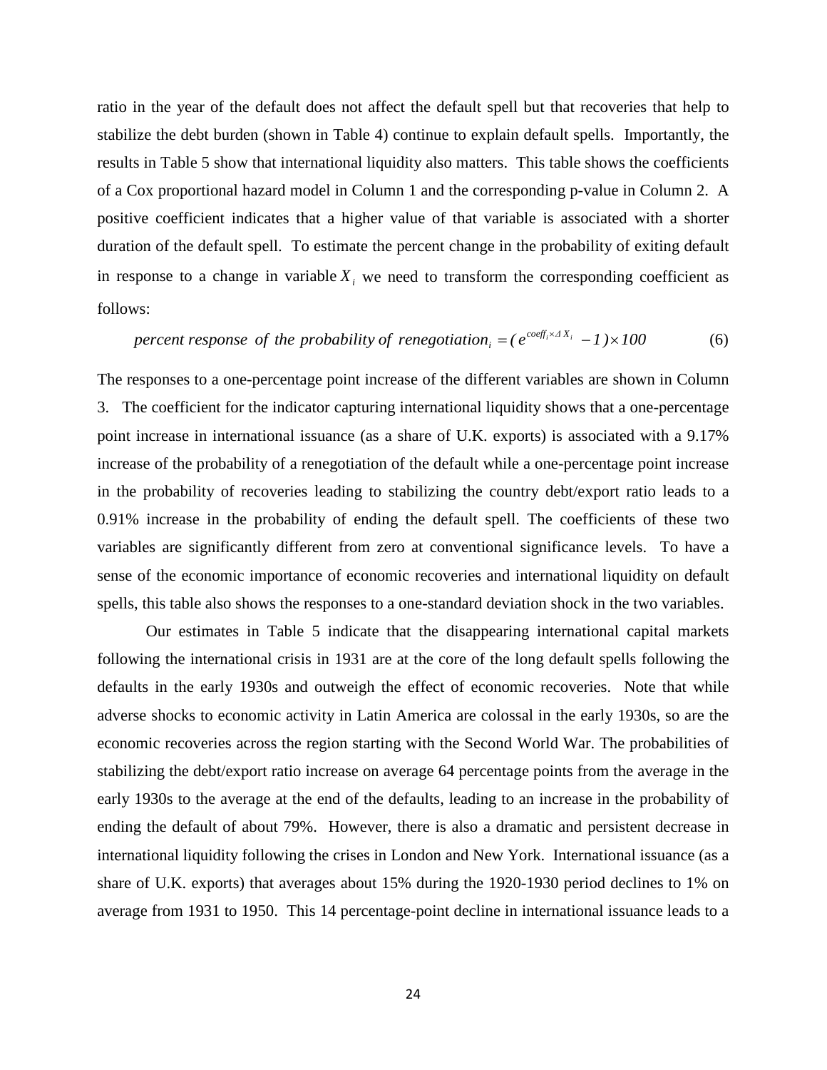ratio in the year of the default does not affect the default spell but that recoveries that help to stabilize the debt burden (shown in Table 4) continue to explain default spells. Importantly, the results in Table 5 show that international liquidity also matters. This table shows the coefficients of a Cox proportional hazard model in Column 1 and the corresponding p-value in Column 2. A positive coefficient indicates that a higher value of that variable is associated with a shorter duration of the default spell. To estimate the percent change in the probability of exiting default in response to a change in variable $X_i$ we need to transform the corresponding coefficient as follows:

$$\textit{percent response of the probability of renegotiation}_i = (e^{coeff_i \times \Delta X_i} - 1) \times 100 \qquad (6)$$

The responses to a one-percentage point increase of the different variables are shown in Column 3. The coefficient for the indicator capturing international liquidity shows that a one-percentage point increase in international issuance (as a share of U.K. exports) is associated with a 9.17% increase of the probability of a renegotiation of the default while a one-percentage point increase in the probability of recoveries leading to stabilizing the country debt/export ratio leads to a 0.91% increase in the probability of ending the default spell. The coefficients of these two variables are significantly different from zero at conventional significance levels. To have a sense of the economic importance of economic recoveries and international liquidity on default spells, this table also shows the responses to a one-standard deviation shock in the two variables.

Our estimates in Table 5 indicate that the disappearing international capital markets following the international crisis in 1931 are at the core of the long default spells following the defaults in the early 1930s and outweigh the effect of economic recoveries. Note that while adverse shocks to economic activity in Latin America are colossal in the early 1930s, so are the economic recoveries across the region starting with the Second World War. The probabilities of stabilizing the debt/export ratio increase on average 64 percentage points from the average in the early 1930s to the average at the end of the defaults, leading to an increase in the probability of ending the default of about 79%. However, there is also a dramatic and persistent decrease in international liquidity following the crises in London and New York. International issuance (as a share of U.K. exports) that averages about 15% during the 1920-1930 period declines to 1% on average from 1931 to 1950. This 14 percentage-point decline in international issuance leads to a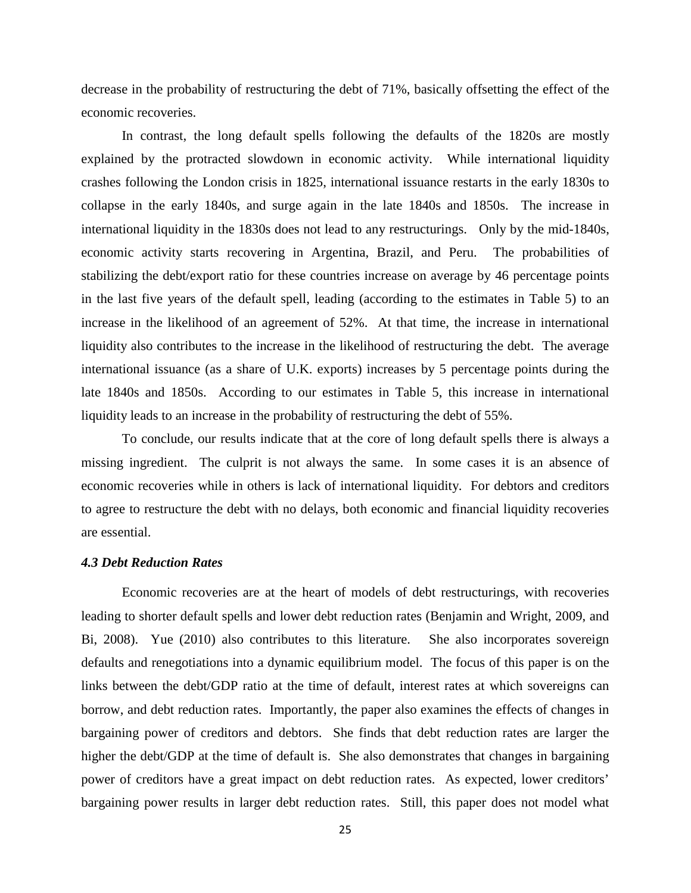decrease in the probability of restructuring the debt of 71%, basically offsetting the effect of the economic recoveries.

In contrast, the long default spells following the defaults of the 1820s are mostly explained by the protracted slowdown in economic activity. While international liquidity crashes following the London crisis in 1825, international issuance restarts in the early 1830s to collapse in the early 1840s, and surge again in the late 1840s and 1850s. The increase in international liquidity in the 1830s does not lead to any restructurings. Only by the mid-1840s, economic activity starts recovering in Argentina, Brazil, and Peru. The probabilities of stabilizing the debt/export ratio for these countries increase on average by 46 percentage points in the last five years of the default spell, leading (according to the estimates in Table 5) to an increase in the likelihood of an agreement of 52%. At that time, the increase in international liquidity also contributes to the increase in the likelihood of restructuring the debt. The average international issuance (as a share of U.K. exports) increases by 5 percentage points during the late 1840s and 1850s. According to our estimates in Table 5, this increase in international liquidity leads to an increase in the probability of restructuring the debt of 55%.

To conclude, our results indicate that at the core of long default spells there is always a missing ingredient. The culprit is not always the same. In some cases it is an absence of economic recoveries while in others is lack of international liquidity. For debtors and creditors to agree to restructure the debt with no delays, both economic and financial liquidity recoveries are essential.

### *4.3 Debt Reduction Rates*

Economic recoveries are at the heart of models of debt restructurings, with recoveries leading to shorter default spells and lower debt reduction rates (Benjamin and Wright, 2009, and Bi, 2008). Yue (2010) also contributes to this literature. She also incorporates sovereign defaults and renegotiations into a dynamic equilibrium model. The focus of this paper is on the links between the debt/GDP ratio at the time of default, interest rates at which sovereigns can borrow, and debt reduction rates. Importantly, the paper also examines the effects of changes in bargaining power of creditors and debtors. She finds that debt reduction rates are larger the higher the debt/GDP at the time of default is. She also demonstrates that changes in bargaining power of creditors have a great impact on debt reduction rates. As expected, lower creditors' bargaining power results in larger debt reduction rates. Still, this paper does not model what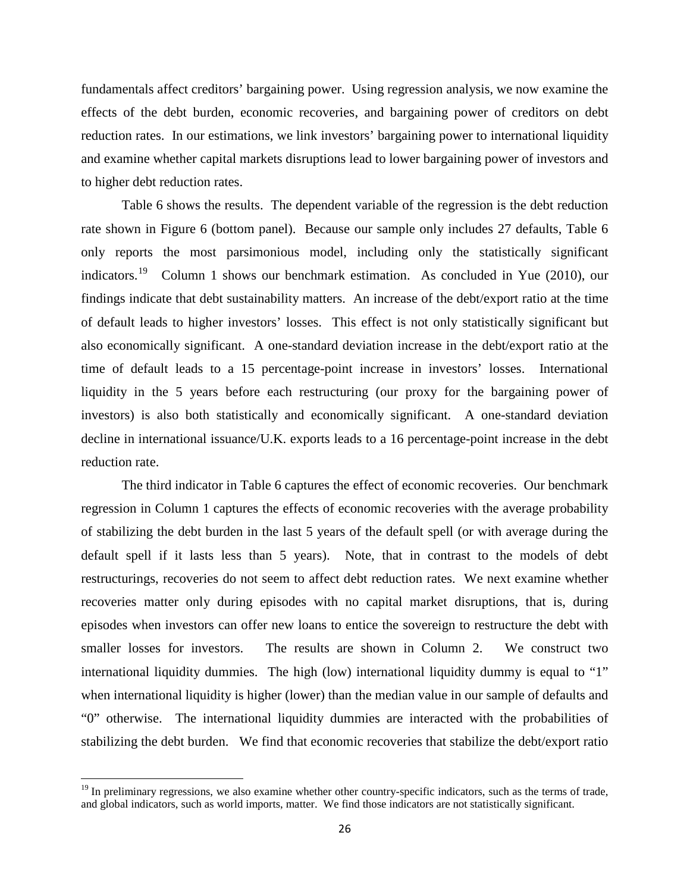fundamentals affect creditors' bargaining power. Using regression analysis, we now examine the effects of the debt burden, economic recoveries, and bargaining power of creditors on debt reduction rates. In our estimations, we link investors' bargaining power to international liquidity and examine whether capital markets disruptions lead to lower bargaining power of investors and to higher debt reduction rates.

Table 6 shows the results. The dependent variable of the regression is the debt reduction rate shown in Figure 6 (bottom panel). Because our sample only includes 27 defaults, Table 6 only reports the most parsimonious model, including only the statistically significant indicators.[19] Column 1 shows our benchmark estimation. As concluded in Yue (2010), our findings indicate that debt sustainability matters. An increase of the debt/export ratio at the time of default leads to higher investors' losses. This effect is not only statistically significant but also economically significant. A one-standard deviation increase in the debt/export ratio at the time of default leads to a 15 percentage-point increase in investors' losses. International liquidity in the 5 years before each restructuring (our proxy for the bargaining power of investors) is also both statistically and economically significant. A one-standard deviation decline in international issuance/U.K. exports leads to a 16 percentage-point increase in the debt reduction rate.

The third indicator in Table 6 captures the effect of economic recoveries. Our benchmark regression in Column 1 captures the effects of economic recoveries with the average probability of stabilizing the debt burden in the last 5 years of the default spell (or with average during the default spell if it lasts less than 5 years). Note, that in contrast to the models of debt restructurings, recoveries do not seem to affect debt reduction rates. We next examine whether recoveries matter only during episodes with no capital market disruptions, that is, during episodes when investors can offer new loans to entice the sovereign to restructure the debt with smaller losses for investors. The results are shown in Column 2. We construct two international liquidity dummies. The high (low) international liquidity dummy is equal to "1" when international liquidity is higher (lower) than the median value in our sample of defaults and "0" otherwise. The international liquidity dummies are interacted with the probabilities of stabilizing the debt burden. We find that economic recoveries that stabilize the debt/export ratio

[19] In preliminary regressions, we also examine whether other country-specific indicators, such as the terms of trade, and global indicators, such as world imports, matter. We find those indicators are not statistically significant.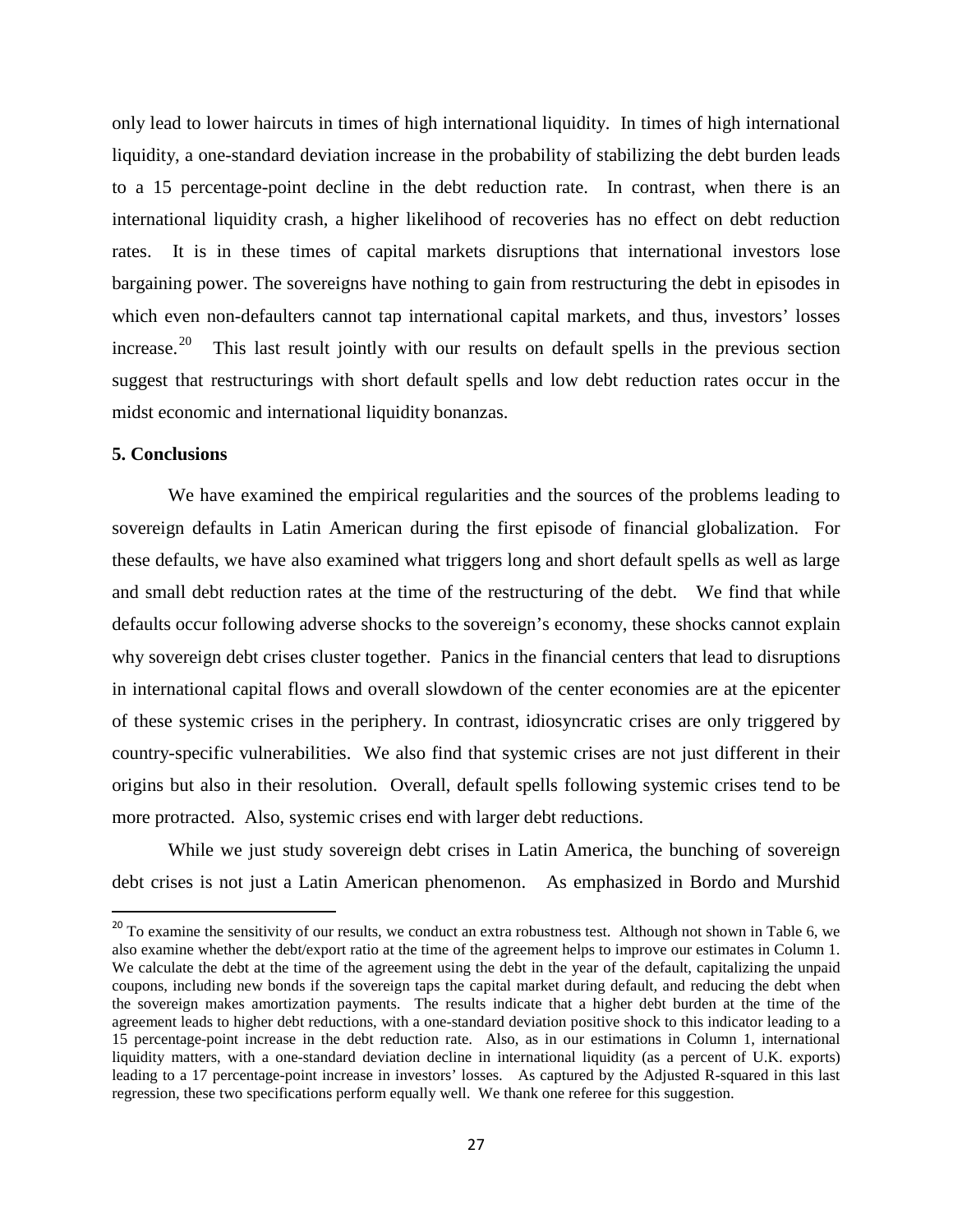only lead to lower haircuts in times of high international liquidity. In times of high international liquidity, a one-standard deviation increase in the probability of stabilizing the debt burden leads to a 15 percentage-point decline in the debt reduction rate. In contrast, when there is an international liquidity crash, a higher likelihood of recoveries has no effect on debt reduction rates. It is in these times of capital markets disruptions that international investors lose bargaining power. The sovereigns have nothing to gain from restructuring the debt in episodes in which even non-defaulters cannot tap international capital markets, and thus, investors' losses increase.[20] This last result jointly with our results on default spells in the previous section suggest that restructurings with short default spells and low debt reduction rates occur in the midst economic and international liquidity bonanzas.

## 5. Conclusions

We have examined the empirical regularities and the sources of the problems leading to sovereign defaults in Latin American during the first episode of financial globalization. For these defaults, we have also examined what triggers long and short default spells as well as large and small debt reduction rates at the time of the restructuring of the debt. We find that while defaults occur following adverse shocks to the sovereign's economy, these shocks cannot explain why sovereign debt crises cluster together. Panics in the financial centers that lead to disruptions in international capital flows and overall slowdown of the center economies are at the epicenter of these systemic crises in the periphery. In contrast, idiosyncratic crises are only triggered by country-specific vulnerabilities. We also find that systemic crises are not just different in their origins but also in their resolution. Overall, default spells following systemic crises tend to be more protracted. Also, systemic crises end with larger debt reductions.

While we just study sovereign debt crises in Latin America, the bunching of sovereign debt crises is not just a Latin American phenomenon. As emphasized in Bordo and Murshid

---

[20] To examine the sensitivity of our results, we conduct an extra robustness test. Although not shown in Table 6, we also examine whether the debt/export ratio at the time of the agreement helps to improve our estimates in Column 1. We calculate the debt at the time of the agreement using the debt in the year of the default, capitalizing the unpaid coupons, including new bonds if the sovereign taps the capital market during default, and reducing the debt when the sovereign makes amortization payments. The results indicate that a higher debt burden at the time of the agreement leads to higher debt reductions, with a one-standard deviation positive shock to this indicator leading to a 15 percentage-point increase in the debt reduction rate. Also, as in our estimations in Column 1, international liquidity matters, with a one-standard deviation decline in international liquidity (as a percent of U.K. exports) leading to a 17 percentage-point increase in investors' losses. As captured by the Adjusted R-squared in this last regression, these two specifications perform equally well. We thank one referee for this suggestion.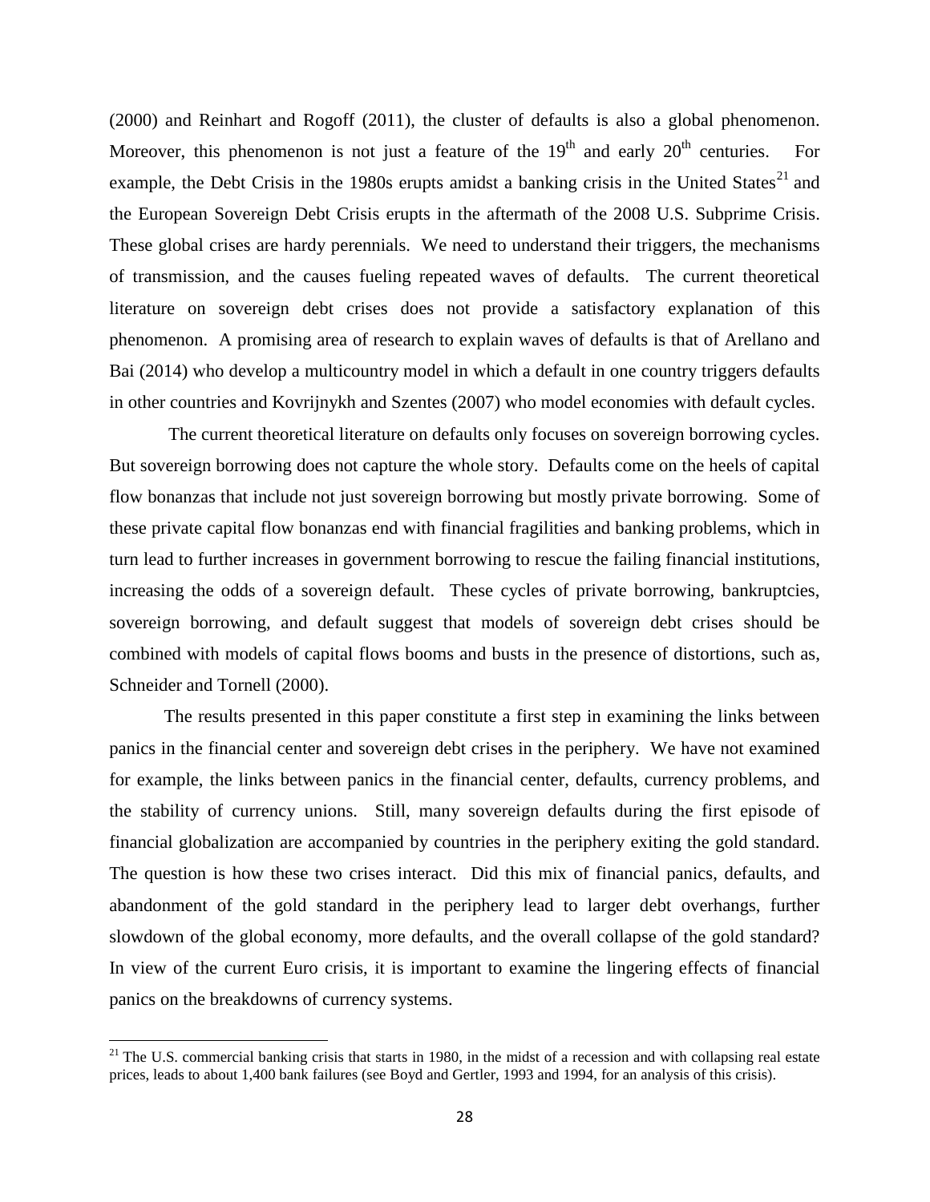(2000) and Reinhart and Rogoff (2011), the cluster of defaults is also a global phenomenon. Moreover, this phenomenon is not just a feature of the 19th and early 20th centuries. For example, the Debt Crisis in the 1980s erupts amidst a banking crisis in the United States[21] and the European Sovereign Debt Crisis erupts in the aftermath of the 2008 U.S. Subprime Crisis. These global crises are hardy perennials. We need to understand their triggers, the mechanisms of transmission, and the causes fueling repeated waves of defaults. The current theoretical literature on sovereign debt crises does not provide a satisfactory explanation of this phenomenon. A promising area of research to explain waves of defaults is that of Arellano and Bai (2014) who develop a multicountry model in which a default in one country triggers defaults in other countries and Kovrijnykh and Szentes (2007) who model economies with default cycles.

The current theoretical literature on defaults only focuses on sovereign borrowing cycles. But sovereign borrowing does not capture the whole story. Defaults come on the heels of capital flow bonanzas that include not just sovereign borrowing but mostly private borrowing. Some of these private capital flow bonanzas end with financial fragilities and banking problems, which in turn lead to further increases in government borrowing to rescue the failing financial institutions, increasing the odds of a sovereign default. These cycles of private borrowing, bankruptcies, sovereign borrowing, and default suggest that models of sovereign debt crises should be combined with models of capital flows booms and busts in the presence of distortions, such as, Schneider and Tornell (2000).

The results presented in this paper constitute a first step in examining the links between panics in the financial center and sovereign debt crises in the periphery. We have not examined for example, the links between panics in the financial center, defaults, currency problems, and the stability of currency unions. Still, many sovereign defaults during the first episode of financial globalization are accompanied by countries in the periphery exiting the gold standard. The question is how these two crises interact. Did this mix of financial panics, defaults, and abandonment of the gold standard in the periphery lead to larger debt overhangs, further slowdown of the global economy, more defaults, and the overall collapse of the gold standard? In view of the current Euro crisis, it is important to examine the lingering effects of financial panics on the breakdowns of currency systems.

[21] The U.S. commercial banking crisis that starts in 1980, in the midst of a recession and with collapsing real estate prices, leads to about 1,400 bank failures (see Boyd and Gertler, 1993 and 1994, for an analysis of this crisis).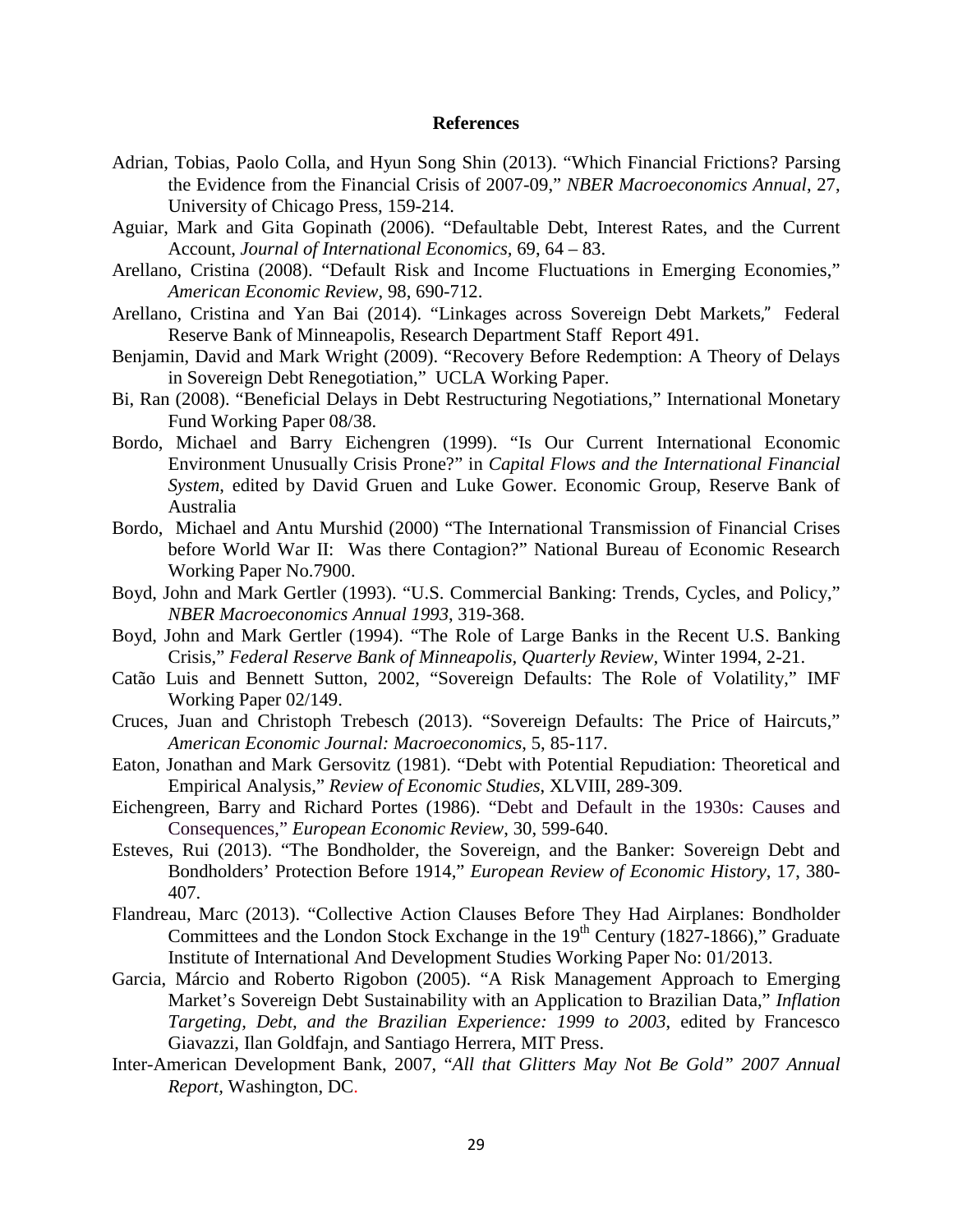## References

Adrian, Tobias, Paolo Colla, and Hyun Song Shin (2013). "Which Financial Frictions? Parsing the Evidence from the Financial Crisis of 2007-09," *NBER Macroeconomics Annual*, 27, University of Chicago Press, 159-214.

Aguiar, Mark and Gita Gopinath (2006). "Defaultable Debt, Interest Rates, and the Current Account, *Journal of International Economics*, 69, 64 – 83.

Arellano, Cristina (2008). "Default Risk and Income Fluctuations in Emerging Economies," *American Economic Review*, 98, 690-712.

Arellano, Cristina and Yan Bai (2014). "Linkages across Sovereign Debt Markets," Federal Reserve Bank of Minneapolis, Research Department Staff Report 491.

Benjamin, David and Mark Wright (2009). "Recovery Before Redemption: A Theory of Delays in Sovereign Debt Renegotiation," UCLA Working Paper.

Bi, Ran (2008). "Beneficial Delays in Debt Restructuring Negotiations," International Monetary Fund Working Paper 08/38.

Bordo, Michael and Barry Eichengren (1999). "Is Our Current International Economic Environment Unusually Crisis Prone?" in *Capital Flows and the International Financial System*, edited by David Gruen and Luke Gower. Economic Group, Reserve Bank of Australia

Bordo, Michael and Antu Murshid (2000) "The International Transmission of Financial Crises before World War II: Was there Contagion?" National Bureau of Economic Research Working Paper No.7900.

Boyd, John and Mark Gertler (1993). "U.S. Commercial Banking: Trends, Cycles, and Policy," *NBER Macroeconomics Annual 1993*, 319-368.

Boyd, John and Mark Gertler (1994). "The Role of Large Banks in the Recent U.S. Banking Crisis," *Federal Reserve Bank of Minneapolis, Quarterly Review*, Winter 1994, 2-21.

Catão Luis and Bennett Sutton, 2002, "Sovereign Defaults: The Role of Volatility," IMF Working Paper 02/149.

Cruces, Juan and Christoph Trebesch (2013). "Sovereign Defaults: The Price of Haircuts," *American Economic Journal: Macroeconomics*, 5, 85-117.

Eaton, Jonathan and Mark Gersovitz (1981). "Debt with Potential Repudiation: Theoretical and Empirical Analysis," *Review of Economic Studies*, XLVIII, 289-309.

Eichengreen, Barry and Richard Portes (1986). "Debt and Default in the 1930s: Causes and Consequences," *European Economic Review*, 30, 599-640.

Esteves, Rui (2013). "The Bondholder, the Sovereign, and the Banker: Sovereign Debt and Bondholders' Protection Before 1914," *European Review of Economic History*, 17, 380-407.

Flandreau, Marc (2013). "Collective Action Clauses Before They Had Airplanes: Bondholder Committees and the London Stock Exchange in the 19th Century (1827-1866)," Graduate Institute of International And Development Studies Working Paper No: 01/2013.

Garcia, Márcio and Roberto Rigobon (2005). "A Risk Management Approach to Emerging Market's Sovereign Debt Sustainability with an Application to Brazilian Data," *Inflation Targeting, Debt, and the Brazilian Experience: 1999 to 2003*, edited by Francesco Giavazzi, Ilan Goldfajn, and Santiago Herrera, MIT Press.

Inter-American Development Bank, 2007, "*All that Glitters May Not Be Gold" 2007 Annual Report*, Washington, DC.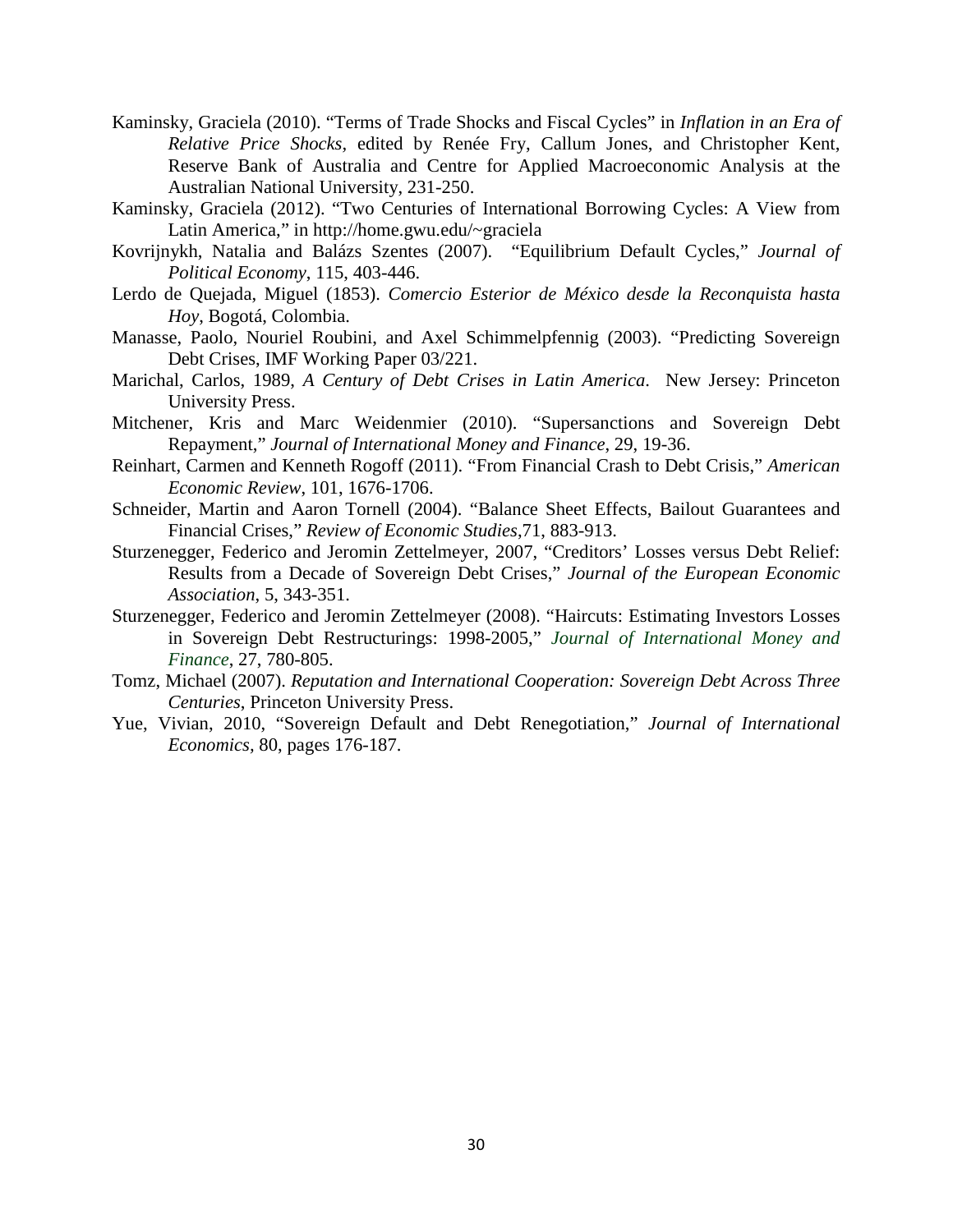Kaminsky, Graciela (2010). "Terms of Trade Shocks and Fiscal Cycles" in *Inflation in an Era of Relative Price Shocks*, edited by Renée Fry, Callum Jones, and Christopher Kent, Reserve Bank of Australia and Centre for Applied Macroeconomic Analysis at the Australian National University, 231-250.

Kaminsky, Graciela (2012). "Two Centuries of International Borrowing Cycles: A View from Latin America," in http://home.gwu.edu/~graciela

Kovrijnykh, Natalia and Balázs Szentes (2007). "Equilibrium Default Cycles," *Journal of Political Economy*, 115, 403-446.

Lerdo de Quejada, Miguel (1853). *Comercio Esterior de México desde la Reconquista hasta Hoy*, Bogotá, Colombia.

Manasse, Paolo, Nouriel Roubini, and Axel Schimmelpfennig (2003). "Predicting Sovereign Debt Crises, IMF Working Paper 03/221.

Marichal, Carlos, 1989, *A Century of Debt Crises in Latin America*. New Jersey: Princeton University Press.

Mitchener, Kris and Marc Weidenmier (2010). "Supersanctions and Sovereign Debt Repayment," *Journal of International Money and Finance*, 29, 19-36.

Reinhart, Carmen and Kenneth Rogoff (2011). "From Financial Crash to Debt Crisis," *American Economic Review*, 101, 1676-1706.

Schneider, Martin and Aaron Tornell (2004). "Balance Sheet Effects, Bailout Guarantees and Financial Crises," *Review of Economic Studies*,71, 883-913.

Sturzenegger, Federico and Jeromin Zettelmeyer, 2007, "Creditors' Losses versus Debt Relief: Results from a Decade of Sovereign Debt Crises," *Journal of the European Economic Association*, 5, 343-351.

Sturzenegger, Federico and Jeromin Zettelmeyer (2008). "Haircuts: Estimating Investors Losses in Sovereign Debt Restructurings: 1998-2005," *Journal of International Money and Finance*, 27, 780-805.

Tomz, Michael (2007). *Reputation and International Cooperation: Sovereign Debt Across Three Centuries*, Princeton University Press.

Yue, Vivian, 2010, "Sovereign Default and Debt Renegotiation," *Journal of International Economics*, 80, pages 176-187.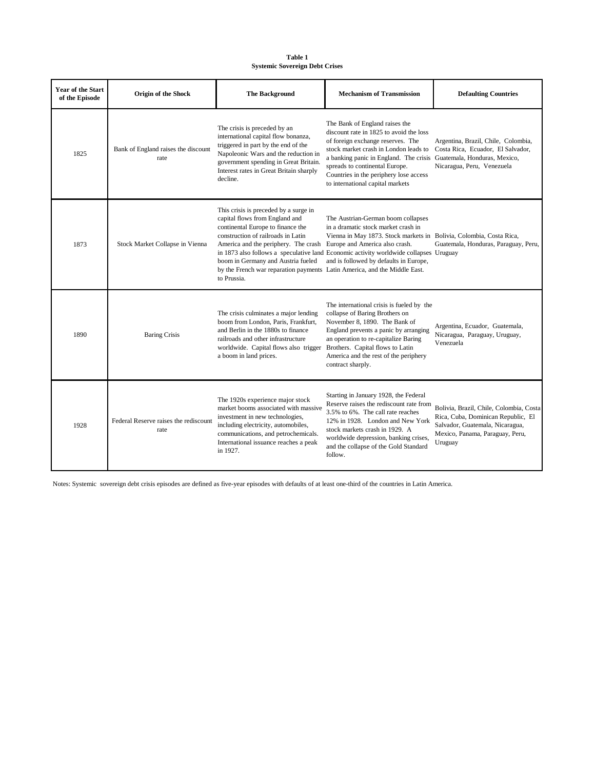**Table 1**
**Systemic Sovereign Debt Crises**

| Year of the Start of the Episode | Origin of the Shock | The Background | Mechanism of Transmission | Defaulting Countries |
|---|---|---|---|---|
| 1825 | Bank of England raises the discount rate | The crisis is preceded by an international capital flow bonanza, triggered in part by the end of the Napoleonic Wars and the reduction in government spending in Great Britain. Interest rates in Great Britain sharply decline. | The Bank of England raises the discount rate in 1825 to avoid the loss of foreign exchange reserves. The stock market crash in London leads to a banking panic in England. The crisis spreads to continental Europe. Countries in the periphery lose access to international capital markets | Argentina, Brazil, Chile, Colombia, Costa Rica, Ecuador, El Salvador, Guatemala, Honduras, Mexico, Nicaragua, Peru, Venezuela |
| 1873 | Stock Market Collapse in Vienna | This crisis is preceded by a surge in capital flows from England and continental Europe to finance the construction of railroads in Latin America and the periphery. The crash in 1873 also follows a speculative land boom in Germany and Austria fueled by the French war reparation payments to Prussia. | The Austrian-German boom collapses in a dramatic stock market crash in Vienna in May 1873. Stock markets in Europe and America also crash. Economic activity worldwide collapses and is followed by defaults in Europe, Latin America, and the Middle East. | Bolivia, Colombia, Costa Rica, Guatemala, Honduras, Paraguay, Peru, Uruguay |
| 1890 | Baring Crisis | The crisis culminates a major lending boom from London, Paris, Frankfurt, and Berlin in the 1880s to finance railroads and other infrastructure worldwide. Capital flows also trigger a boom in land prices. | The international crisis is fueled by the collapse of Baring Brothers on November 8, 1890. The Bank of England prevents a panic by arranging an operation to re-capitalize Baring Brothers. Capital flows to Latin America and the rest of the periphery contract sharply. | Argentina, Ecuador, Guatemala, Nicaragua, Paraguay, Uruguay, Venezuela |
| 1928 | Federal Reserve raises the rediscount rate | The 1920s experience major stock market booms associated with massive investment in new technologies, including electricity, automobiles, communications, and petrochemicals. International issuance reaches a peak in 1927. | Starting in January 1928, the Federal Reserve raises the rediscount rate from 3.5% to 6%. The call rate reaches 12% in 1928. London and New York stock markets crash in 1929. A worldwide depression, banking crises, and the collapse of the Gold Standard follow. | Bolivia, Brazil, Chile, Colombia, Costa Rica, Cuba, Dominican Republic, El Salvador, Guatemala, Nicaragua, Mexico, Panama, Paraguay, Peru, Uruguay |

Notes: Systemic sovereign debt crisis episodes are defined as five-year episodes with defaults of at least one-third of the countries in Latin America.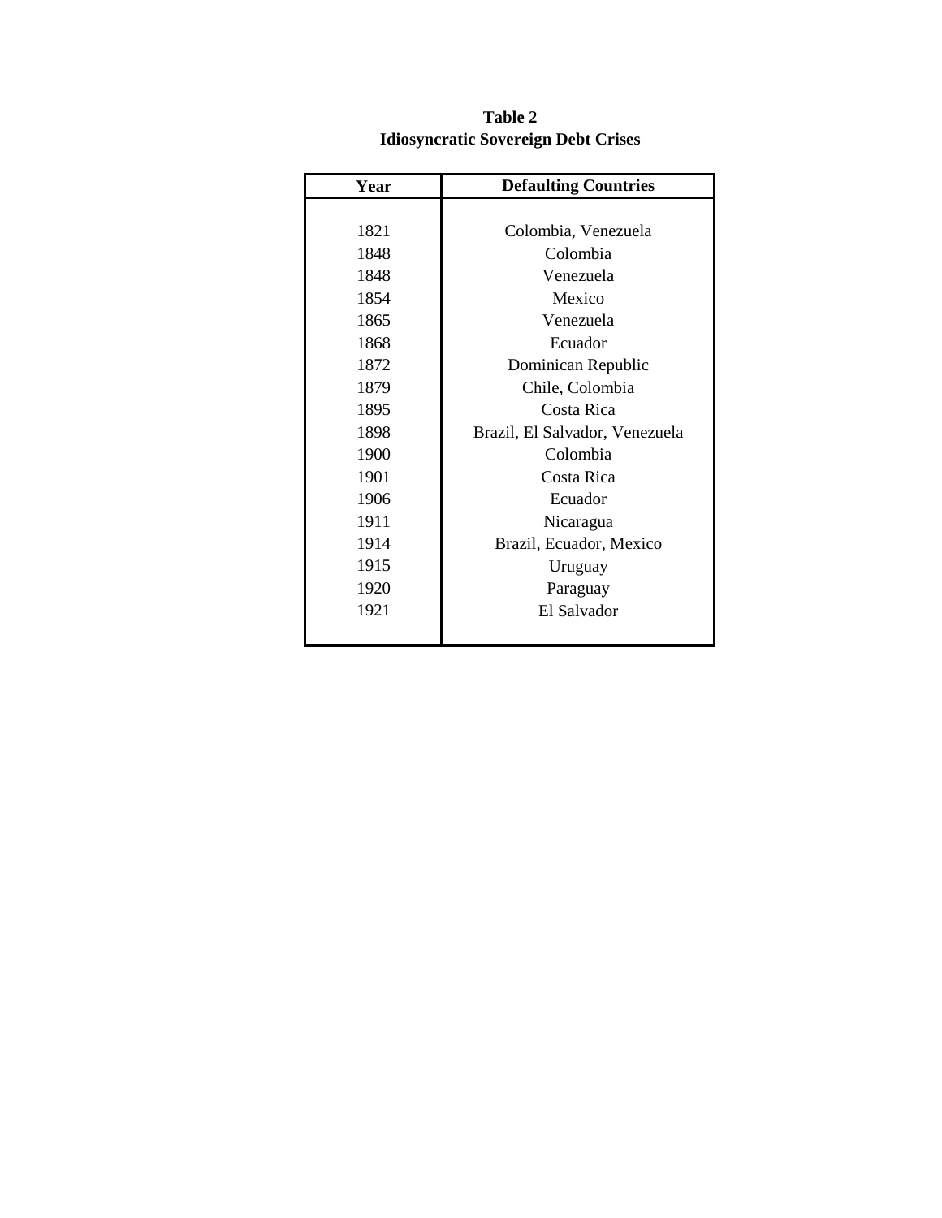**Table 2**
**Idiosyncratic Sovereign Debt Crises**

| Year | Defaulting Countries |
|---|---|
| 1821 | Colombia, Venezuela |
| 1848 | Colombia |
| 1848 | Venezuela |
| 1854 | Mexico |
| 1865 | Venezuela |
| 1868 | Ecuador |
| 1872 | Dominican Republic |
| 1879 | Chile, Colombia |
| 1895 | Costa Rica |
| 1898 | Brazil, El Salvador, Venezuela |
| 1900 | Colombia |
| 1901 | Costa Rica |
| 1906 | Ecuador |
| 1911 | Nicaragua |
| 1914 | Brazil, Ecuador, Mexico |
| 1915 | Uruguay |
| 1920 | Paraguay |
| 1921 | El Salvador |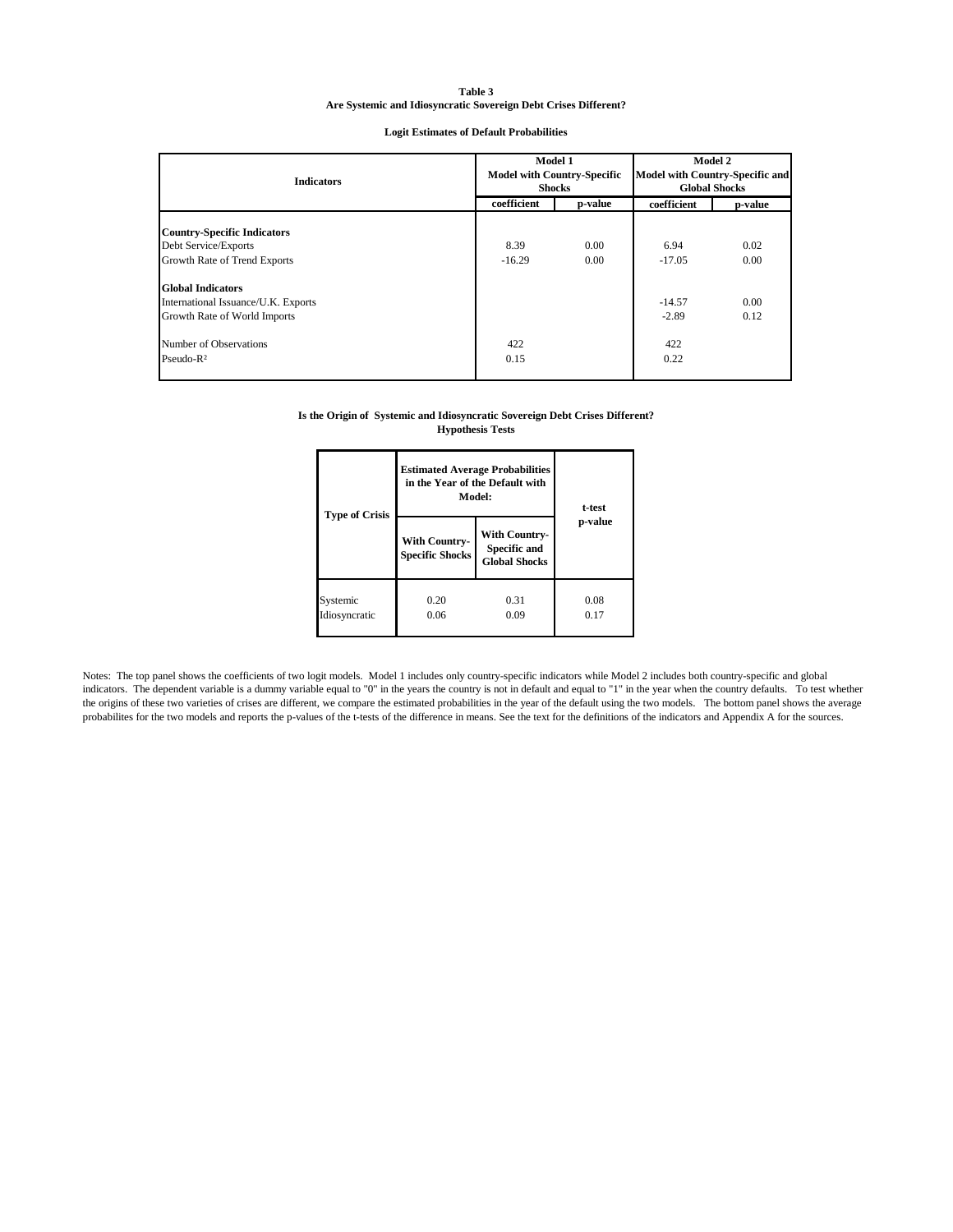**Table 3**
**Are Systemic and Idiosyncratic Sovereign Debt Crises Different?**

**Logit Estimates of Default Probabilities**

| Indicators | Model 1<br>Model with Country-Specific Shocks | | Model 2<br>Model with Country-Specific and Global Shocks | |
|---|---|---|---|---|
| | coefficient | p-value | coefficient | p-value |
| **Country-Specific Indicators** | | | | |
| Debt Service/Exports | 8.39 | 0.00 | 6.94 | 0.02 |
| Growth Rate of Trend Exports | -16.29 | 0.00 | -17.05 | 0.00 |
| **Global Indicators** | | | | |
| International Issuance/U.K. Exports | | | -14.57 | 0.00 |
| Growth Rate of World Imports | | | -2.89 | 0.12 |
| Number of Observations | 422 | | 422 | |
| Pseudo-$R^2$ | 0.15 | | 0.22 | |

**Is the Origin of Systemic and Idiosyncratic Sovereign Debt Crises Different?**
**Hypothesis Tests**

| Type of Crisis | Estimated Average Probabilities in the Year of the Default with Model: | | t-test p-value |
|---|---|---|---|
| | With Country-Specific Shocks | With Country-Specific and Global Shocks | |
| Systemic | 0.20 | 0.31 | 0.08 |
| Idiosyncratic | 0.06 | 0.09 | 0.17 |

Notes: The top panel shows the coefficients of two logit models. Model 1 includes only country-specific indicators while Model 2 includes both country-specific and global indicators. The dependent variable is a dummy variable equal to "0" in the years the country is not in default and equal to "1" in the year when the country defaults. To test whether the origins of these two varieties of crises are different, we compare the estimated probabilities in the year of the default using the two models. The bottom panel shows the average probabilites for the two models and reports the p-values of the t-tests of the difference in means. See the text for the definitions of the indicators and Appendix A for the sources.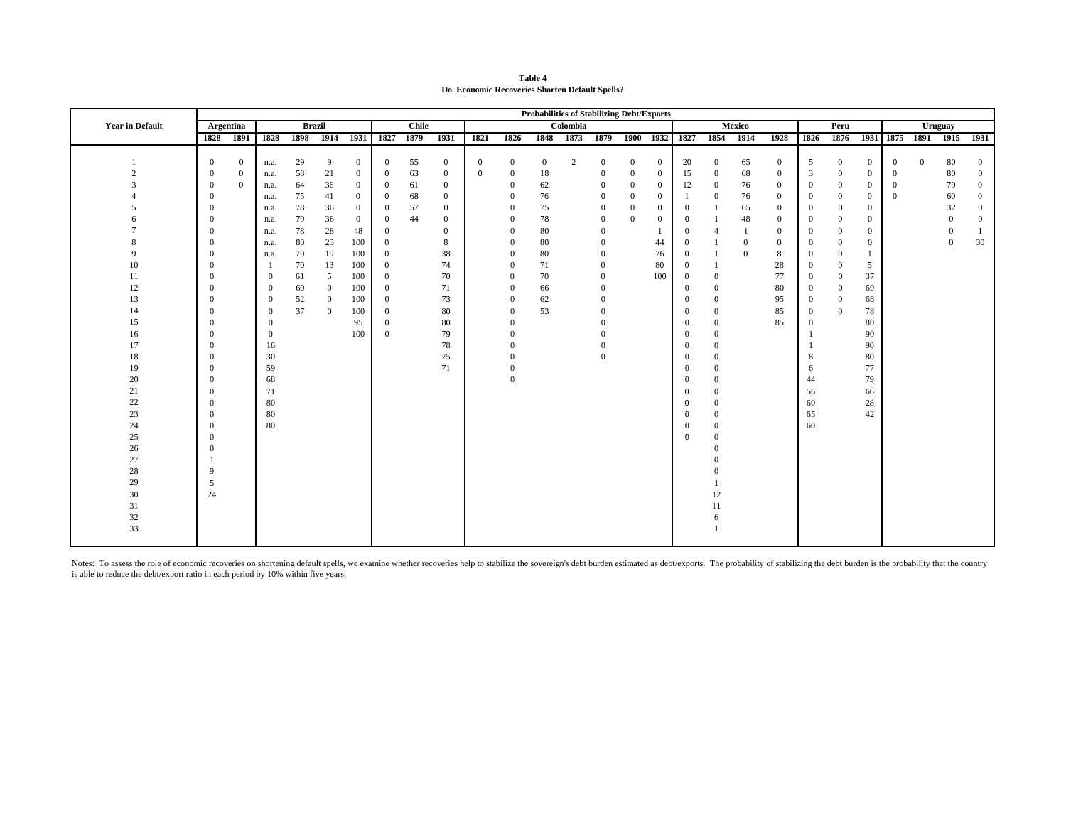**Table 4**
**Do Economic Recoveries Shorten Default Spells?**

| Year in Default | Probabilities of Stabilizing Debt/Exports | | | | | | | | | | | | | | | | | | | | | | | | | | | | | |
|---|---|---|---|---|---|---|---|---|---|---|---|---|---|---|---|---|---|---|---|---|---|---|---|---|---|---|---|---|---|---|
| | Argentina | | Brazil | | | | Chile | | | Colombia | | | | | | | Mexico | | | | Peru | | | Uruguay | | | |
| | 1828 | 1891 | 1828 | 1898 | 1914 | 1931 | 1827 | 1879 | 1931 | 1821 | 1826 | 1848 | 1873 | 1879 | 1900 | 1932 | 1827 | 1854 | 1914 | 1928 | 1826 | 1876 | 1931 | 1875 | 1891 | 1915 | 1931 |
| 1 | 0 | 0 | n.a. | 29 | 9 | 0 | 0 | 55 | 0 | 0 | 0 | 0 | 2 | 0 | 0 | 0 | 20 | 0 | 65 | 0 | 5 | 0 | 0 | 0 | 0 | 80 | 0 |
| 2 | 0 | 0 | n.a. | 58 | 21 | 0 | 0 | 63 | 0 | 0 | 0 | 18 | | 0 | 0 | 0 | 15 | 0 | 68 | 0 | 3 | 0 | 0 | 0 | | 80 | 0 |
| 3 | 0 | 0 | n.a. | 64 | 36 | 0 | 0 | 61 | 0 | | 0 | 62 | | 0 | 0 | 0 | 12 | 0 | 76 | 0 | 0 | 0 | 0 | 0 | | 79 | 0 |
| 4 | 0 | | n.a. | 75 | 41 | 0 | 0 | 68 | 0 | | 0 | 76 | | 0 | 0 | 0 | 1 | 0 | 76 | 0 | 0 | 0 | 0 | 0 | | 60 | 0 |
| 5 | 0 | | n.a. | 78 | 36 | 0 | 0 | 57 | 0 | | 0 | 75 | | 0 | 0 | 0 | 0 | 1 | 65 | 0 | 0 | 0 | 0 | | | 32 | 0 |
| 6 | 0 | | n.a. | 79 | 36 | 0 | 0 | 44 | 0 | | 0 | 78 | | 0 | 0 | 0 | 0 | 1 | 48 | 0 | 0 | 0 | 0 | | | 0 | 0 |
| 7 | 0 | | n.a. | 78 | 28 | 48 | 0 | | 0 | | 0 | 80 | | 0 | | 1 | 0 | 4 | 1 | 0 | 0 | 0 | 0 | | | 0 | 1 |
| 8 | 0 | | n.a. | 80 | 23 | 100 | 0 | | 8 | | 0 | 80 | | 0 | | 44 | 0 | 1 | 0 | 0 | 0 | 0 | 0 | | | 0 | 30 |
| 9 | 0 | | n.a. | 70 | 19 | 100 | 0 | | 38 | | 0 | 80 | | 0 | | 76 | 0 | 1 | 0 | 8 | 0 | 0 | 1 | | | | |
| 10 | 0 | | 1 | 70 | 13 | 100 | 0 | | 74 | | 0 | 71 | | 0 | | 80 | 0 | 1 | | 28 | 0 | 0 | 5 | | | | |
| 11 | 0 | | 0 | 61 | 5 | 100 | 0 | | 70 | | 0 | 70 | | 0 | | 100 | 0 | 0 | | 77 | 0 | 0 | 37 | | | | |
| 12 | 0 | | 0 | 60 | 0 | 100 | 0 | | 71 | | 0 | 66 | | 0 | | | 0 | 0 | | 80 | 0 | 0 | 69 | | | | |
| 13 | 0 | | 0 | 52 | 0 | 100 | 0 | | 73 | | 0 | 62 | | 0 | | | 0 | 0 | | 95 | 0 | 0 | 68 | | | | |
| 14 | 0 | | 0 | 37 | 0 | 100 | 0 | | 80 | | 0 | 53 | | 0 | | | 0 | 0 | | 85 | 0 | 0 | 78 | | | | |
| 15 | 0 | | 0 | | | 95 | 0 | | 80 | | 0 | | | 0 | | | 0 | 0 | | 85 | 0 | | 80 | | | | |
| 16 | 0 | | 0 | | | 100 | 0 | | 79 | | 0 | | | 0 | | | 0 | 0 | | | 1 | | 90 | | | | |
| 17 | 0 | | 16 | | | | | | 78 | | 0 | | | 0 | | | 0 | 0 | | | 1 | | 90 | | | | |
| 18 | 0 | | 30 | | | | | | 75 | | 0 | | | 0 | | | 0 | 0 | | | 8 | | 80 | | | | |
| 19 | 0 | | 59 | | | | | | 71 | | 0 | | | | | | 0 | 0 | | | 6 | | 77 | | | | |
| 20 | 0 | | 68 | | | | | | | | 0 | | | | | | 0 | 0 | | | 44 | | 79 | | | | |
| 21 | 0 | | 71 | | | | | | | | | | | | | | 0 | 0 | | | 56 | | 66 | | | | |
| 22 | 0 | | 80 | | | | | | | | | | | | | | 0 | 0 | | | 60 | | 28 | | | | |
| 23 | 0 | | 80 | | | | | | | | | | | | | | 0 | 0 | | | 65 | | 42 | | | | |
| 24 | 0 | | 80 | | | | | | | | | | | | | | 0 | 0 | | | 60 | | | | | | |
| 25 | 0 | | | | | | | | | | | | | | | | 0 | 0 | | | | | | | | | |
| 26 | 0 | | | | | | | | | | | | | | | | | 0 | | | | | | | | | |
| 27 | 1 | | | | | | | | | | | | | | | | | 0 | | | | | | | | | |
| 28 | 9 | | | | | | | | | | | | | | | | | 0 | | | | | | | | | |
| 29 | 5 | | | | | | | | | | | | | | | | | 1 | | | | | | | | | |
| 30 | 24 | | | | | | | | | | | | | | | | | 12 | | | | | | | | | |
| 31 | | | | | | | | | | | | | | | | | | 11 | | | | | | | | | |
| 32 | | | | | | | | | | | | | | | | | | 6 | | | | | | | | | |
| 33 | | | | | | | | | | | | | | | | | | 1 | | | | | | | | | |

Notes: To assess the role of economic recoveries on shortening default spells, we examine whether recoveries help to stabilize the sovereign's debt burden estimated as debt/exports. The probability of stabilizing the debt burden is the probability that the country is able to reduce the debt/export ratio in each period by 10% within five years.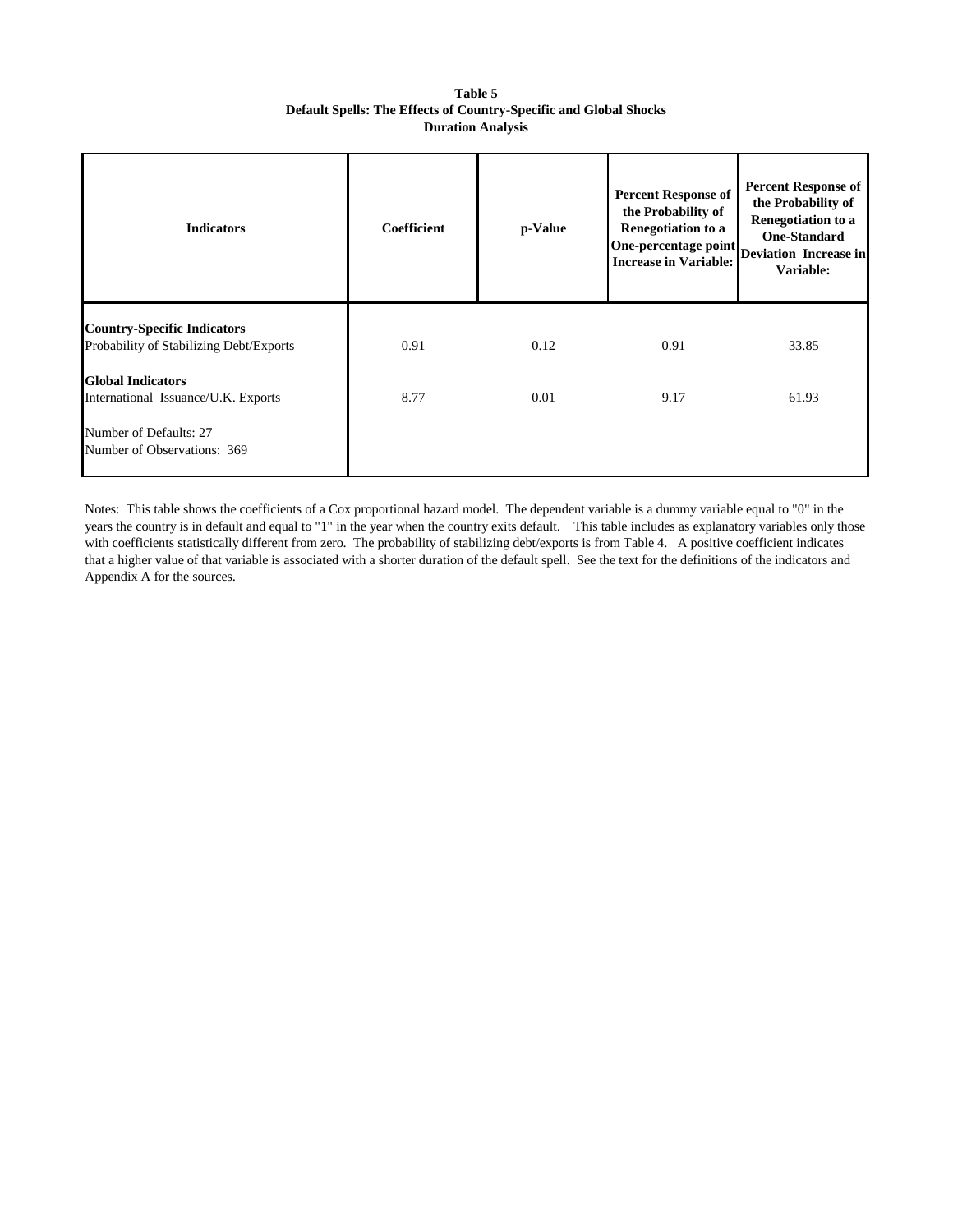**Table 5**
**Default Spells: The Effects of Country-Specific and Global Shocks**
**Duration Analysis**

| Indicators | Coefficient | p-Value | Percent Response of the Probability of Renegotiation to a One-percentage point Increase in Variable: | Percent Response of the Probability of Renegotiation to a One-Standard Deviation Increase in Variable: |
|---|---|---|---|---|
| **Country-Specific Indicators** | | | | |
| Probability of Stabilizing Debt/Exports | 0.91 | 0.12 | 0.91 | 33.85 |
| **Global Indicators** | | | | |
| International Issuance/U.K. Exports | 8.77 | 0.01 | 9.17 | 61.93 |
| Number of Defaults: 27 | | | | |
| Number of Observations: 369 | | | | |

Notes: This table shows the coefficients of a Cox proportional hazard model. The dependent variable is a dummy variable equal to "0" in the years the country is in default and equal to "1" in the year when the country exits default. This table includes as explanatory variables only those with coefficients statistically different from zero. The probability of stabilizing debt/exports is from Table 4. A positive coefficient indicates that a higher value of that variable is associated with a shorter duration of the default spell. See the text for the definitions of the indicators and Appendix A for the sources.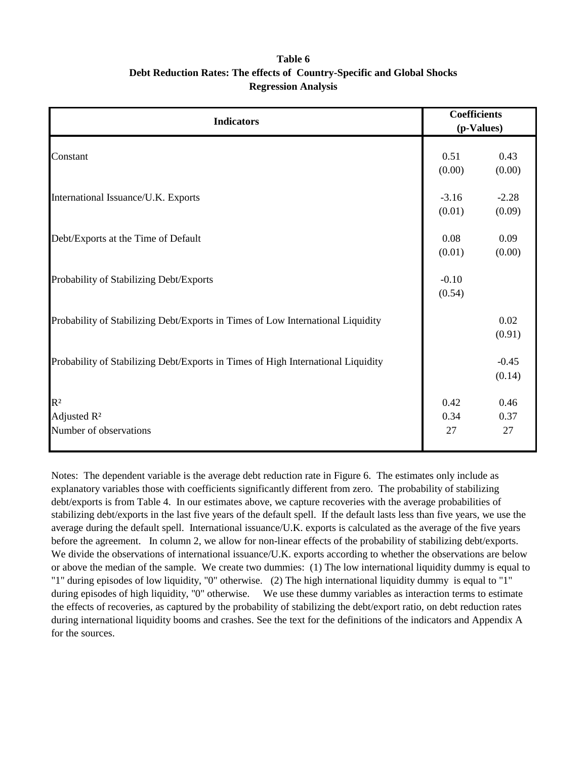**Table 6**
**Debt Reduction Rates: The effects of Country-Specific and Global Shocks**
**Regression Analysis**

| Indicators | Coefficients (p-Values) | |
|---|---|---|
| Constant | 0.51<br>(0.00) | 0.43<br>(0.00) |
| International Issuance/U.K. Exports | -3.16<br>(0.01) | -2.28<br>(0.09) |
| Debt/Exports at the Time of Default | 0.08<br>(0.01) | 0.09<br>(0.00) |
| Probability of Stabilizing Debt/Exports | -0.10<br>(0.54) | |
| Probability of Stabilizing Debt/Exports in Times of Low International Liquidity | | 0.02<br>(0.91) |
| Probability of Stabilizing Debt/Exports in Times of High International Liquidity | | -0.45<br>(0.14) |
| $R^2$ | 0.42 | 0.46 |
| Adjusted $R^2$ | 0.34 | 0.37 |
| Number of observations | 27 | 27 |

Notes: The dependent variable is the average debt reduction rate in Figure 6. The estimates only include as explanatory variables those with coefficients significantly different from zero. The probability of stabilizing debt/exports is from Table 4. In our estimates above, we capture recoveries with the average probabilities of stabilizing debt/exports in the last five years of the default spell. If the default lasts less than five years, we use the average during the default spell. International issuance/U.K. exports is calculated as the average of the five years before the agreement. In column 2, we allow for non-linear effects of the probability of stabilizing debt/exports. We divide the observations of international issuance/U.K. exports according to whether the observations are below or above the median of the sample. We create two dummies: (1) The low international liquidity dummy is equal to "1" during episodes of low liquidity, "0" otherwise. (2) The high international liquidity dummy is equal to "1" during episodes of high liquidity, "0" otherwise. We use these dummy variables as interaction terms to estimate the effects of recoveries, as captured by the probability of stabilizing the debt/export ratio, on debt reduction rates during international liquidity booms and crashes. See the text for the definitions of the indicators and Appendix A for the sources.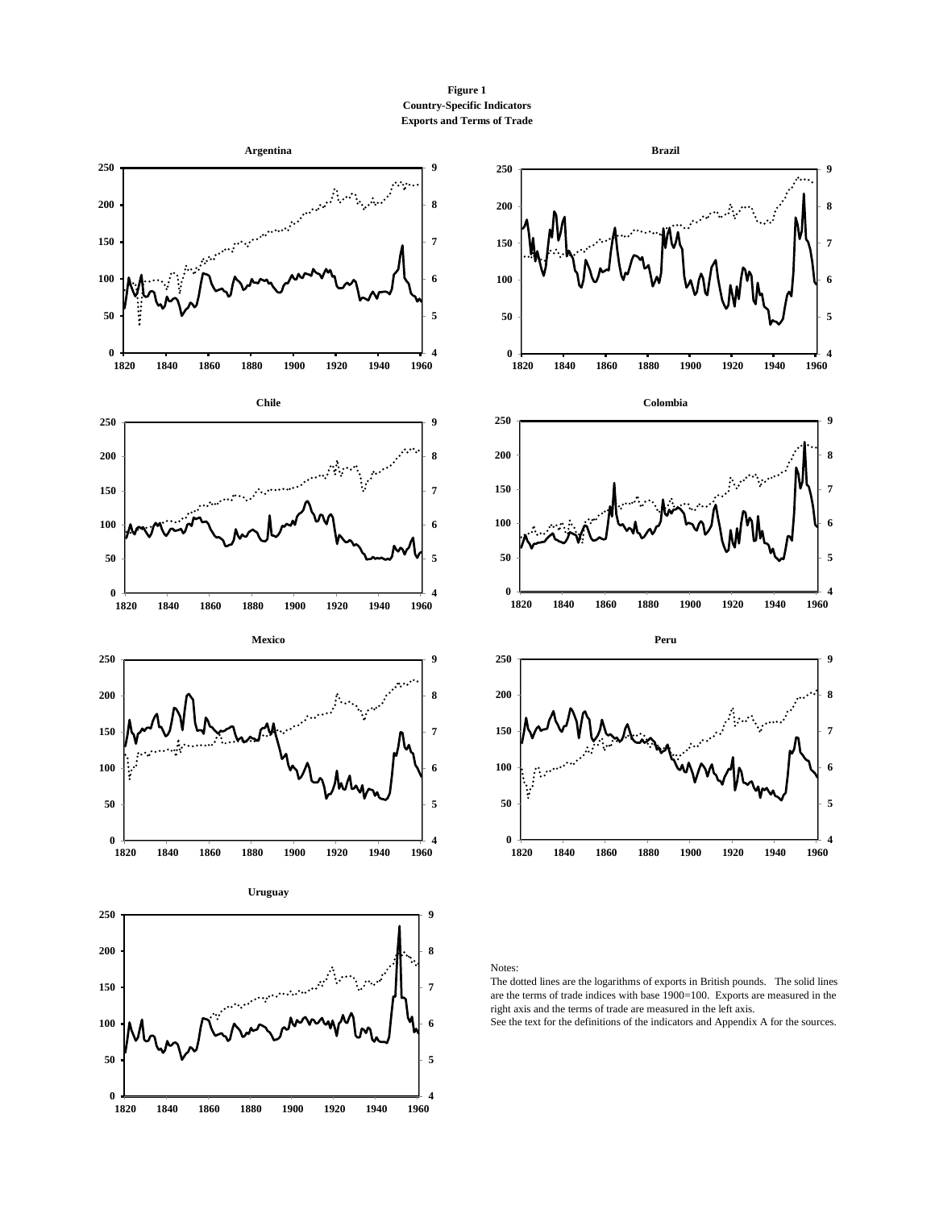**Figure 1**
**Country-Specific Indicators**
**Exports and Terms of Trade**

Notes:
The dotted lines are the logarithms of exports in British pounds. The solid lines are the terms of trade indices with base 1900=100. Exports are measured in the right axis and the terms of trade are measured in the left axis.
See the text for the definitions of the indicators and Appendix A for the sources.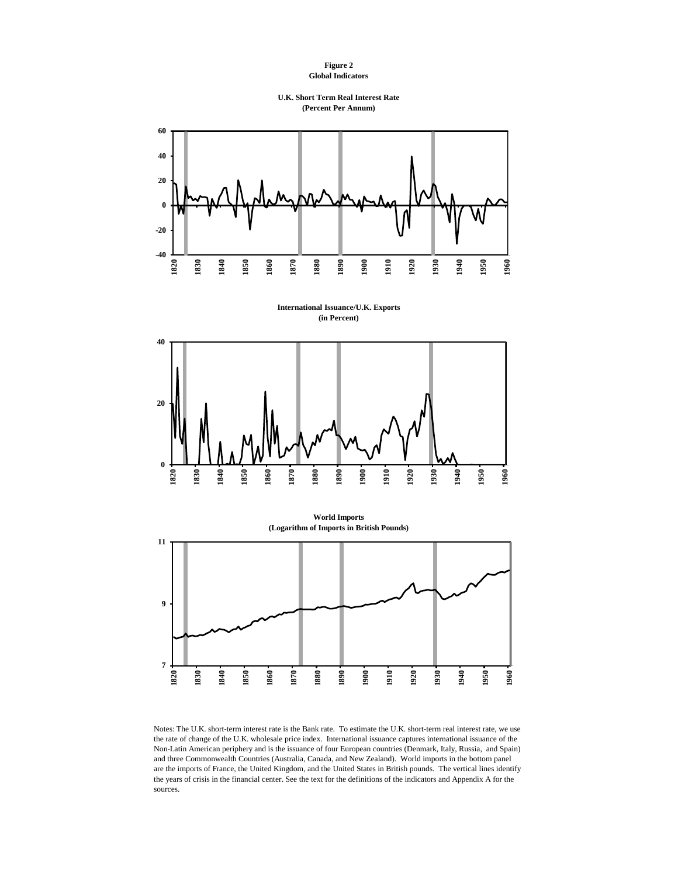**Figure 2**
**Global Indicators**

**U.K. Short Term Real Interest Rate**
**(Percent Per Annum)**

**International Issuance/U.K. Exports**
**(in Percent)**

**World Imports**
**(Logarithm of Imports in British Pounds)**

Notes: The U.K. short-term interest rate is the Bank rate. To estimate the U.K. short-term real interest rate, we use the rate of change of the U.K. wholesale price index. International issuance captures international issuance of the Non-Latin American periphery and is the issuance of four European countries (Denmark, Italy, Russia, and Spain) and three Commonwealth Countries (Australia, Canada, and New Zealand). World imports in the bottom panel are the imports of France, the United Kingdom, and the United States in British pounds. The vertical lines identify the years of crisis in the financial center. See the text for the definitions of the indicators and Appendix A for the sources.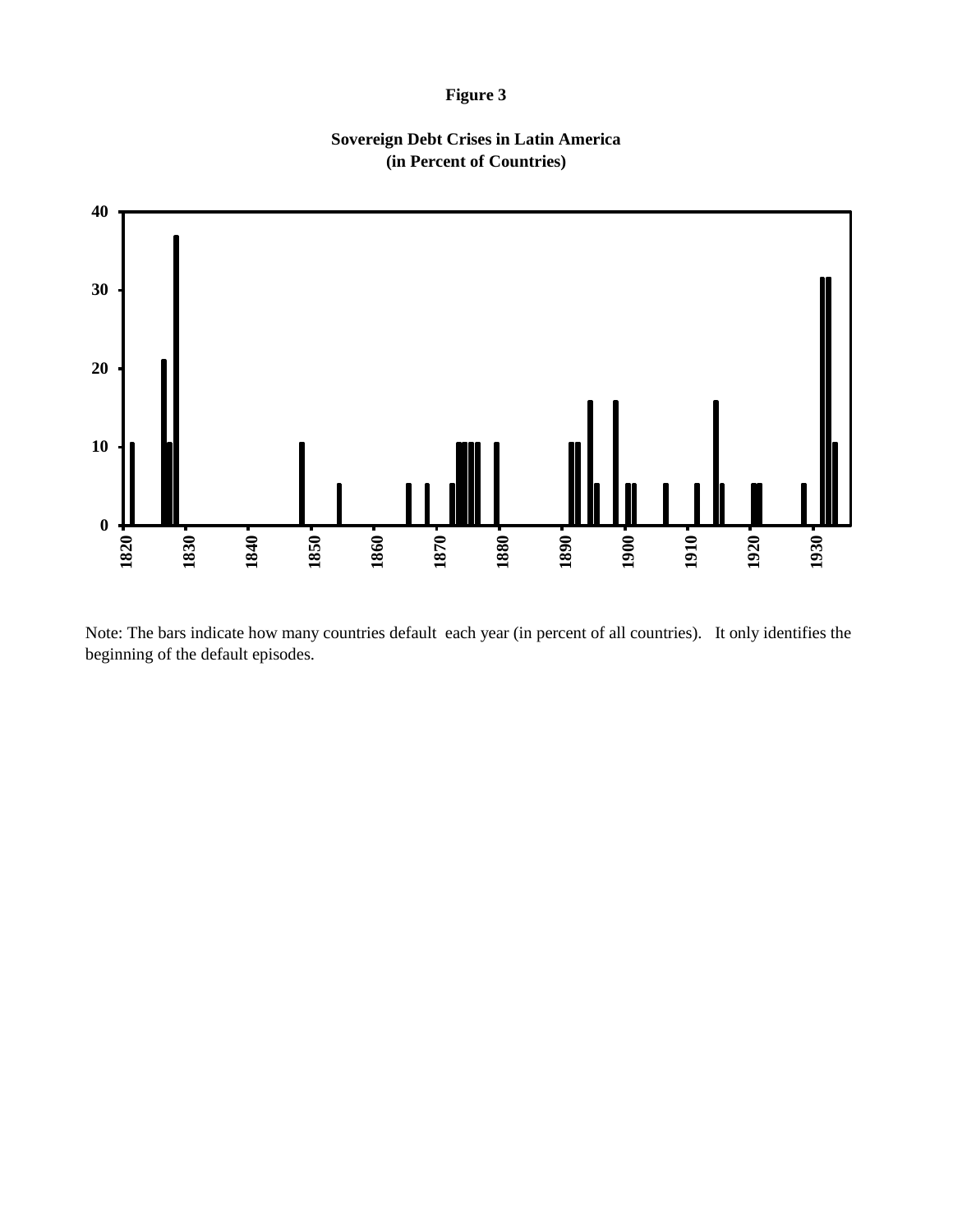**Figure 3**

**Sovereign Debt Crises in Latin America (in Percent of Countries)**

Note: The bars indicate how many countries default each year (in percent of all countries). It only identifies the beginning of the default episodes.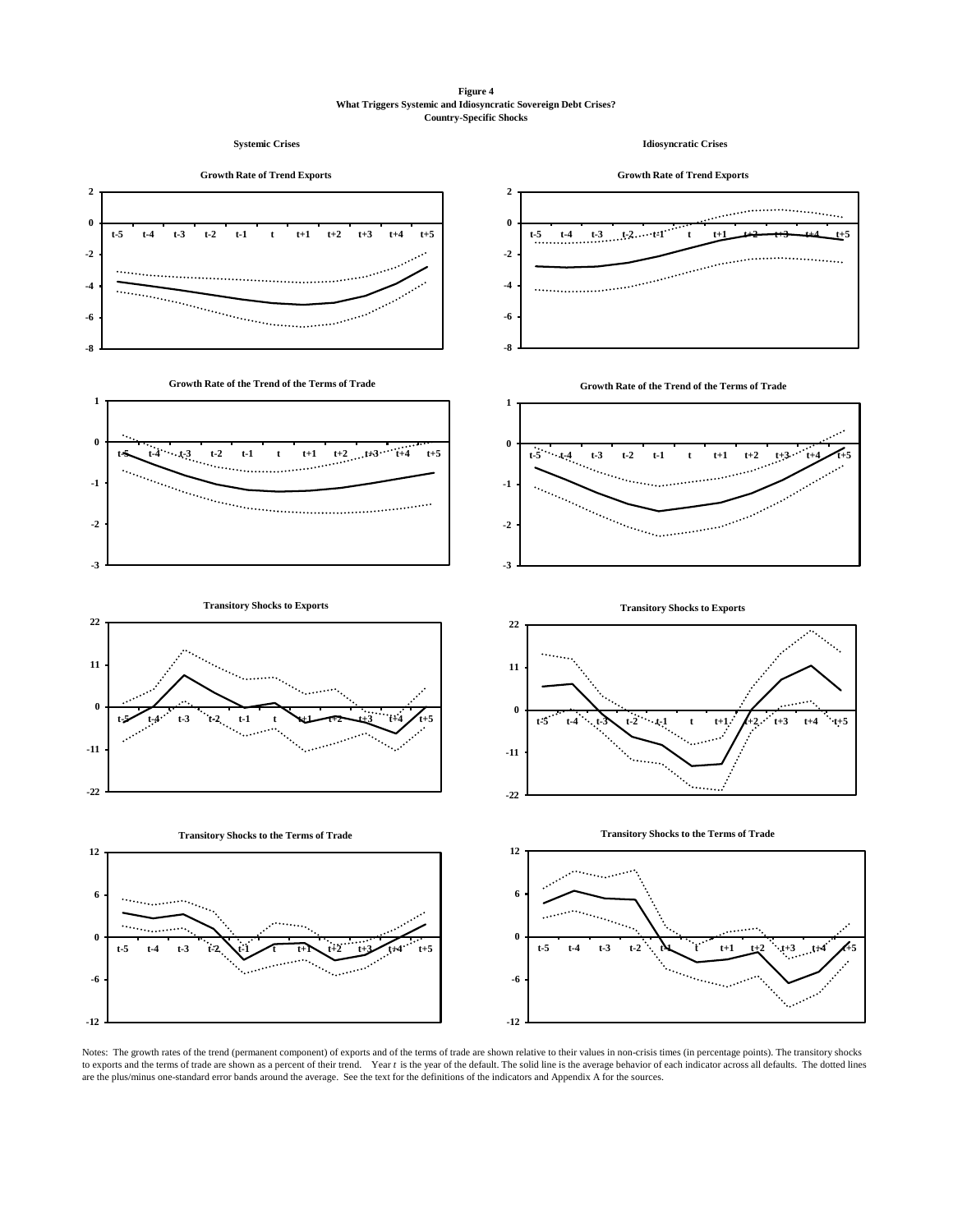**Figure 4**
**What Triggers Systemic and Idiosyncratic Sovereign Debt Crises?**
**Country-Specific Shocks**

**Systemic Crises** | **Idiosyncratic Crises**

Growth Rate of Trend Exports

Growth Rate of the Trend of the Terms of Trade

Transitory Shocks to Exports

Transitory Shocks to the Terms of Trade

Notes: The growth rates of the trend (permanent component) of exports and of the terms of trade are shown relative to their values in non-crisis times (in percentage points). The transitory shocks to exports and the terms of trade are shown as a percent of their trend. Year *t* is the year of the default. The solid line is the average behavior of each indicator across all defaults. The dotted lines are the plus/minus one-standard error bands around the average. See the text for the definitions of the indicators and Appendix A for the sources.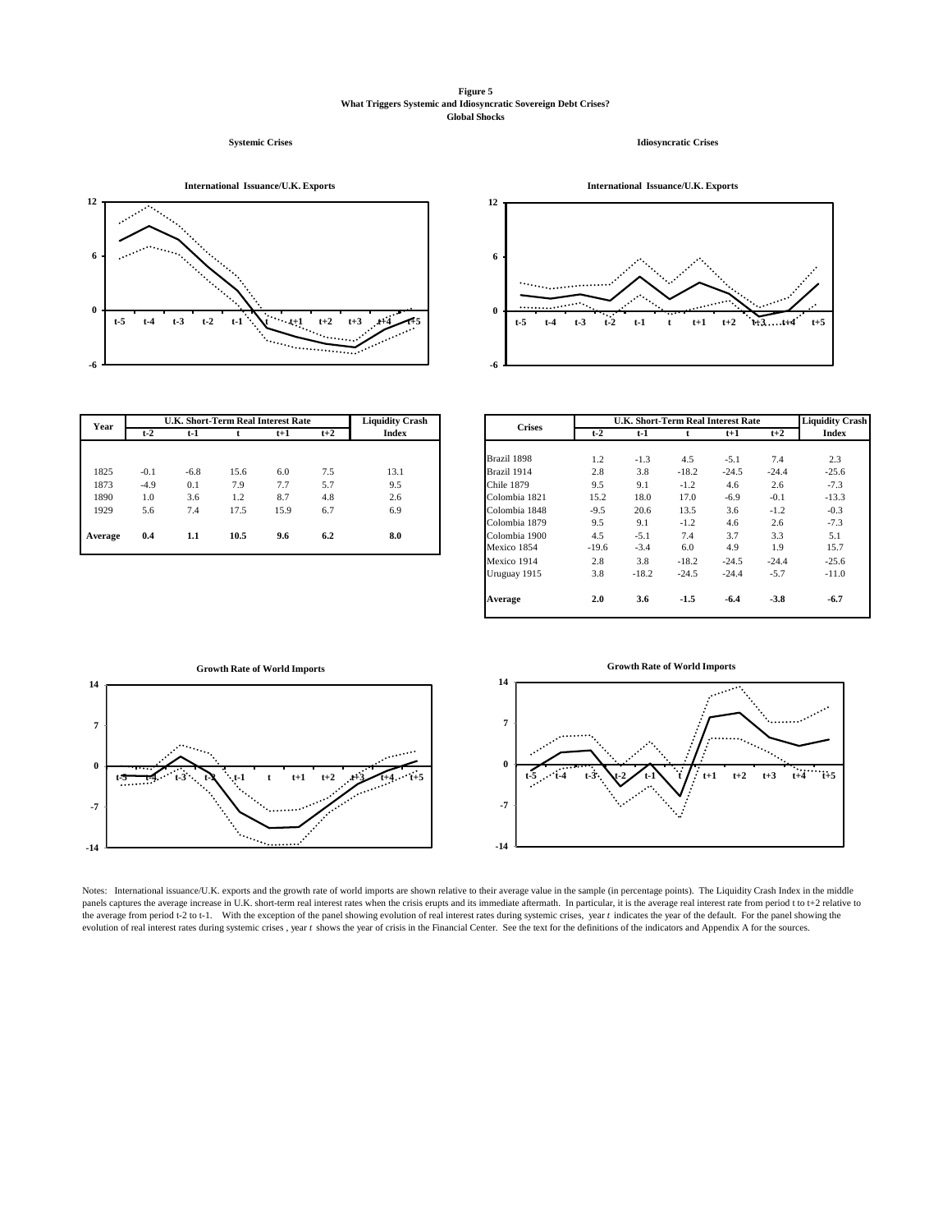**Figure 5**
**What Triggers Systemic and Idiosyncratic Sovereign Debt Crises?**
**Global Shocks**

**Systemic Crises**

**International Issuance/U.K. Exports**

| Year | U.K. Short-Term Real Interest Rate | | | | | Liquidity Crash |
|---|---|---|---|---|---|---|
| | t-2 | t-1 | t | t+1 | t+2 | Index |
| 1825 | -0.1 | -6.8 | 15.6 | 6.0 | 7.5 | 13.1 |
| 1873 | -4.9 | 0.1 | 7.9 | 7.7 | 5.7 | 9.5 |
| 1890 | 1.0 | 3.6 | 1.2 | 8.7 | 4.8 | 2.6 |
| 1929 | 5.6 | 7.4 | 17.5 | 15.9 | 6.7 | 6.9 |
| **Average** | **0.4** | **1.1** | **10.5** | **9.6** | **6.2** | **8.0** |

**Growth Rate of World Imports**

**Idiosyncratic Crises**

**International Issuance/U.K. Exports**

| Crises | U.K. Short-Term Real Interest Rate | | | | | Liquidity Crash |
|---|---|---|---|---|---|---|
| | t-2 | t-1 | t | t+1 | t+2 | Index |
| Brazil 1898 | 1.2 | -1.3 | 4.5 | -5.1 | 7.4 | 2.3 |
| Brazil 1914 | 2.8 | 3.8 | -18.2 | -24.5 | -24.4 | -25.6 |
| Chile 1879 | 9.5 | 9.1 | -1.2 | 4.6 | 2.6 | -7.3 |
| Colombia 1821 | 15.2 | 18.0 | 17.0 | -6.9 | -0.1 | -13.3 |
| Colombia 1848 | -9.5 | 20.6 | 13.5 | 3.6 | -1.2 | -0.3 |
| Colombia 1879 | 9.5 | 9.1 | -1.2 | 4.6 | 2.6 | -7.3 |
| Colombia 1900 | 4.5 | -5.1 | 7.4 | 3.7 | 3.3 | 5.1 |
| Mexico 1854 | -19.6 | -3.4 | 6.0 | 4.9 | 1.9 | 15.7 |
| Mexico 1914 | 2.8 | 3.8 | -18.2 | -24.5 | -24.4 | -25.6 |
| Uruguay 1915 | 3.8 | -18.2 | -24.5 | -24.4 | -5.7 | -11.0 |
| **Average** | **2.0** | **3.6** | **-1.5** | **-6.4** | **-3.8** | **-6.7** |

**Growth Rate of World Imports**

Notes: International issuance/U.K. exports and the growth rate of world imports are shown relative to their average value in the sample (in percentage points). The Liquidity Crash Index in the middle panels captures the average increase in U.K. short-term real interest rates when the crisis erupts and its immediate aftermath. In particular, it is the average real interest rate from period t to t+2 relative to the average from period t-2 to t-1. With the exception of the panel showing evolution of real interest rates during systemic crises, year *t* indicates the year of the default. For the panel showing the evolution of real interest rates during systemic crises , year *t* shows the year of crisis in the Financial Center. See the text for the definitions of the indicators and Appendix A for the sources.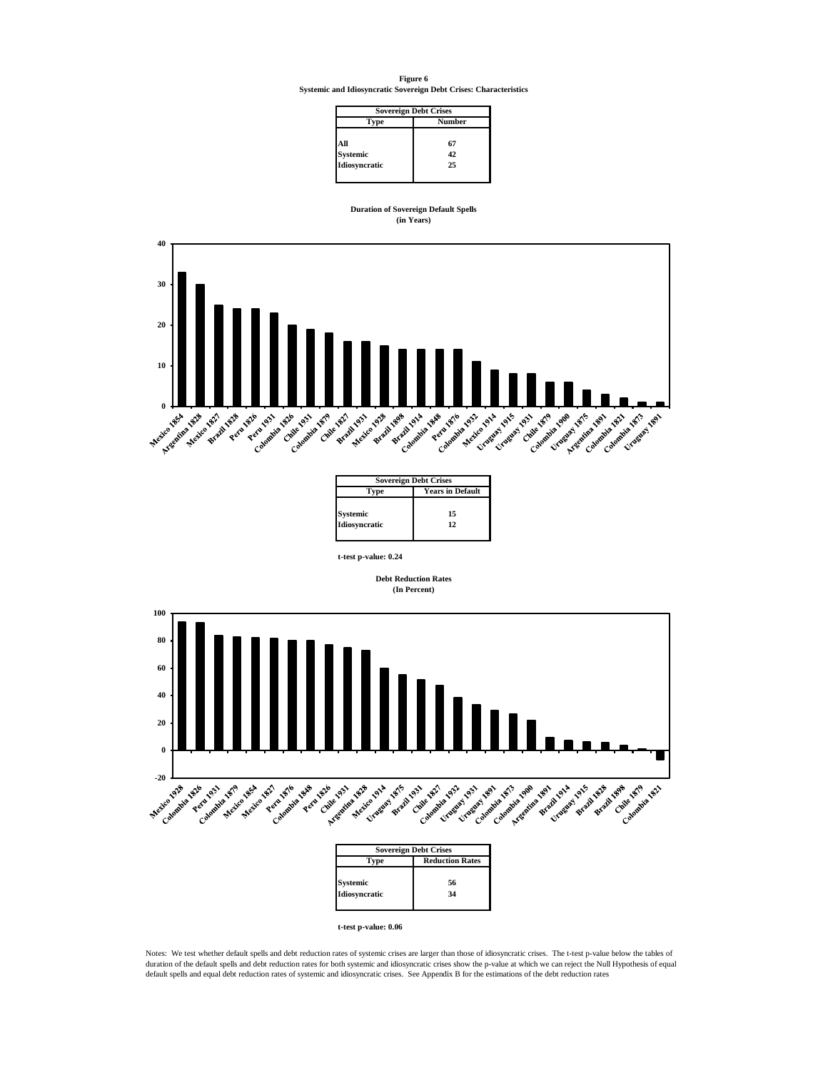**Figure 6**
**Systemic and Idiosyncratic Sovereign Debt Crises: Characteristics**

| Sovereign Debt Crises | |
|---|---|
| **Type** | **Number** |
| **All** | **67** |
| **Systemic** | **42** |
| **Idiosyncratic** | **25** |

**Duration of Sovereign Default Spells**
**(in Years)**

| Sovereign Debt Crises | |
|---|---|
| **Type** | **Years in Default** |
| **Systemic** | **15** |
| **Idiosyncratic** | **12** |

**t-test p-value: 0.24**

**Debt Reduction Rates**
**(In Percent)**

| Sovereign Debt Crises | |
|---|---|
| **Type** | **Reduction Rates** |
| **Systemic** | **56** |
| **Idiosyncratic** | **34** |

**t-test p-value: 0.06**

Notes: We test whether default spells and debt reduction rates of systemic crises are larger than those of idiosyncratic crises. The t-test p-value below the tables of duration of the default spells and debt reduction rates for both systemic and idiosyncratic crises show the p-value at which we can reject the Null Hypothesis of equal default spells and equal debt reduction rates of systemic and idiosyncratic crises. See Appendix B for the estimations of the debt reduction rates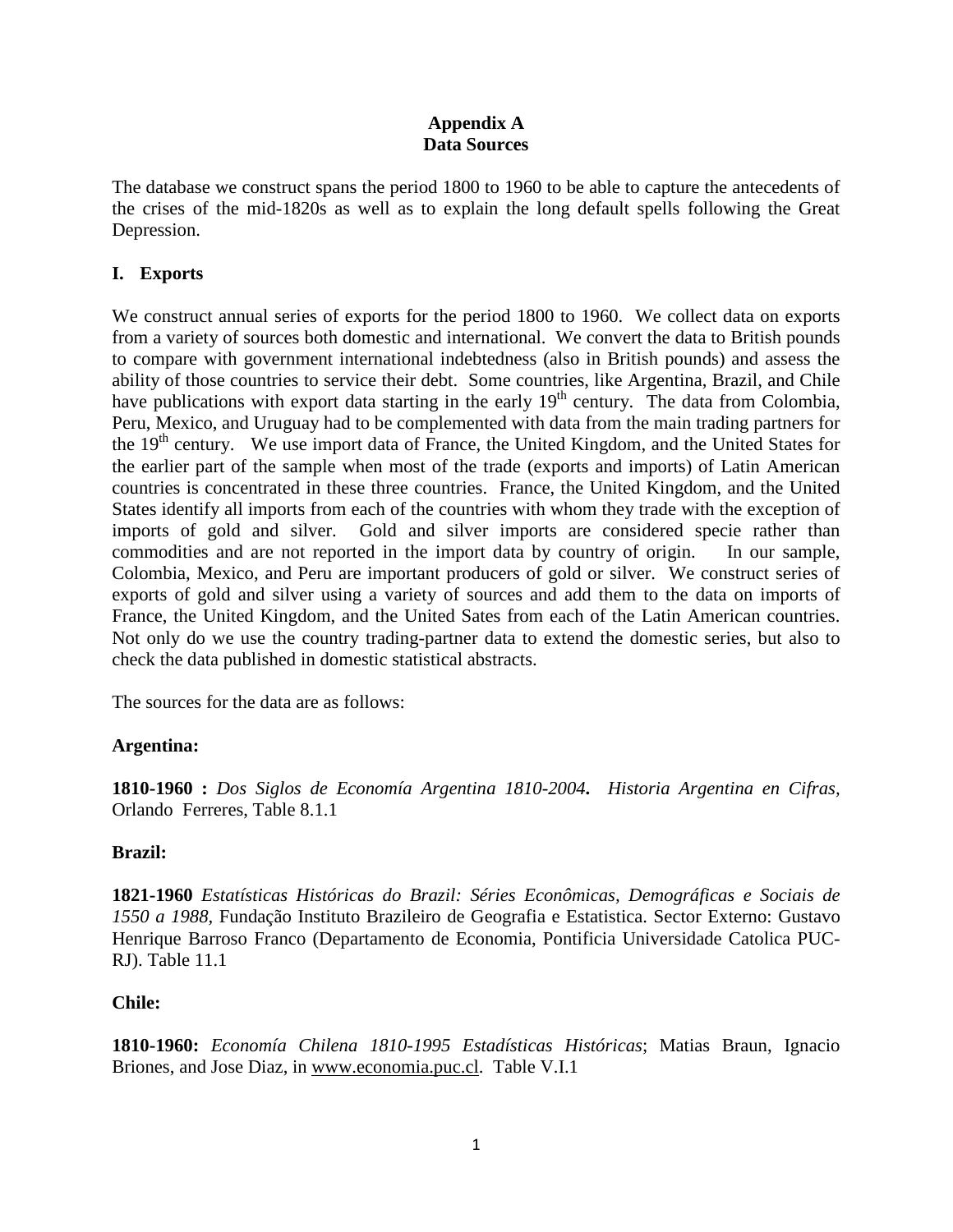# Appendix A
# Data Sources

The database we construct spans the period 1800 to 1960 to be able to capture the antecedents of the crises of the mid-1820s as well as to explain the long default spells following the Great Depression.

## I. Exports

We construct annual series of exports for the period 1800 to 1960. We collect data on exports from a variety of sources both domestic and international. We convert the data to British pounds to compare with government international indebtedness (also in British pounds) and assess the ability of those countries to service their debt. Some countries, like Argentina, Brazil, and Chile have publications with export data starting in the early 19th century. The data from Colombia, Peru, Mexico, and Uruguay had to be complemented with data from the main trading partners for the 19th century. We use import data of France, the United Kingdom, and the United States for the earlier part of the sample when most of the trade (exports and imports) of Latin American countries is concentrated in these three countries. France, the United Kingdom, and the United States identify all imports from each of the countries with whom they trade with the exception of imports of gold and silver. Gold and silver imports are considered specie rather than commodities and are not reported in the import data by country of origin. In our sample, Colombia, Mexico, and Peru are important producers of gold or silver. We construct series of exports of gold and silver using a variety of sources and add them to the data on imports of France, the United Kingdom, and the United Sates from each of the Latin American countries. Not only do we use the country trading-partner data to extend the domestic series, but also to check the data published in domestic statistical abstracts.

The sources for the data are as follows:

**Argentina:**

**1810-1960 :** *Dos Siglos de Economía Argentina 1810-2004***.** *Historia Argentina en Cifras*, Orlando Ferreres, Table 8.1.1

**Brazil:**

**1821-1960** *Estatísticas Históricas do Brazil: Séries Econômicas, Demográficas e Sociais de 1550 a 1988*, Fundação Instituto Brazileiro de Geografia e Estatistica. Sector Externo: Gustavo Henrique Barroso Franco (Departamento de Economia, Pontificia Universidade Catolica PUC-RJ). Table 11.1

**Chile:**

**1810-1960:** *Economía Chilena 1810-1995 Estadísticas Históricas*; Matias Braun, Ignacio Briones, and Jose Diaz, in www.economia.puc.cl. Table V.I.1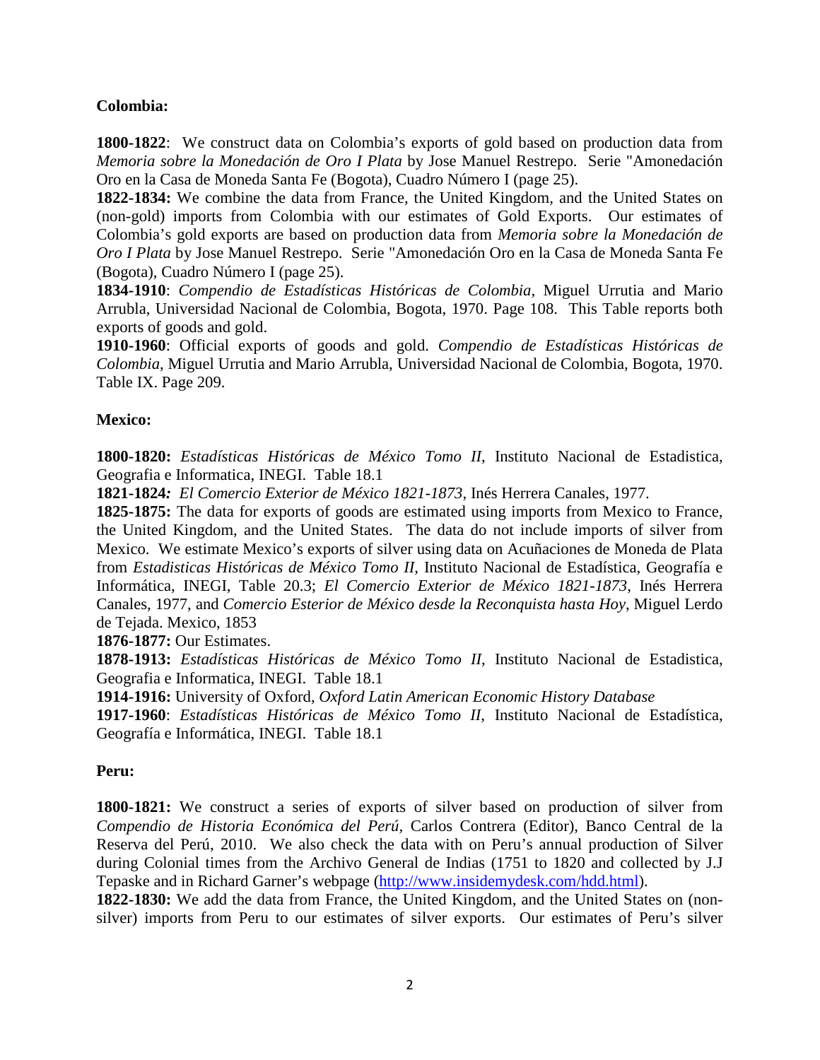**Colombia:**

**1800-1822**: We construct data on Colombia's exports of gold based on production data from *Memoria sobre la Monedación de Oro I Plata* by Jose Manuel Restrepo. Serie "Amonedación Oro en la Casa de Moneda Santa Fe (Bogota), Cuadro Número I (page 25).

**1822-1834:** We combine the data from France, the United Kingdom, and the United States on (non-gold) imports from Colombia with our estimates of Gold Exports. Our estimates of Colombia's gold exports are based on production data from *Memoria sobre la Monedación de Oro I Plata* by Jose Manuel Restrepo. Serie "Amonedación Oro en la Casa de Moneda Santa Fe (Bogota), Cuadro Número I (page 25).

**1834-1910**: *Compendio de Estadísticas Históricas de Colombia*, Miguel Urrutia and Mario Arrubla, Universidad Nacional de Colombia, Bogota, 1970. Page 108. This Table reports both exports of goods and gold.

**1910-1960**: Official exports of goods and gold. *Compendio de Estadísticas Históricas de Colombia*, Miguel Urrutia and Mario Arrubla, Universidad Nacional de Colombia, Bogota, 1970. Table IX. Page 209.

**Mexico:**

**1800-1820:** *Estadísticas Históricas de México Tomo II*, Instituto Nacional de Estadistica, Geografia e Informatica, INEGI. Table 18.1

**1821-1824***: El Comercio Exterior de México 1821-1873*, Inés Herrera Canales, 1977.

**1825-1875:** The data for exports of goods are estimated using imports from Mexico to France, the United Kingdom, and the United States. The data do not include imports of silver from Mexico. We estimate Mexico's exports of silver using data on Acuñaciones de Moneda de Plata from *Estadisticas Históricas de México Tomo II*, Instituto Nacional de Estadística, Geografía e Informática, INEGI, Table 20.3; *El Comercio Exterior de México 1821-1873*, Inés Herrera Canales, 1977, and *Comercio Esterior de México desde la Reconquista hasta Hoy*, Miguel Lerdo de Tejada. Mexico, 1853

**1876-1877:** Our Estimates.

**1878-1913:** *Estadísticas Históricas de México Tomo II*, Instituto Nacional de Estadistica, Geografia e Informatica, INEGI. Table 18.1

**1914-1916:** University of Oxford, *Oxford Latin American Economic History Database*

**1917-1960**: *Estadísticas Históricas de México Tomo II*, Instituto Nacional de Estadística, Geografía e Informática, INEGI. Table 18.1

**Peru:**

**1800-1821:** We construct a series of exports of silver based on production of silver from *Compendio de Historia Económica del Perú,* Carlos Contrera (Editor), Banco Central de la Reserva del Perú, 2010. We also check the data with on Peru's annual production of Silver during Colonial times from the Archivo General de Indias (1751 to 1820 and collected by J.J Tepaske and in Richard Garner's webpage (http://www.insidemydesk.com/hdd.html).

**1822-1830:** We add the data from France, the United Kingdom, and the United States on (non-silver) imports from Peru to our estimates of silver exports. Our estimates of Peru's silver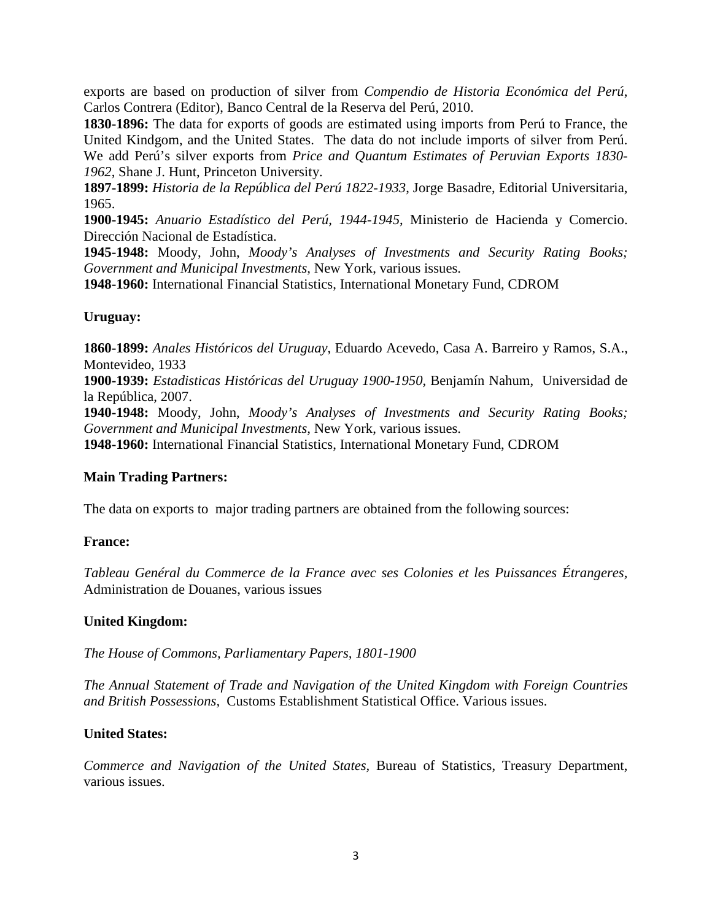exports are based on production of silver from *Compendio de Historia Económica del Perú*, Carlos Contrera (Editor), Banco Central de la Reserva del Perú, 2010.

**1830-1896:** The data for exports of goods are estimated using imports from Perú to France, the United Kindgom, and the United States. The data do not include imports of silver from Perú. We add Perú's silver exports from *Price and Quantum Estimates of Peruvian Exports 1830-1962*, Shane J. Hunt, Princeton University.

**1897-1899:** *Historia de la República del Perú 1822-1933*, Jorge Basadre, Editorial Universitaria, 1965.

**1900-1945:** *Anuario Estadístico del Perú, 1944-1945,* Ministerio de Hacienda y Comercio. Dirección Nacional de Estadística.

**1945-1948:** Moody, John, *Moody's Analyses of Investments and Security Rating Books; Government and Municipal Investments,* New York, various issues.

**1948-1960:** International Financial Statistics, International Monetary Fund, CDROM

**Uruguay:**

**1860-1899:** *Anales Históricos del Uruguay*, Eduardo Acevedo, Casa A. Barreiro y Ramos, S.A., Montevideo, 1933

**1900-1939:** *Estadisticas Históricas del Uruguay 1900-1950*, Benjamín Nahum, Universidad de la República, 2007.

**1940-1948:** Moody, John, *Moody's Analyses of Investments and Security Rating Books; Government and Municipal Investments,* New York, various issues.

**1948-1960:** International Financial Statistics, International Monetary Fund, CDROM

**Main Trading Partners:**

The data on exports to major trading partners are obtained from the following sources:

**France:**

*Tableau Genéral du Commerce de la France avec ses Colonies et les Puissances Étrangeres,* Administration de Douanes, various issues

**United Kingdom:**

*The House of Commons, Parliamentary Papers, 1801-1900*

*The Annual Statement of Trade and Navigation of the United Kingdom with Foreign Countries and British Possessions,* Customs Establishment Statistical Office. Various issues.

**United States:**

*Commerce and Navigation of the United States,* Bureau of Statistics, Treasury Department, various issues.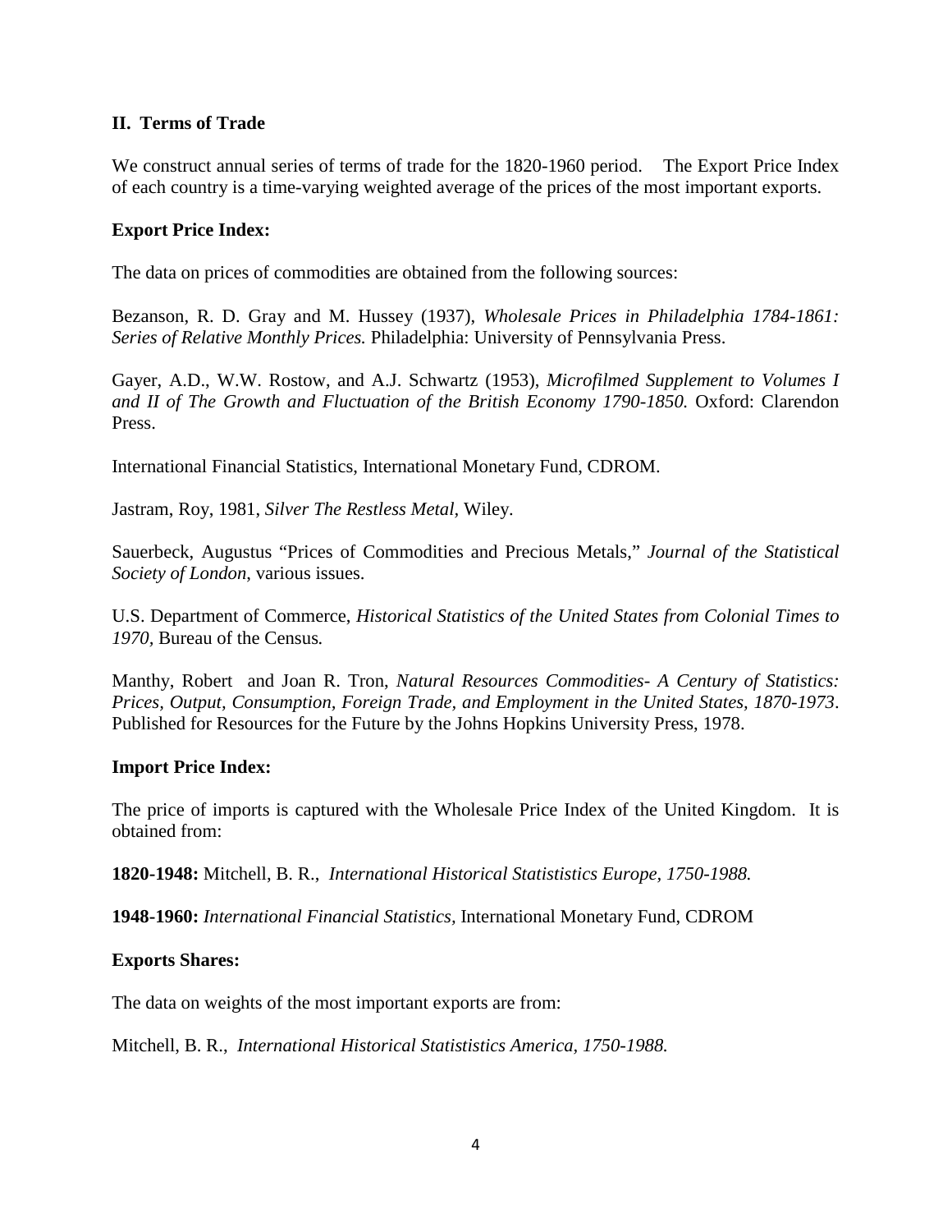## II. Terms of Trade

We construct annual series of terms of trade for the 1820-1960 period. The Export Price Index of each country is a time-varying weighted average of the prices of the most important exports.

**Export Price Index:**

The data on prices of commodities are obtained from the following sources:

Bezanson, R. D. Gray and M. Hussey (1937), *Wholesale Prices in Philadelphia 1784-1861: Series of Relative Monthly Prices.* Philadelphia: University of Pennsylvania Press.

Gayer, A.D., W.W. Rostow, and A.J. Schwartz (1953), *Microfilmed Supplement to Volumes I and II of The Growth and Fluctuation of the British Economy 1790-1850.* Oxford: Clarendon Press.

International Financial Statistics, International Monetary Fund, CDROM.

Jastram, Roy, 1981, *Silver The Restless Metal*, Wiley.

Sauerbeck, Augustus "Prices of Commodities and Precious Metals," *Journal of the Statistical Society of London*, various issues.

U.S. Department of Commerce, *Historical Statistics of the United States from Colonial Times to 1970*, Bureau of the Census*.*

Manthy, Robert and Joan R. Tron, *Natural Resources Commodities- A Century of Statistics: Prices, Output, Consumption, Foreign Trade, and Employment in the United States, 1870-1973*. Published for Resources for the Future by the Johns Hopkins University Press, 1978.

**Import Price Index:**

The price of imports is captured with the Wholesale Price Index of the United Kingdom. It is obtained from:

**1820-1948:** Mitchell, B. R., *International Historical Statististics Europe, 1750-1988.*

**1948-1960:** *International Financial Statistics*, International Monetary Fund, CDROM

**Exports Shares:**

The data on weights of the most important exports are from:

Mitchell, B. R., *International Historical Statististics America, 1750-1988.*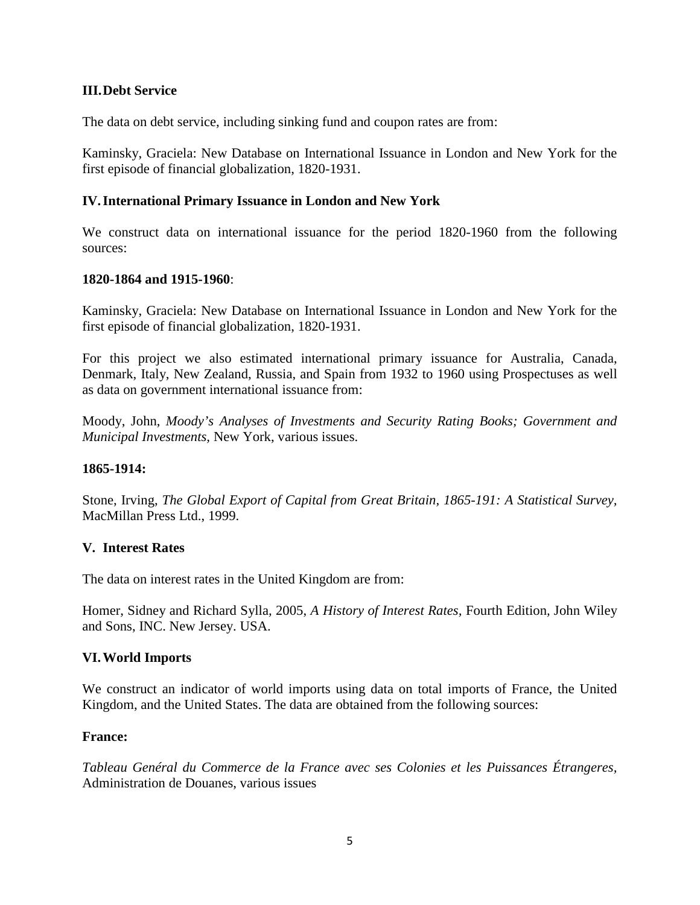## III. Debt Service

The data on debt service, including sinking fund and coupon rates are from:

Kaminsky, Graciela: New Database on International Issuance in London and New York for the first episode of financial globalization, 1820-1931.

## IV. International Primary Issuance in London and New York

We construct data on international issuance for the period 1820-1960 from the following sources:

**1820-1864 and 1915-1960**:

Kaminsky, Graciela: New Database on International Issuance in London and New York for the first episode of financial globalization, 1820-1931.

For this project we also estimated international primary issuance for Australia, Canada, Denmark, Italy, New Zealand, Russia, and Spain from 1932 to 1960 using Prospectuses as well as data on government international issuance from:

Moody, John, *Moody's Analyses of Investments and Security Rating Books; Government and Municipal Investments*, New York, various issues.

**1865-1914:**

Stone, Irving, *The Global Export of Capital from Great Britain, 1865-191: A Statistical Survey*, MacMillan Press Ltd., 1999.

## V. Interest Rates

The data on interest rates in the United Kingdom are from:

Homer, Sidney and Richard Sylla, 2005, *A History of Interest Rates*, Fourth Edition, John Wiley and Sons, INC. New Jersey. USA.

## VI. World Imports

We construct an indicator of world imports using data on total imports of France, the United Kingdom, and the United States. The data are obtained from the following sources:

**France:**

*Tableau Genéral du Commerce de la France avec ses Colonies et les Puissances Étrangeres*, Administration de Douanes, various issues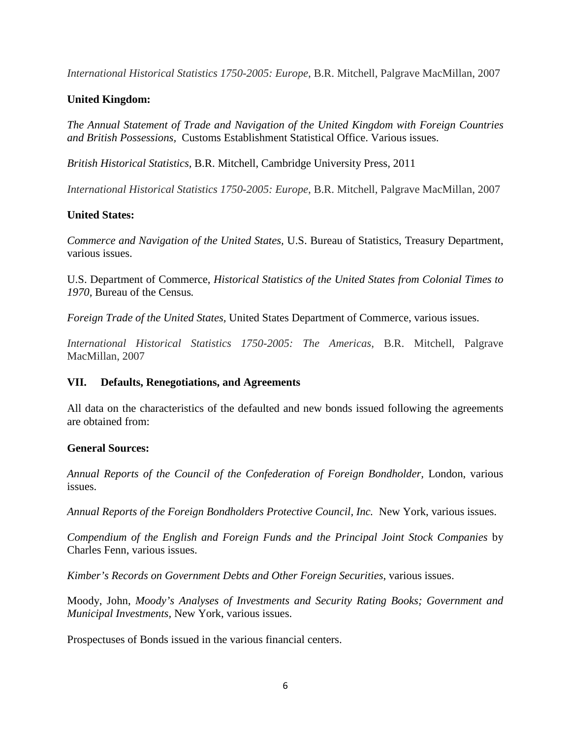*International Historical Statistics 1750-2005: Europe*, B.R. Mitchell, Palgrave MacMillan, 2007

**United Kingdom:**

*The Annual Statement of Trade and Navigation of the United Kingdom with Foreign Countries and British Possessions*, Customs Establishment Statistical Office. Various issues.

*British Historical Statistics,* B.R. Mitchell, Cambridge University Press, 2011

*International Historical Statistics 1750-2005: Europe*, B.R. Mitchell, Palgrave MacMillan, 2007

**United States:**

*Commerce and Navigation of the United States,* U.S. Bureau of Statistics, Treasury Department, various issues.

U.S. Department of Commerce, *Historical Statistics of the United States from Colonial Times to 1970,* Bureau of the Census*.*

*Foreign Trade of the United States,* United States Department of Commerce, various issues.

*International Historical Statistics 1750-2005: The Americas*, B.R. Mitchell, Palgrave MacMillan, 2007

## VII. Defaults, Renegotiations, and Agreements

All data on the characteristics of the defaulted and new bonds issued following the agreements are obtained from:

**General Sources:**

*Annual Reports of the Council of the Confederation of Foreign Bondholder,* London, various issues.

*Annual Reports of the Foreign Bondholders Protective Council, Inc.* New York, various issues.

*Compendium of the English and Foreign Funds and the Principal Joint Stock Companies* by Charles Fenn, various issues.

*Kimber's Records on Government Debts and Other Foreign Securities*, various issues.

Moody, John, *Moody's Analyses of Investments and Security Rating Books; Government and Municipal Investments,* New York, various issues.

Prospectuses of Bonds issued in the various financial centers.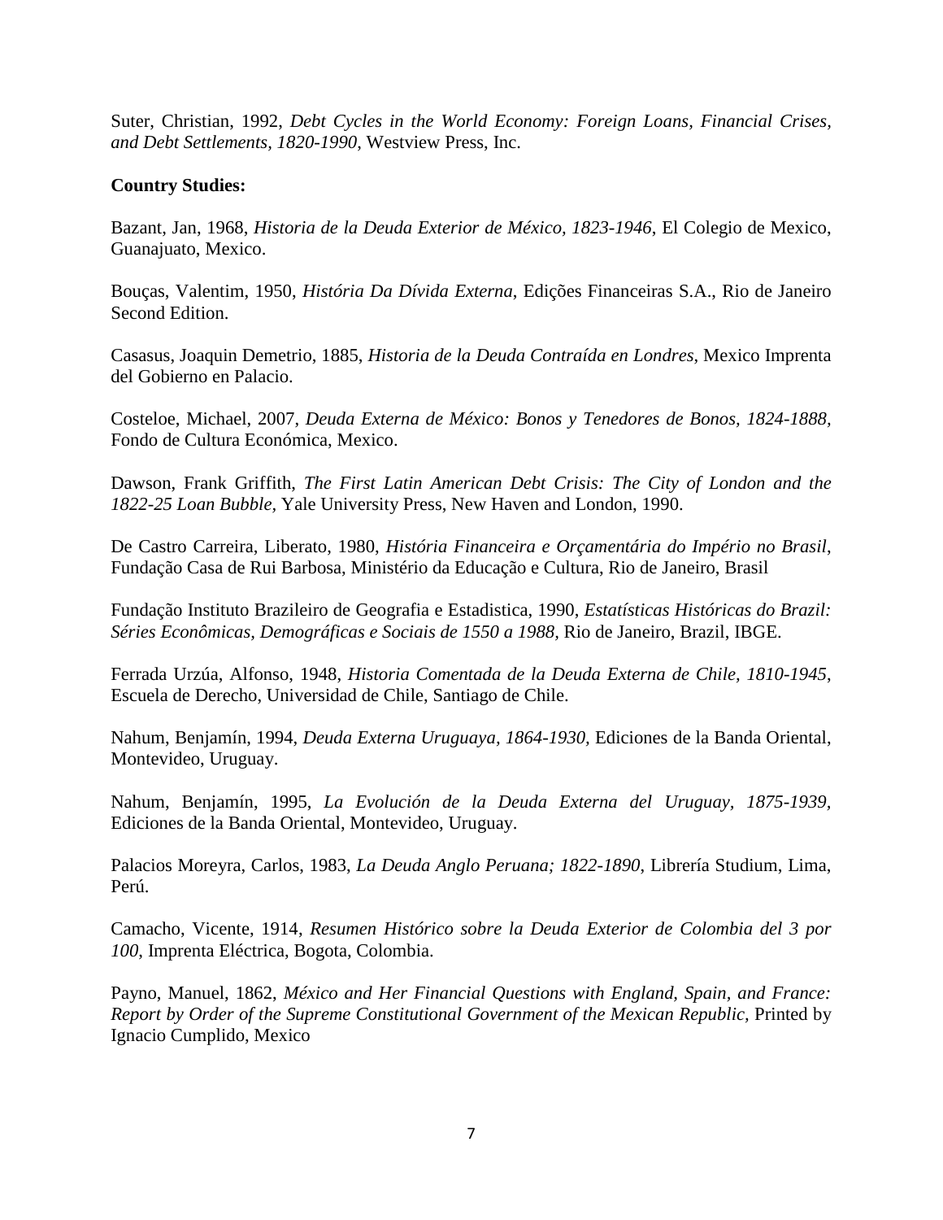Suter, Christian, 1992, *Debt Cycles in the World Economy: Foreign Loans, Financial Crises, and Debt Settlements, 1820-1990*, Westview Press, Inc.

**Country Studies:**

Bazant, Jan, 1968, *Historia de la Deuda Exterior de México, 1823-1946*, El Colegio de Mexico, Guanajuato, Mexico.

Bouças, Valentim, 1950, *História Da Dívida Externa*, Edições Financeiras S.A., Rio de Janeiro Second Edition.

Casasus, Joaquin Demetrio, 1885, *Historia de la Deuda Contraída en Londres*, Mexico Imprenta del Gobierno en Palacio.

Costeloe, Michael, 2007, *Deuda Externa de México: Bonos y Tenedores de Bonos, 1824-1888,* Fondo de Cultura Económica, Mexico.

Dawson, Frank Griffith, *The First Latin American Debt Crisis: The City of London and the 1822-25 Loan Bubble,* Yale University Press, New Haven and London, 1990.

De Castro Carreira, Liberato, 1980, *História Financeira e Orçamentária do Império no Brasil*, Fundação Casa de Rui Barbosa, Ministério da Educação e Cultura, Rio de Janeiro, Brasil

Fundação Instituto Brazileiro de Geografia e Estadistica, 1990, *Estatísticas Históricas do Brazil: Séries Econômicas, Demográficas e Sociais de 1550 a 1988,* Rio de Janeiro, Brazil, IBGE.

Ferrada Urzúa, Alfonso, 1948, *Historia Comentada de la Deuda Externa de Chile, 1810-1945*, Escuela de Derecho, Universidad de Chile, Santiago de Chile.

Nahum, Benjamín, 1994, *Deuda Externa Uruguaya, 1864-1930,* Ediciones de la Banda Oriental, Montevideo, Uruguay.

Nahum, Benjamín, 1995, *La Evolución de la Deuda Externa del Uruguay, 1875-1939,* Ediciones de la Banda Oriental, Montevideo, Uruguay.

Palacios Moreyra, Carlos, 1983, *La Deuda Anglo Peruana; 1822-1890*, Librería Studium, Lima, Perú.

Camacho, Vicente, 1914, *Resumen Histórico sobre la Deuda Exterior de Colombia del 3 por 100*, Imprenta Eléctrica, Bogota, Colombia.

Payno, Manuel, 1862, *México and Her Financial Questions with England, Spain, and France: Report by Order of the Supreme Constitutional Government of the Mexican Republic,* Printed by Ignacio Cumplido, Mexico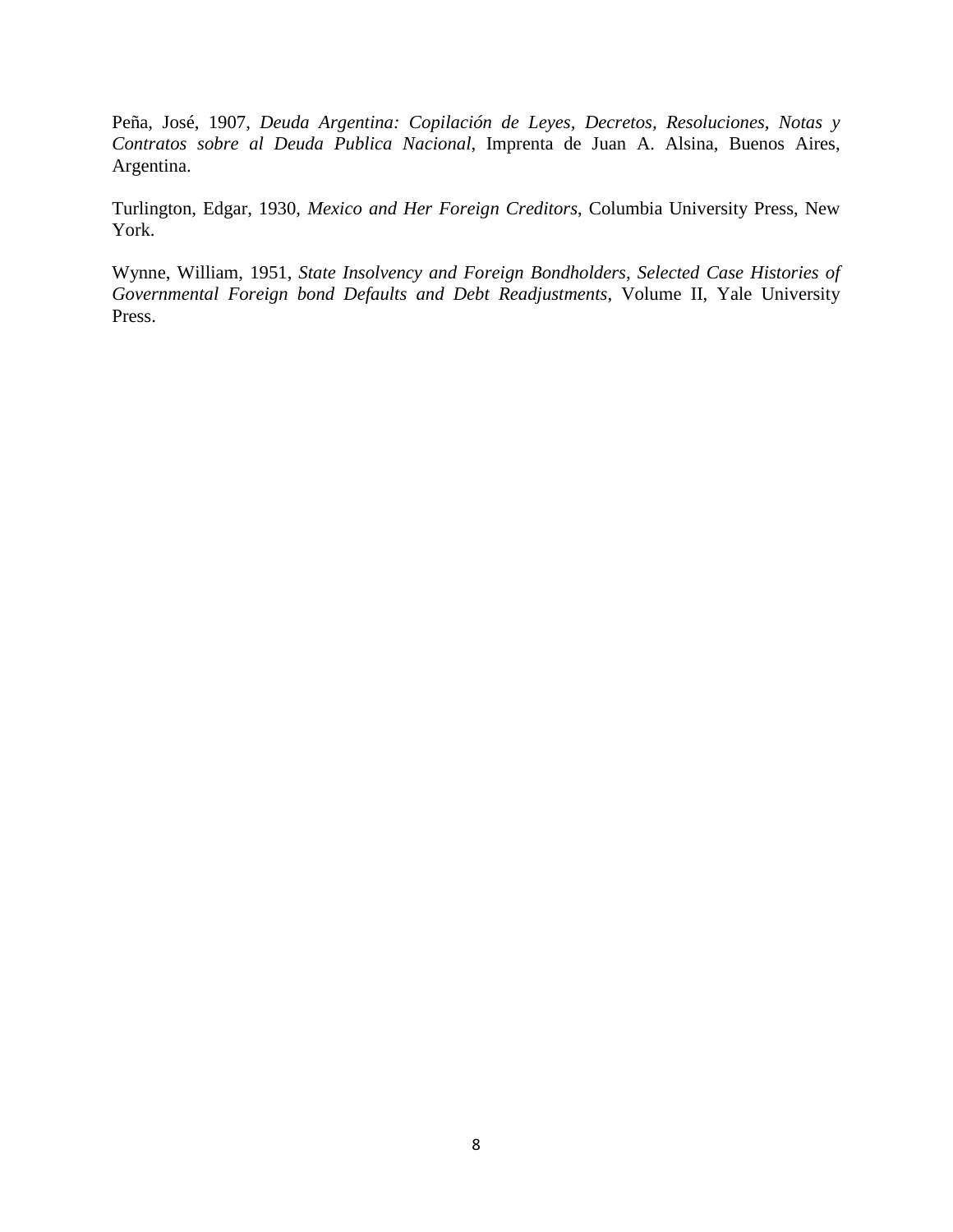Peña, José, 1907, *Deuda Argentina: Copilación de Leyes, Decretos, Resoluciones, Notas y Contratos sobre al Deuda Publica Nacional*, Imprenta de Juan A. Alsina, Buenos Aires, Argentina.

Turlington, Edgar, 1930, *Mexico and Her Foreign Creditors*, Columbia University Press, New York.

Wynne, William, 1951, *State Insolvency and Foreign Bondholders, Selected Case Histories of Governmental Foreign bond Defaults and Debt Readjustments*, Volume II, Yale University Press.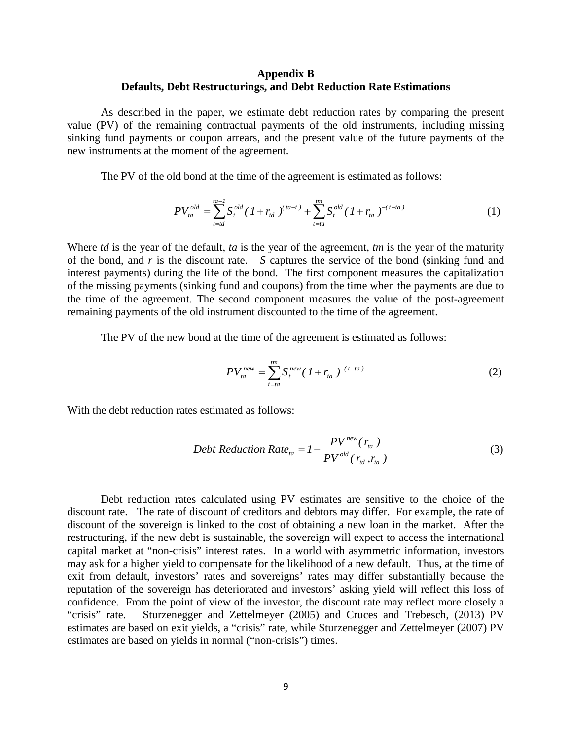## Appendix B
### Defaults, Debt Restructurings, and Debt Reduction Rate Estimations

As described in the paper, we estimate debt reduction rates by comparing the present value (PV) of the remaining contractual payments of the old instruments, including missing sinking fund payments or coupon arrears, and the present value of the future payments of the new instruments at the moment of the agreement.

The PV of the old bond at the time of the agreement is estimated as follows:

$$PV_{ta}^{old} = \sum_{t=td}^{ta-1} S_t^{old}(1+r_{td})^{(ta-t)} + \sum_{t=ta}^{tm} S_t^{old}(1+r_{ta})^{-(t-ta)} \tag{1}$$

Where *td* is the year of the default, *ta* is the year of the agreement, *tm* is the year of the maturity of the bond, and *r* is the discount rate. *S* captures the service of the bond (sinking fund and interest payments) during the life of the bond. The first component measures the capitalization of the missing payments (sinking fund and coupons) from the time when the payments are due to the time of the agreement. The second component measures the value of the post-agreement remaining payments of the old instrument discounted to the time of the agreement.

The PV of the new bond at the time of the agreement is estimated as follows:

$$PV_{ta}^{new} = \sum_{t=ta}^{tm} S_t^{new}(1+r_{ta})^{-(t-ta)} \tag{2}$$

With the debt reduction rates estimated as follows:

$$Debt\ Reduction\ Rate_{ta} = 1 - \frac{PV^{new}(r_{ta})}{PV^{old}(r_{td}, r_{ta})} \tag{3}$$

Debt reduction rates calculated using PV estimates are sensitive to the choice of the discount rate. The rate of discount of creditors and debtors may differ. For example, the rate of discount of the sovereign is linked to the cost of obtaining a new loan in the market. After the restructuring, if the new debt is sustainable, the sovereign will expect to access the international capital market at "non-crisis" interest rates. In a world with asymmetric information, investors may ask for a higher yield to compensate for the likelihood of a new default. Thus, at the time of exit from default, investors' rates and sovereigns' rates may differ substantially because the reputation of the sovereign has deteriorated and investors' asking yield will reflect this loss of confidence. From the point of view of the investor, the discount rate may reflect more closely a "crisis" rate. Sturzenegger and Zettelmeyer (2005) and Cruces and Trebesch, (2013) PV estimates are based on exit yields, a "crisis" rate, while Sturzenegger and Zettelmeyer (2007) PV estimates are based on yields in normal ("non-crisis") times.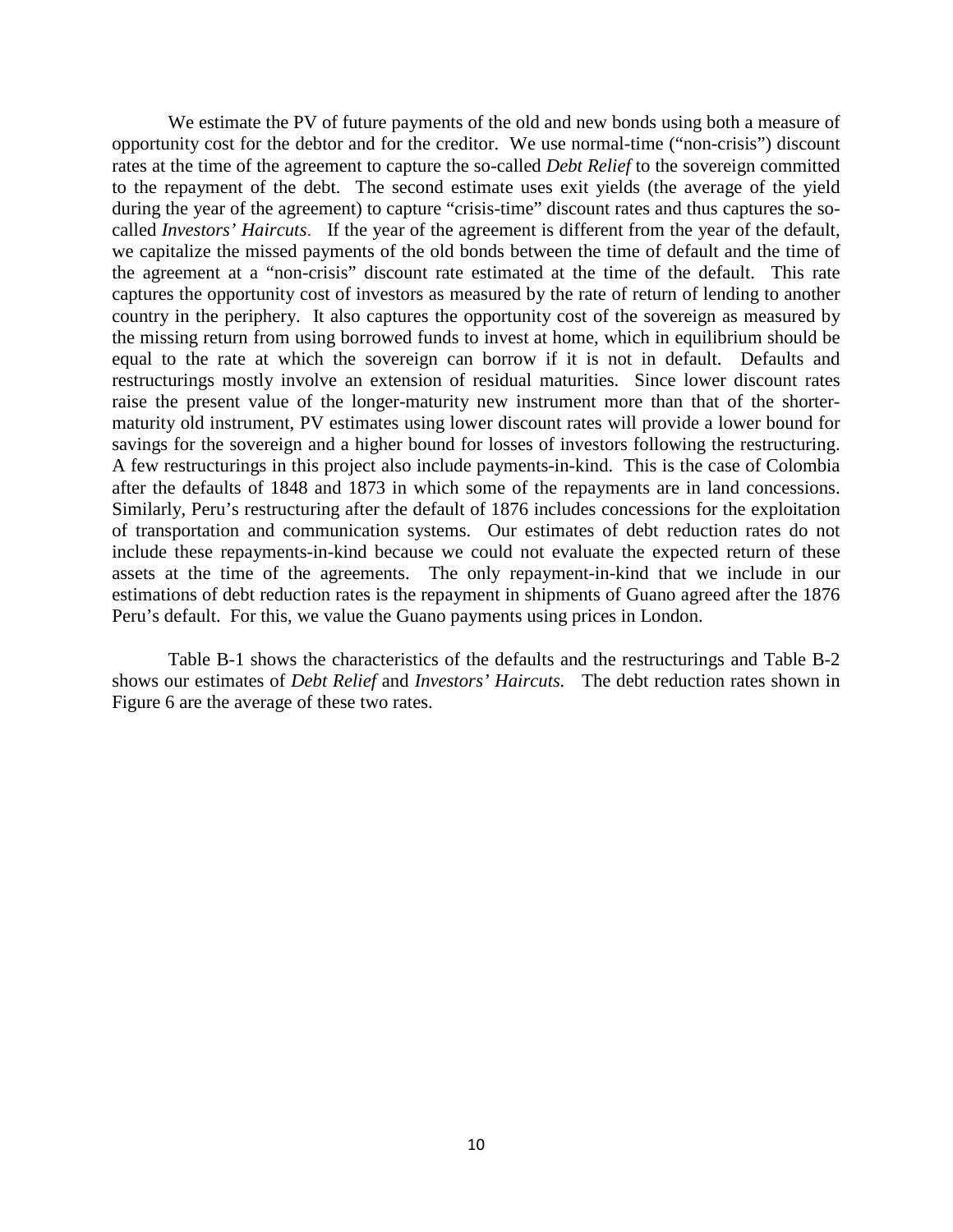We estimate the PV of future payments of the old and new bonds using both a measure of opportunity cost for the debtor and for the creditor. We use normal-time ("non-crisis") discount rates at the time of the agreement to capture the so-called *Debt Relief* to the sovereign committed to the repayment of the debt. The second estimate uses exit yields (the average of the yield during the year of the agreement) to capture "crisis-time" discount rates and thus captures the so-called *Investors' Haircuts*. If the year of the agreement is different from the year of the default, we capitalize the missed payments of the old bonds between the time of default and the time of the agreement at a "non-crisis" discount rate estimated at the time of the default. This rate captures the opportunity cost of investors as measured by the rate of return of lending to another country in the periphery. It also captures the opportunity cost of the sovereign as measured by the missing return from using borrowed funds to invest at home, which in equilibrium should be equal to the rate at which the sovereign can borrow if it is not in default. Defaults and restructurings mostly involve an extension of residual maturities. Since lower discount rates raise the present value of the longer-maturity new instrument more than that of the shorter-maturity old instrument, PV estimates using lower discount rates will provide a lower bound for savings for the sovereign and a higher bound for losses of investors following the restructuring. A few restructurings in this project also include payments-in-kind. This is the case of Colombia after the defaults of 1848 and 1873 in which some of the repayments are in land concessions. Similarly, Peru's restructuring after the default of 1876 includes concessions for the exploitation of transportation and communication systems. Our estimates of debt reduction rates do not include these repayments-in-kind because we could not evaluate the expected return of these assets at the time of the agreements. The only repayment-in-kind that we include in our estimations of debt reduction rates is the repayment in shipments of Guano agreed after the 1876 Peru's default. For this, we value the Guano payments using prices in London.

Table B-1 shows the characteristics of the defaults and the restructurings and Table B-2 shows our estimates of *Debt Relief* and *Investors' Haircuts*. The debt reduction rates shown in Figure 6 are the average of these two rates.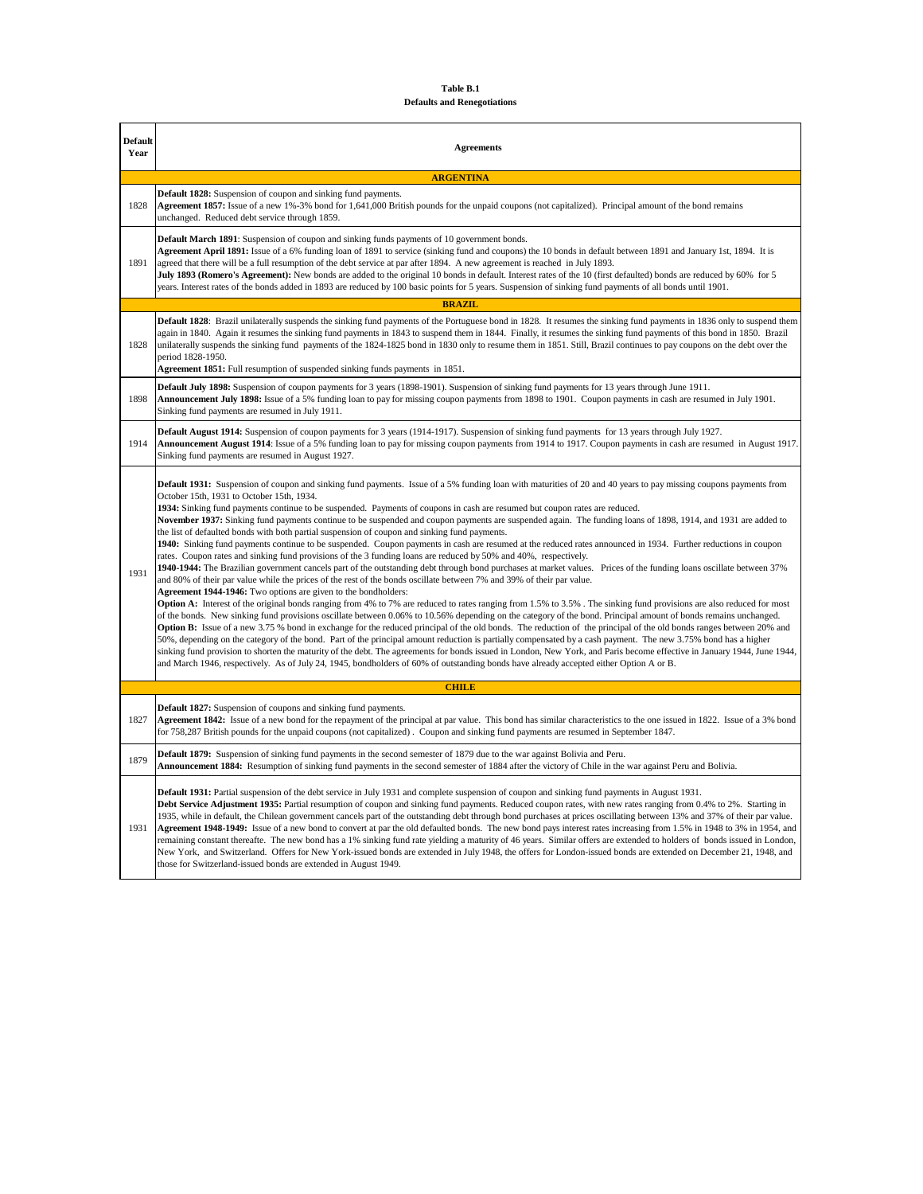**Table B.1**
**Defaults and Renegotiations**

| Default Year | Agreements |
|---|---|
| | **ARGENTINA** |
| 1828 | **Default 1828:** Suspension of coupon and sinking fund payments.<br>**Agreement 1857:** Issue of a new 1%-3% bond for 1,641,000 British pounds for the unpaid coupons (not capitalized). Principal amount of the bond remains unchanged. Reduced debt service through 1859. |
| 1891 | **Default March 1891**: Suspension of coupon and sinking funds payments of 10 government bonds.<br>**Agreement April 1891:** Issue of a 6% funding loan of 1891 to service (sinking fund and coupons) the 10 bonds in default between 1891 and January 1st, 1894. It is agreed that there will be a full resumption of the debt service at par after 1894. A new agreement is reached in July 1893.<br>**July 1893 (Romero's Agreement):** New bonds are added to the original 10 bonds in default. Interest rates of the 10 (first defaulted) bonds are reduced by 60% for 5 years. Interest rates of the bonds added in 1893 are reduced by 100 basic points for 5 years. Suspension of sinking fund payments of all bonds until 1901. |
| | **BRAZIL** |
| 1828 | **Default 1828**: Brazil unilaterally suspends the sinking fund payments of the Portuguese bond in 1828. It resumes the sinking fund payments in 1836 only to suspend them again in 1840. Again it resumes the sinking fund payments in 1843 to suspend them in 1844. Finally, it resumes the sinking fund payments of this bond in 1850. Brazil unilaterally suspends the sinking fund payments of the 1824-1825 bond in 1830 only to resume them in 1851. Still, Brazil continues to pay coupons on the debt over the period 1828-1950.<br>**Agreement 1851:** Full resumption of suspended sinking funds payments in 1851. |
| 1898 | **Default July 1898:** Suspension of coupon payments for 3 years (1898-1901). Suspension of sinking fund payments for 13 years through June 1911.<br>**Announcement July 1898:** Issue of a 5% funding loan to pay for missing coupon payments from 1898 to 1901. Coupon payments in cash are resumed in July 1901. Sinking fund payments are resumed in July 1911. |
| 1914 | **Default August 1914:** Suspension of coupon payments for 3 years (1914-1917). Suspension of sinking fund payments for 13 years through July 1927.<br>**Announcement August 1914**: Issue of a 5% funding loan to pay for missing coupon payments from 1914 to 1917. Coupon payments in cash are resumed in August 1917. Sinking fund payments are resumed in August 1927. |
| 1931 | **Default 1931:** Suspension of coupon and sinking fund payments. Issue of a 5% funding loan with maturities of 20 and 40 years to pay missing coupons payments from October 15th, 1931 to October 15th, 1934.<br>**1934:** Sinking fund payments continue to be suspended. Payments of coupons in cash are resumed but coupon rates are reduced.<br>**November 1937:** Sinking fund payments continue to be suspended and coupon payments are suspended again. The funding loans of 1898, 1914, and 1931 are added to the list of defaulted bonds with both partial suspension of coupon and sinking fund payments.<br>**1940:** Sinking fund payments continue to be suspended. Coupon payments in cash are resumed at the reduced rates announced in 1934. Further reductions in coupon rates. Coupon rates and sinking fund provisions of the 3 funding loans are reduced by 50% and 40%, respectively.<br>**1940-1944:** The Brazilian government cancels part of the outstanding debt through bond purchases at market values. Prices of the funding loans oscillate between 37% and 80% of their par value while the prices of the rest of the bonds oscillate between 7% and 39% of their par value.<br>**Agreement 1944-1946:** Two options are given to the bondholders:<br>**Option A:** Interest of the original bonds ranging from 4% to 7% are reduced to rates ranging from 1.5% to 3.5% . The sinking fund provisions are also reduced for most of the bonds. New sinking fund provisions oscillate between 0.06% to 10.56% depending on the category of the bond. Principal amount of bonds remains unchanged.<br>**Option B:** Issue of a new 3.75 % bond in exchange for the reduced principal of the old bonds. The reduction of the principal of the old bonds ranges between 20% and 50%, depending on the category of the bond. Part of the principal amount reduction is partially compensated by a cash payment. The new 3.75% bond has a higher sinking fund provision to shorten the maturity of the debt. The agreements for bonds issued in London, New York, and Paris become effective in January 1944, June 1944, and March 1946, respectively. As of July 24, 1945, bondholders of 60% of outstanding bonds have already accepted either Option A or B. |
| | **CHILE** |
| 1827 | **Default 1827:** Suspension of coupons and sinking fund payments.<br>**Agreement 1842:** Issue of a new bond for the repayment of the principal at par value. This bond has similar characteristics to the one issued in 1822. Issue of a 3% bond for 758,287 British pounds for the unpaid coupons (not capitalized) . Coupon and sinking fund payments are resumed in September 1847. |
| 1879 | **Default 1879:** Suspension of sinking fund payments in the second semester of 1879 due to the war against Bolivia and Peru.<br>**Announcement 1884:** Resumption of sinking fund payments in the second semester of 1884 after the victory of Chile in the war against Peru and Bolivia. |
| 1931 | **Default 1931:** Partial suspension of the debt service in July 1931 and complete suspension of coupon and sinking fund payments in August 1931.<br>**Debt Service Adjustment 1935:** Partial resumption of coupon and sinking fund payments. Reduced coupon rates, with new rates ranging from 0.4% to 2%. Starting in 1935, while in default, the Chilean government cancels part of the outstanding debt through bond purchases at prices oscillating between 13% and 37% of their par value.<br>**Agreement 1948-1949:** Issue of a new bond to convert at par the old defaulted bonds. The new bond pays interest rates increasing from 1.5% in 1948 to 3% in 1954, and remaining constant thereafte. The new bond has a 1% sinking fund rate yielding a maturity of 46 years. Similar offers are extended to holders of bonds issued in London, New York, and Switzerland. Offers for New York-issued bonds are extended in July 1948, the offers for London-issued bonds are extended on December 21, 1948, and those for Switzerland-issued bonds are extended in August 1949. |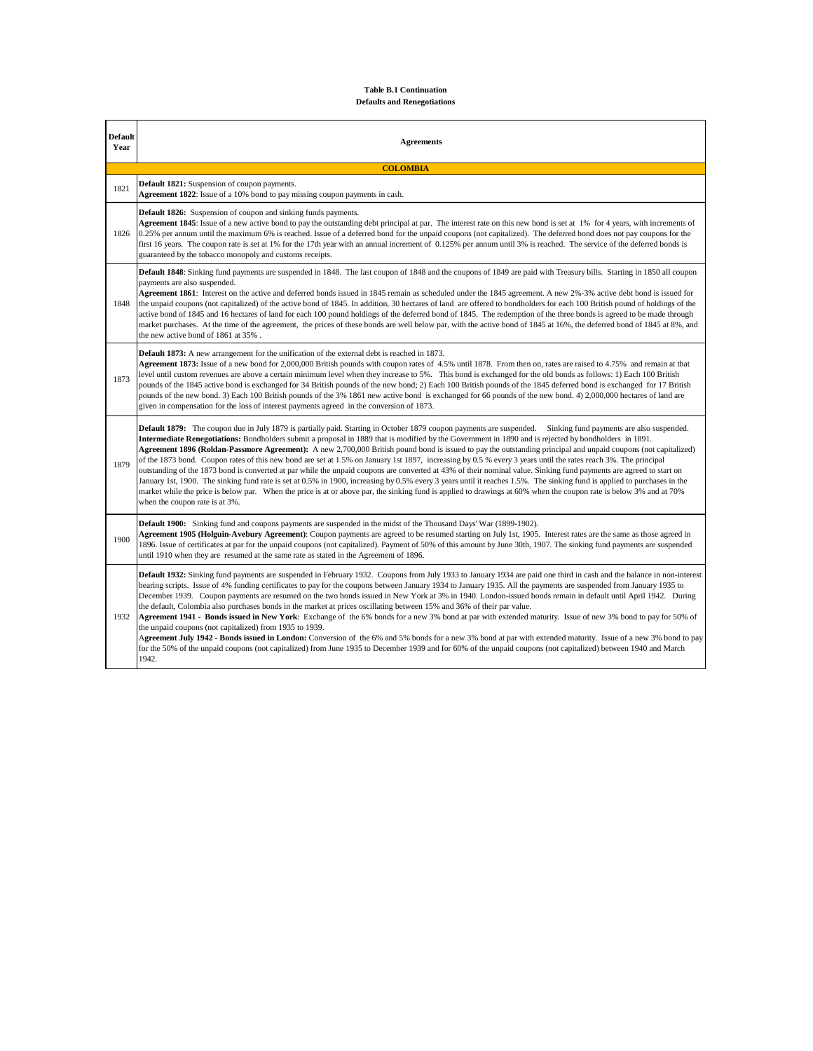**Table B.1 Continuation**
**Defaults and Renegotiations**

| Default Year | Agreements |
|---|---|
| | **COLOMBIA** |
| 1821 | **Default 1821:** Suspension of coupon payments. **Agreement 1822**: Issue of a 10% bond to pay missing coupon payments in cash. |
| 1826 | **Default 1826:** Suspension of coupon and sinking funds payments. **Agreement 1845**: Issue of a new active bond to pay the outstanding debt principal at par. The interest rate on this new bond is set at 1% for 4 years, with increments of 0.25% per annum until the maximum 6% is reached. Issue of a deferred bond for the unpaid coupons (not capitalized). The deferred bond does not pay coupons for the first 16 years. The coupon rate is set at 1% for the 17th year with an annual increment of 0.125% per annum until 3% is reached. The service of the deferred bonds is guaranteed by the tobacco monopoly and customs receipts. |
| 1848 | **Default 1848**: Sinking fund payments are suspended in 1848. The last coupon of 1848 and the coupons of 1849 are paid with Treasury bills. Starting in 1850 all coupon payments are also suspended. **Agreement 1861**: Interest on the active and deferred bonds issued in 1845 remain as scheduled under the 1845 agreement. A new 2%-3% active debt bond is issued for the unpaid coupons (not capitalized) of the active bond of 1845. In addition, 30 hectares of land are offered to bondholders for each 100 British pound of holdings of the active bond of 1845 and 16 hectares of land for each 100 pound holdings of the deferred bond of 1845. The redemption of the three bonds is agreed to be made through market purchases. At the time of the agreement, the prices of these bonds are well below par, with the active bond of 1845 at 16%, the deferred bond of 1845 at 8%, and the new active bond of 1861 at 35% . |
| 1873 | **Default 1873:** A new arrangement for the unification of the external debt is reached in 1873. **Agreement 1873:** Issue of a new bond for 2,000,000 British pounds with coupon rates of 4.5% until 1878. From then on, rates are raised to 4.75% and remain at that level until custom revenues are above a certain minimum level when they increase to 5%. This bond is exchanged for the old bonds as follows: 1) Each 100 British pounds of the 1845 active bond is exchanged for 34 British pounds of the new bond; 2) Each 100 British pounds of the 1845 deferred bond is exchanged for 17 British pounds of the new bond. 3) Each 100 British pounds of the 3% 1861 new active bond is exchanged for 66 pounds of the new bond. 4) 2,000,000 hectares of land are given in compensation for the loss of interest payments agreed in the conversion of 1873. |
| 1879 | **Default 1879:** The coupon due in July 1879 is partially paid. Starting in October 1879 coupon payments are suspended. Sinking fund payments are also suspended. **Intermediate Renegotiations:** Bondholders submit a proposal in 1889 that is modified by the Government in 1890 and is rejected by bondholders in 1891. **Agreement 1896 (Roldan-Passmore Agreement):** A new 2,700,000 British pound bond is issued to pay the outstanding principal and unpaid coupons (not capitalized) of the 1873 bond. Coupon rates of this new bond are set at 1.5% on January 1st 1897, increasing by 0.5 % every 3 years until the rates reach 3%. The principal outstanding of the 1873 bond is converted at par while the unpaid coupons are converted at 43% of their nominal value. Sinking fund payments are agreed to start on January 1st, 1900. The sinking fund rate is set at 0.5% in 1900, increasing by 0.5% every 3 years until it reaches 1.5%. The sinking fund is applied to purchases in the market while the price is below par. When the price is at or above par, the sinking fund is applied to drawings at 60% when the coupon rate is below 3% and at 70% when the coupon rate is at 3%. |
| 1900 | **Default 1900:** Sinking fund and coupons payments are suspended in the midst of the Thousand Days' War (1899-1902). **Agreement 1905 (Holguin-Avebury Agreement)**: Coupon payments are agreed to be resumed starting on July 1st, 1905. Interest rates are the same as those agreed in 1896. Issue of certificates at par for the unpaid coupons (not capitalized). Payment of 50% of this amount by June 30th, 1907. The sinking fund payments are suspended until 1910 when they are resumed at the same rate as stated in the Agreement of 1896. |
| 1932 | **Default 1932:** Sinking fund payments are suspended in February 1932. Coupons from July 1933 to January 1934 are paid one third in cash and the balance in non-interest bearing scripts. Issue of 4% funding certificates to pay for the coupons between January 1934 to January 1935. All the payments are suspended from January 1935 to December 1939. Coupon payments are resumed on the two bonds issued in New York at 3% in 1940. London-issued bonds remain in default until April 1942. During the default, Colombia also purchases bonds in the market at prices oscillating between 15% and 36% of their par value. **Agreement 1941 - Bonds issued in New York**: Exchange of the 6% bonds for a new 3% bond at par with extended maturity. Issue of new 3% bond to pay for 50% of the unpaid coupons (not capitalized) from 1935 to 1939. **Agreement July 1942 - Bonds issued in London:** Conversion of the 6% and 5% bonds for a new 3% bond at par with extended maturity. Issue of a new 3% bond to pay for the 50% of the unpaid coupons (not capitalized) from June 1935 to December 1939 and for 60% of the unpaid coupons (not capitalized) between 1940 and March 1942. |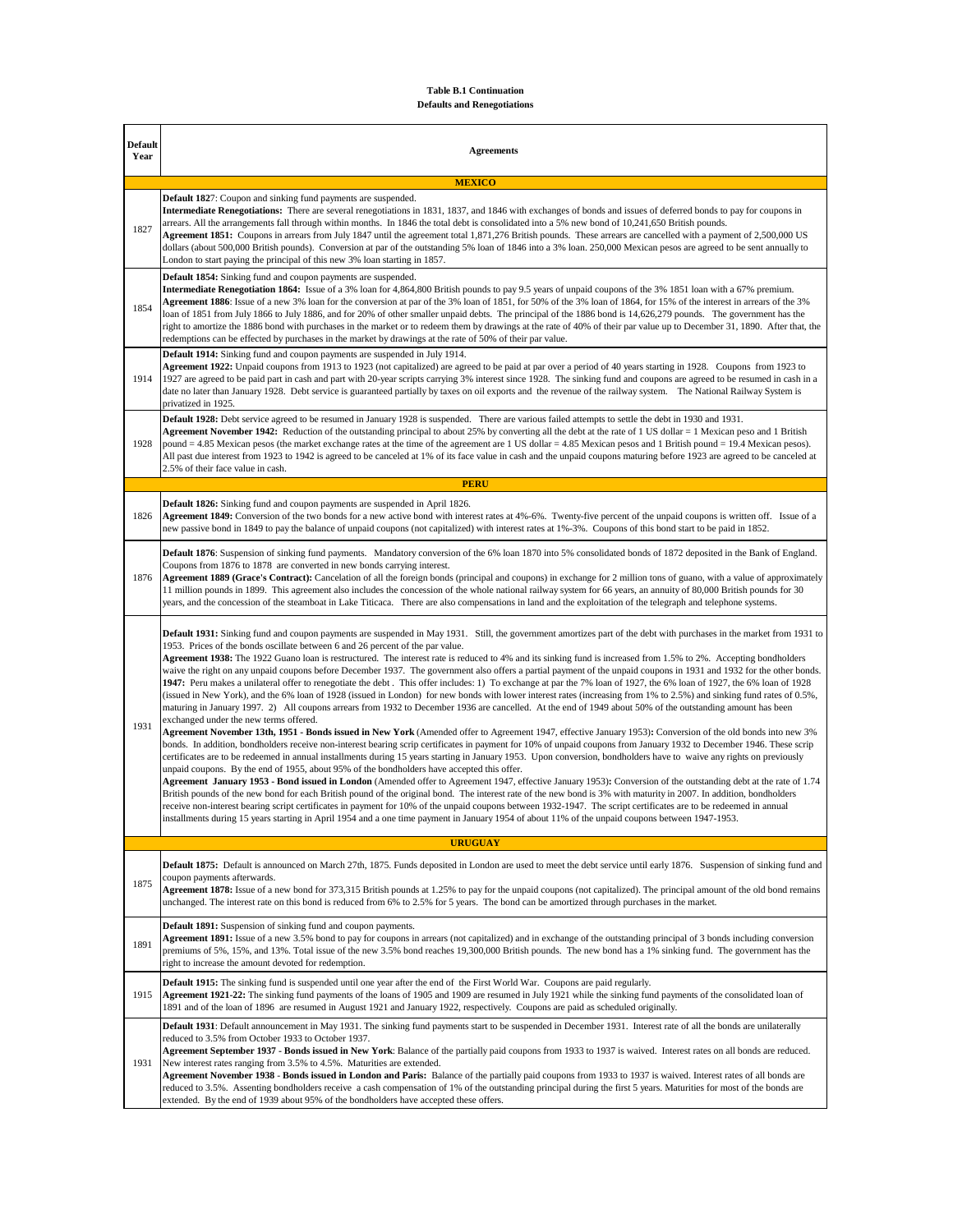**Table B.1 Continuation**

**Defaults and Renegotiations**

| Default Year | Agreements |
|---|---|
| | **MEXICO** |
| 1827 | **Default 1827**: Coupon and sinking fund payments are suspended. **Intermediate Renegotiations:** There are several renegotiations in 1831, 1837, and 1846 with exchanges of bonds and issues of deferred bonds to pay for coupons in arrears. All the arrangements fall through within months. In 1846 the total debt is consolidated into a 5% new bond of 10,241,650 British pounds. **Agreement 1851:** Coupons in arrears from July 1847 until the agreement total 1,871,276 British pounds. These arrears are cancelled with a payment of 2,500,000 US dollars (about 500,000 British pounds). Conversion at par of the outstanding 5% loan of 1846 into a 3% loan. 250,000 Mexican pesos are agreed to be sent annually to London to start paying the principal of this new 3% loan starting in 1857. |
| 1854 | **Default 1854:** Sinking fund and coupon payments are suspended. **Intermediate Renegotiation 1864:** Issue of a 3% loan for 4,864,800 British pounds to pay 9.5 years of unpaid coupons of the 3% 1851 loan with a 67% premium. **Agreement 1886**: Issue of a new 3% loan for the conversion at par of the 3% loan of 1851, for 50% of the 3% loan of 1864, for 15% of the interest in arrears of the 3% loan of 1851 from July 1866 to July 1886, and for 20% of other smaller unpaid debts. The principal of the 1886 bond is 14,626,279 pounds. The government has the right to amortize the 1886 bond with purchases in the market or to redeem them by drawings at the rate of 40% of their par value up to December 31, 1890. After that, the redemptions can be effected by purchases in the market by drawings at the rate of 50% of their par value. |
| 1914 | **Default 1914:** Sinking fund and coupon payments are suspended in July 1914. **Agreement 1922:** Unpaid coupons from 1913 to 1923 (not capitalized) are agreed to be paid at par over a period of 40 years starting in 1928. Coupons from 1923 to 1927 are agreed to be paid part in cash and part with 20-year scripts carrying 3% interest since 1928. The sinking fund and coupons are agreed to be resumed in cash in a date no later than January 1928. Debt service is guaranteed partially by taxes on oil exports and the revenue of the railway system. The National Railway System is privatized in 1925. |
| 1928 | **Default 1928:** Debt service agreed to be resumed in January 1928 is suspended. There are various failed attempts to settle the debt in 1930 and 1931. **Agreement November 1942:** Reduction of the outstanding principal to about 25% by converting all the debt at the rate of 1 US dollar = 1 Mexican peso and 1 British pound = 4.85 Mexican pesos (the market exchange rates at the time of the agreement are 1 US dollar = 4.85 Mexican pesos and 1 British pound = 19.4 Mexican pesos). All past due interest from 1923 to 1942 is agreed to be canceled at 1% of its face value in cash and the unpaid coupons maturing before 1923 are agreed to be canceled at 2.5% of their face value in cash. |
| | **PERU** |
| 1826 | **Default 1826:** Sinking fund and coupon payments are suspended in April 1826. **Agreement 1849:** Conversion of the two bonds for a new active bond with interest rates at 4%-6%. Twenty-five percent of the unpaid coupons is written off. Issue of a new passive bond in 1849 to pay the balance of unpaid coupons (not capitalized) with interest rates at 1%-3%. Coupons of this bond start to be paid in 1852. |
| 1876 | **Default 1876**: Suspension of sinking fund payments. Mandatory conversion of the 6% loan 1870 into 5% consolidated bonds of 1872 deposited in the Bank of England. Coupons from 1876 to 1878 are converted in new bonds carrying interest. **Agreement 1889 (Grace's Contract):** Cancelation of all the foreign bonds (principal and coupons) in exchange for 2 million tons of guano, with a value of approximately 11 million pounds in 1899. This agreement also includes the concession of the whole national railway system for 66 years, an annuity of 80,000 British pounds for 30 years, and the concession of the steamboat in Lake Titicaca. There are also compensations in land and the exploitation of the telegraph and telephone systems. |
| 1931 | **Default 1931:** Sinking fund and coupon payments are suspended in May 1931. Still, the government amortizes part of the debt with purchases in the market from 1931 to 1953. Prices of the bonds oscillate between 6 and 26 percent of the par value. **Agreement 1938:** The 1922 Guano loan is restructured. The interest rate is reduced to 4% and its sinking fund is increased from 1.5% to 2%. Accepting bondholders waive the right on any unpaid coupons before December 1937. The government also offers a partial payment of the unpaid coupons in 1931 and 1932 for the other bonds. **1947:** Peru makes a unilateral offer to renegotiate the debt . This offer includes: 1) To exchange at par the 7% loan of 1927, the 6% loan of 1927, the 6% loan of 1928 (issued in New York), and the 6% loan of 1928 (issued in London) for new bonds with lower interest rates (increasing from 1% to 2.5%) and sinking fund rates of 0.5%, maturing in January 1997. 2) All coupons arrears from 1932 to December 1936 are cancelled. At the end of 1949 about 50% of the outstanding amount has been exchanged under the new terms offered. **Agreement November 13th, 1951 - Bonds issued in New York** (Amended offer to Agreement 1947, effective January 1953)**:** Conversion of the old bonds into new 3% bonds. In addition, bondholders receive non-interest bearing scrip certificates in payment for 10% of unpaid coupons from January 1932 to December 1946. These scrip certificates are to be redeemed in annual installments during 15 years starting in January 1953. Upon conversion, bondholders have to waive any rights on previously unpaid coupons. By the end of 1955, about 95% of the bondholders have accepted this offer. **Agreement January 1953 - Bond issued in London** (Amended offer to Agreement 1947, effective January 1953)**:** Conversion of the outstanding debt at the rate of 1.74 British pounds of the new bond for each British pound of the original bond. The interest rate of the new bond is 3% with maturity in 2007. In addition, bondholders receive non-interest bearing script certificates in payment for 10% of the unpaid coupons between 1932-1947. The script certificates are to be redeemed in annual installments during 15 years starting in April 1954 and a one time payment in January 1954 of about 11% of the unpaid coupons between 1947-1953. |
| | **URUGUAY** |
| 1875 | **Default 1875:** Default is announced on March 27th, 1875. Funds deposited in London are used to meet the debt service until early 1876. Suspension of sinking fund and coupon payments afterwards. **Agreement 1878:** Issue of a new bond for 373,315 British pounds at 1.25% to pay for the unpaid coupons (not capitalized). The principal amount of the old bond remains unchanged. The interest rate on this bond is reduced from 6% to 2.5% for 5 years. The bond can be amortized through purchases in the market. |
| 1891 | **Default 1891:** Suspension of sinking fund and coupon payments. **Agreement 1891:** Issue of a new 3.5% bond to pay for coupons in arrears (not capitalized) and in exchange of the outstanding principal of 3 bonds including conversion premiums of 5%, 15%, and 13%. Total issue of the new 3.5% bond reaches 19,300,000 British pounds. The new bond has a 1% sinking fund. The government has the right to increase the amount devoted for redemption. |
| 1915 | **Default 1915:** The sinking fund is suspended until one year after the end of the First World War. Coupons are paid regularly. **Agreement 1921-22:** The sinking fund payments of the loans of 1905 and 1909 are resumed in July 1921 while the sinking fund payments of the consolidated loan of 1891 and of the loan of 1896 are resumed in August 1921 and January 1922, respectively. Coupons are paid as scheduled originally. |
| 1931 | **Default 1931**: Default announcement in May 1931. The sinking fund payments start to be suspended in December 1931. Interest rate of all the bonds are unilaterally reduced to 3.5% from October 1933 to October 1937. **Agreement September 1937 - Bonds issued in New York**: Balance of the partially paid coupons from 1933 to 1937 is waived. Interest rates on all bonds are reduced. New interest rates ranging from 3.5% to 4.5%. Maturities are extended. **Agreement November 1938 - Bonds issued in London and Paris:** Balance of the partially paid coupons from 1933 to 1937 is waived. Interest rates of all bonds are reduced to 3.5%. Assenting bondholders receive a cash compensation of 1% of the outstanding principal during the first 5 years. Maturities for most of the bonds are extended. By the end of 1939 about 95% of the bondholders have accepted these offers. |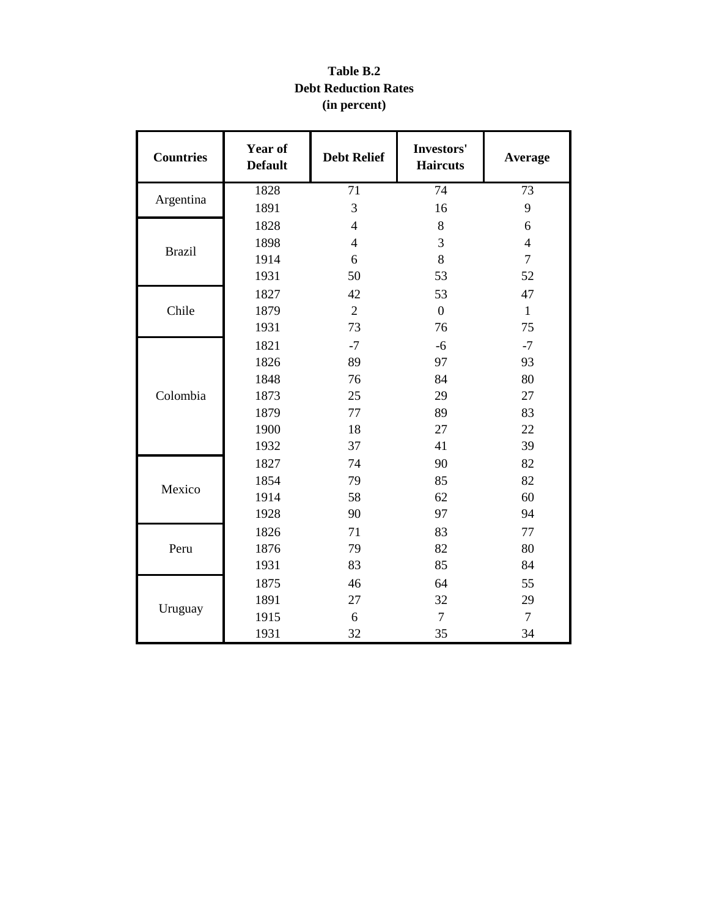**Table B.2**
**Debt Reduction Rates**
**(in percent)**

| Countries | Year of Default | Debt Relief | Investors' Haircuts | Average |
|---|---|---|---|---|
| Argentina | 1828 | 71 | 74 | 73 |
| | 1891 | 3 | 16 | 9 |
| Brazil | 1828 | 4 | 8 | 6 |
| | 1898 | 4 | 3 | 4 |
| | 1914 | 6 | 8 | 7 |
| | 1931 | 50 | 53 | 52 |
| Chile | 1827 | 42 | 53 | 47 |
| | 1879 | 2 | 0 | 1 |
| | 1931 | 73 | 76 | 75 |
| Colombia | 1821 | -7 | -6 | -7 |
| | 1826 | 89 | 97 | 93 |
| | 1848 | 76 | 84 | 80 |
| | 1873 | 25 | 29 | 27 |
| | 1879 | 77 | 89 | 83 |
| | 1900 | 18 | 27 | 22 |
| | 1932 | 37 | 41 | 39 |
| Mexico | 1827 | 74 | 90 | 82 |
| | 1854 | 79 | 85 | 82 |
| | 1914 | 58 | 62 | 60 |
| | 1928 | 90 | 97 | 94 |
| Peru | 1826 | 71 | 83 | 77 |
| | 1876 | 79 | 82 | 80 |
| | 1931 | 83 | 85 | 84 |
| Uruguay | 1875 | 46 | 64 | 55 |
| | 1891 | 27 | 32 | 29 |
| | 1915 | 6 | 7 | 7 |
| | 1931 | 32 | 35 | 34 |